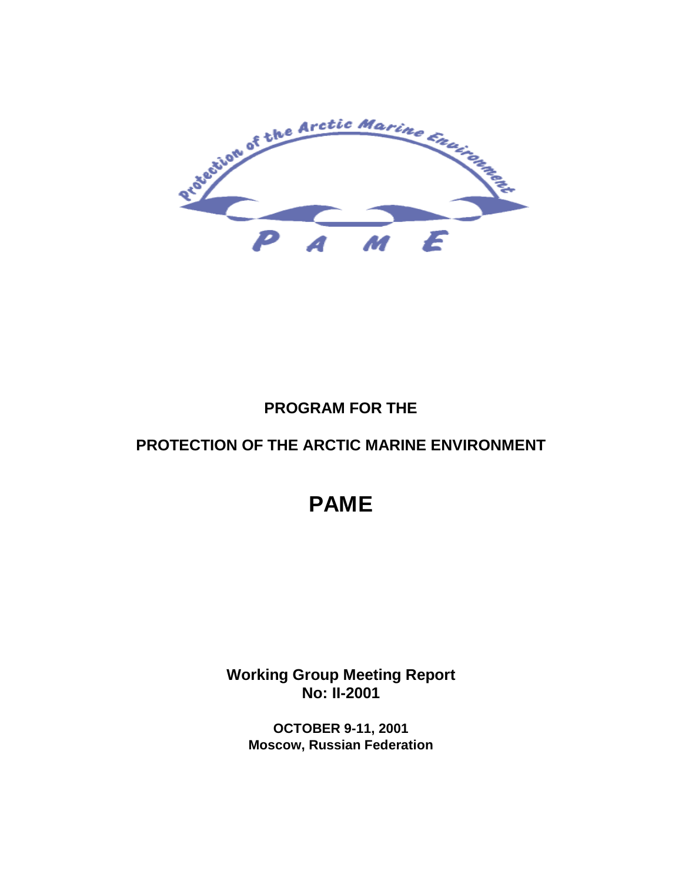**PROGRAM FOR THE**

**PROTECTION OF THE ARCTIC MARINE ENVIRONMENT**

# PAME

**Working Group Meeting Report**
**No: II-2001**

**OCTOBER 9-11, 2001**
**Moscow, Russian Federation**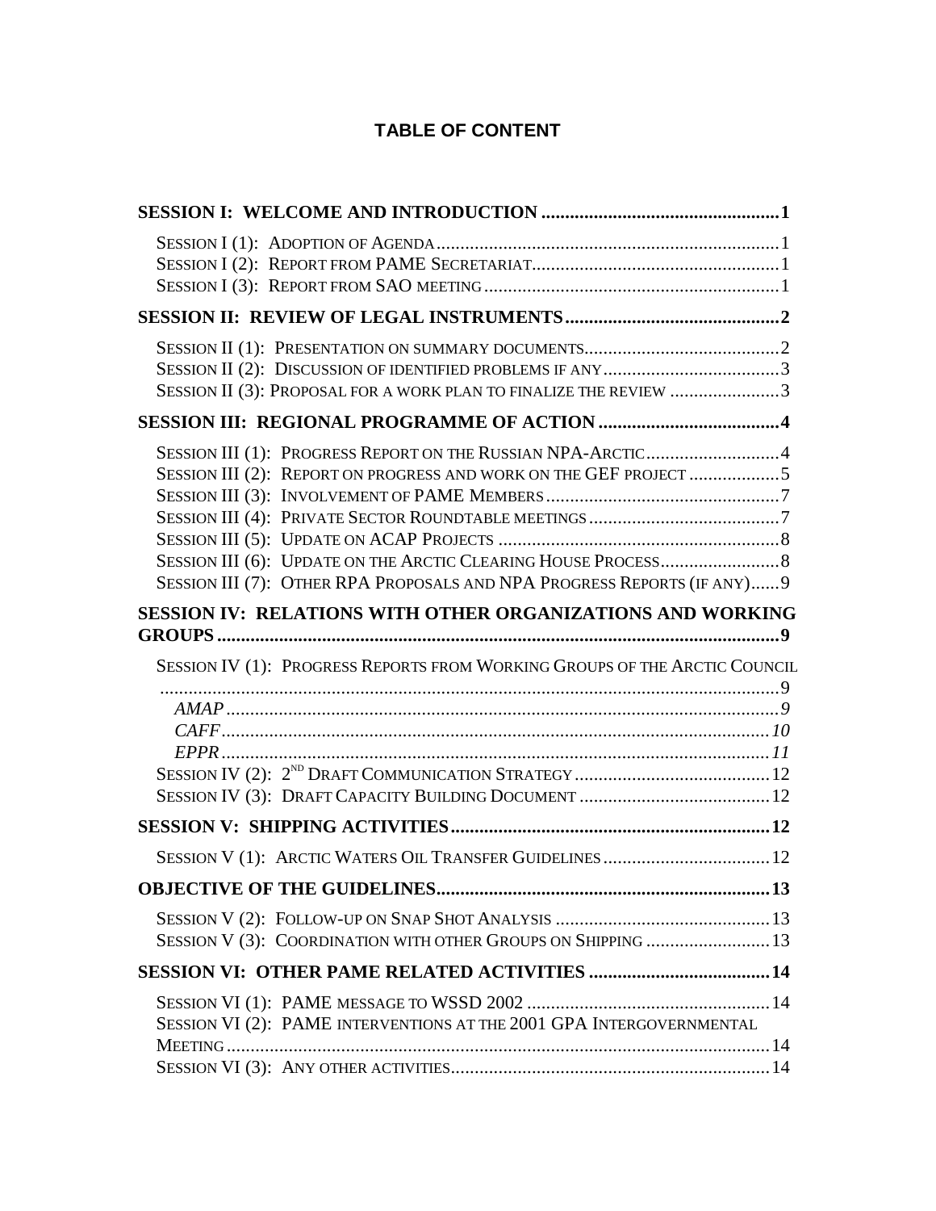# TABLE OF CONTENT

**SESSION I: WELCOME AND INTRODUCTION** .......... 1

- SESSION I (1): ADOPTION OF AGENDA .......... 1
- SESSION I (2): REPORT FROM PAME SECRETARIAT .......... 1
- SESSION I (3): REPORT FROM SAO MEETING .......... 1

**SESSION II: REVIEW OF LEGAL INSTRUMENTS** .......... 2

- SESSION II (1): PRESENTATION ON SUMMARY DOCUMENTS .......... 2
- SESSION II (2): DISCUSSION OF IDENTIFIED PROBLEMS IF ANY .......... 3
- SESSION II (3): PROPOSAL FOR A WORK PLAN TO FINALIZE THE REVIEW .......... 3

**SESSION III: REGIONAL PROGRAMME OF ACTION** .......... 4

- SESSION III (1): PROGRESS REPORT ON THE RUSSIAN NPA-ARCTIC .......... 4
- SESSION III (2): REPORT ON PROGRESS AND WORK ON THE GEF PROJECT .......... 5
- SESSION III (3): INVOLVEMENT OF PAME MEMBERS .......... 7
- SESSION III (4): PRIVATE SECTOR ROUNDTABLE MEETINGS .......... 7
- SESSION III (5): UPDATE ON ACAP PROJECTS .......... 8
- SESSION III (6): UPDATE ON THE ARCTIC CLEARING HOUSE PROCESS .......... 8
- SESSION III (7): OTHER RPA PROPOSALS AND NPA PROGRESS REPORTS (IF ANY) .......... 9

**SESSION IV: RELATIONS WITH OTHER ORGANIZATIONS AND WORKING GROUPS** .......... 9

- SESSION IV (1): PROGRESS REPORTS FROM WORKING GROUPS OF THE ARCTIC COUNCIL .......... 9
  - *AMAP* .......... *9*
  - *CAFF* .......... *10*
  - *EPPR* .......... *11*
- SESSION IV (2): 2ND DRAFT COMMUNICATION STRATEGY .......... 12
- SESSION IV (3): DRAFT CAPACITY BUILDING DOCUMENT .......... 12

**SESSION V: SHIPPING ACTIVITIES** .......... 12

- SESSION V (1): ARCTIC WATERS OIL TRANSFER GUIDELINES .......... 12

**OBJECTIVE OF THE GUIDELINES** .......... 13

- SESSION V (2): FOLLOW-UP ON SNAP SHOT ANALYSIS .......... 13
- SESSION V (3): COORDINATION WITH OTHER GROUPS ON SHIPPING .......... 13

**SESSION VI: OTHER PAME RELATED ACTIVITIES** .......... 14

- SESSION VI (1): PAME MESSAGE TO WSSD 2002 .......... 14
- SESSION VI (2): PAME INTERVENTIONS AT THE 2001 GPA INTERGOVERNMENTAL MEETING .......... 14
- SESSION VI (3): ANY OTHER ACTIVITIES .......... 14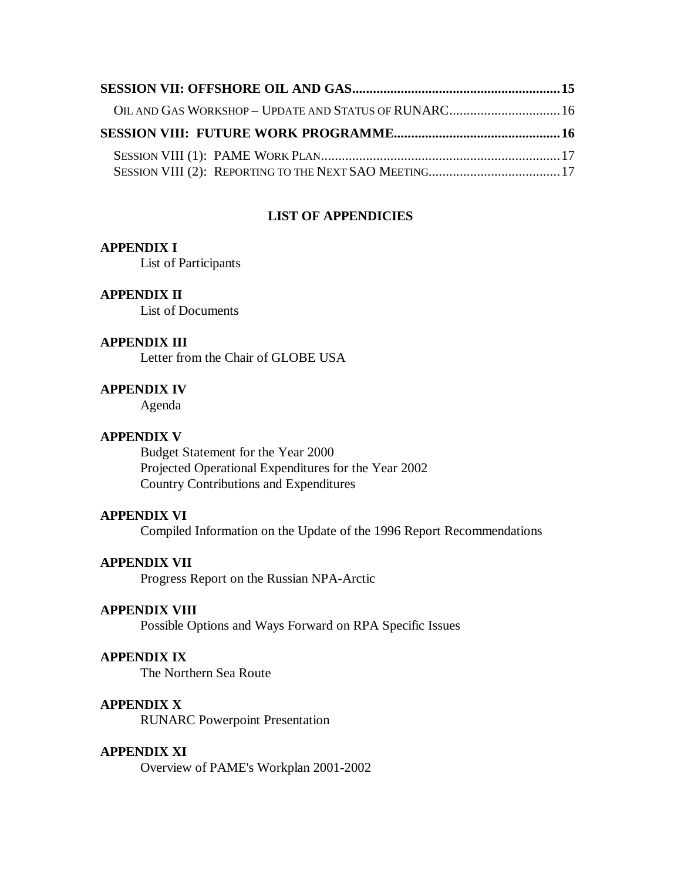**SESSION VII: OFFSHORE OIL AND GAS** ........................................................ **15**

OIL AND GAS WORKSHOP – UPDATE AND STATUS OF RUNARC ................................ 16

**SESSION VIII: FUTURE WORK PROGRAMME** ................................................ **16**

SESSION VIII (1): PAME WORK PLAN ................................................................ 17
SESSION VIII (2): REPORTING TO THE NEXT SAO MEETING ...................................... 17

## LIST OF APPENDICIES

**APPENDIX I**
List of Participants

**APPENDIX II**
List of Documents

**APPENDIX III**
Letter from the Chair of GLOBE USA

**APPENDIX IV**
Agenda

**APPENDIX V**
Budget Statement for the Year 2000
Projected Operational Expenditures for the Year 2002
Country Contributions and Expenditures

**APPENDIX VI**
Compiled Information on the Update of the 1996 Report Recommendations

**APPENDIX VII**
Progress Report on the Russian NPA-Arctic

**APPENDIX VIII**
Possible Options and Ways Forward on RPA Specific Issues

**APPENDIX IX**
The Northern Sea Route

**APPENDIX X**
RUNARC Powerpoint Presentation

**APPENDIX XI**
Overview of PAME's Workplan 2001-2002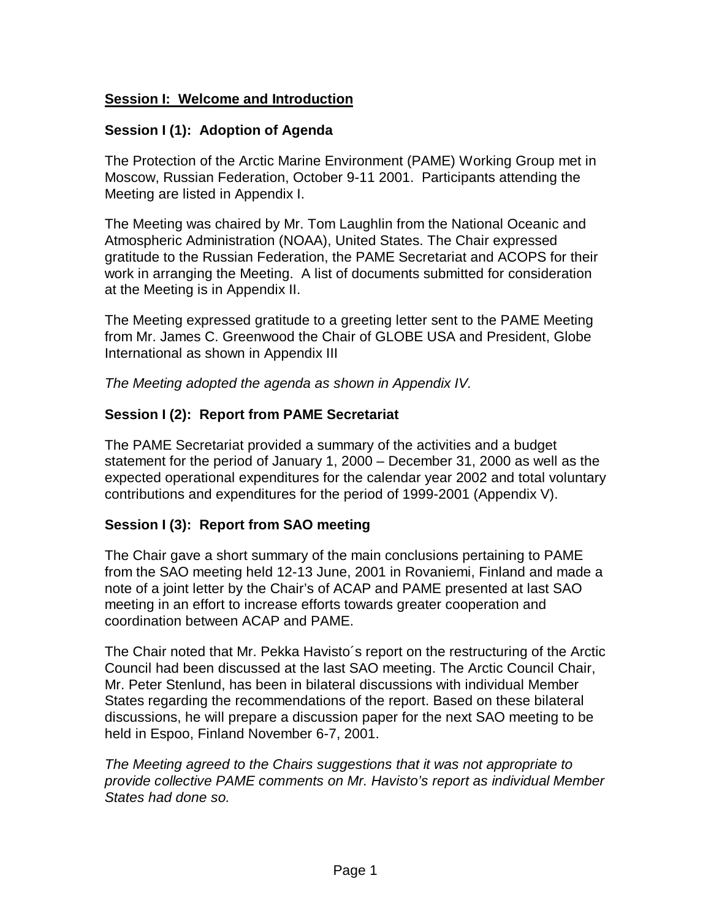## Session I: Welcome and Introduction

### Session I (1): Adoption of Agenda

The Protection of the Arctic Marine Environment (PAME) Working Group met in Moscow, Russian Federation, October 9-11 2001. Participants attending the Meeting are listed in Appendix I.

The Meeting was chaired by Mr. Tom Laughlin from the National Oceanic and Atmospheric Administration (NOAA), United States. The Chair expressed gratitude to the Russian Federation, the PAME Secretariat and ACOPS for their work in arranging the Meeting. A list of documents submitted for consideration at the Meeting is in Appendix II.

The Meeting expressed gratitude to a greeting letter sent to the PAME Meeting from Mr. James C. Greenwood the Chair of GLOBE USA and President, Globe International as shown in Appendix III

*The Meeting adopted the agenda as shown in Appendix IV.*

### Session I (2): Report from PAME Secretariat

The PAME Secretariat provided a summary of the activities and a budget statement for the period of January 1, 2000 – December 31, 2000 as well as the expected operational expenditures for the calendar year 2002 and total voluntary contributions and expenditures for the period of 1999-2001 (Appendix V).

### Session I (3): Report from SAO meeting

The Chair gave a short summary of the main conclusions pertaining to PAME from the SAO meeting held 12-13 June, 2001 in Rovaniemi, Finland and made a note of a joint letter by the Chair's of ACAP and PAME presented at last SAO meeting in an effort to increase efforts towards greater cooperation and coordination between ACAP and PAME.

The Chair noted that Mr. Pekka Havisto´s report on the restructuring of the Arctic Council had been discussed at the last SAO meeting. The Arctic Council Chair, Mr. Peter Stenlund, has been in bilateral discussions with individual Member States regarding the recommendations of the report. Based on these bilateral discussions, he will prepare a discussion paper for the next SAO meeting to be held in Espoo, Finland November 6-7, 2001.

*The Meeting agreed to the Chairs suggestions that it was not appropriate to provide collective PAME comments on Mr. Havisto's report as individual Member States had done so.*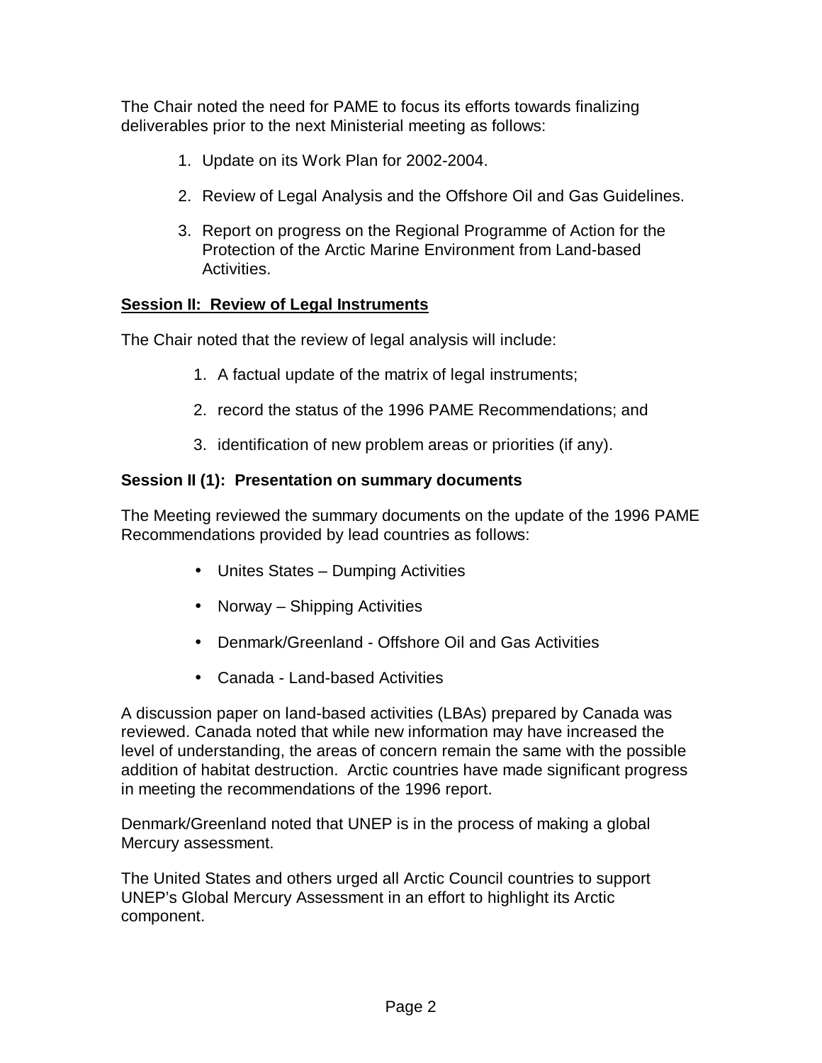The Chair noted the need for PAME to focus its efforts towards finalizing deliverables prior to the next Ministerial meeting as follows:

1. Update on its Work Plan for 2002-2004.
2. Review of Legal Analysis and the Offshore Oil and Gas Guidelines.
3. Report on progress on the Regional Programme of Action for the Protection of the Arctic Marine Environment from Land-based Activities.

**Session II: Review of Legal Instruments**

The Chair noted that the review of legal analysis will include:

1. A factual update of the matrix of legal instruments;
2. record the status of the 1996 PAME Recommendations; and
3. identification of new problem areas or priorities (if any).

**Session II (1): Presentation on summary documents**

The Meeting reviewed the summary documents on the update of the 1996 PAME Recommendations provided by lead countries as follows:

- Unites States – Dumping Activities
- Norway – Shipping Activities
- Denmark/Greenland - Offshore Oil and Gas Activities
- Canada - Land-based Activities

A discussion paper on land-based activities (LBAs) prepared by Canada was reviewed. Canada noted that while new information may have increased the level of understanding, the areas of concern remain the same with the possible addition of habitat destruction. Arctic countries have made significant progress in meeting the recommendations of the 1996 report.

Denmark/Greenland noted that UNEP is in the process of making a global Mercury assessment.

The United States and others urged all Arctic Council countries to support UNEP's Global Mercury Assessment in an effort to highlight its Arctic component.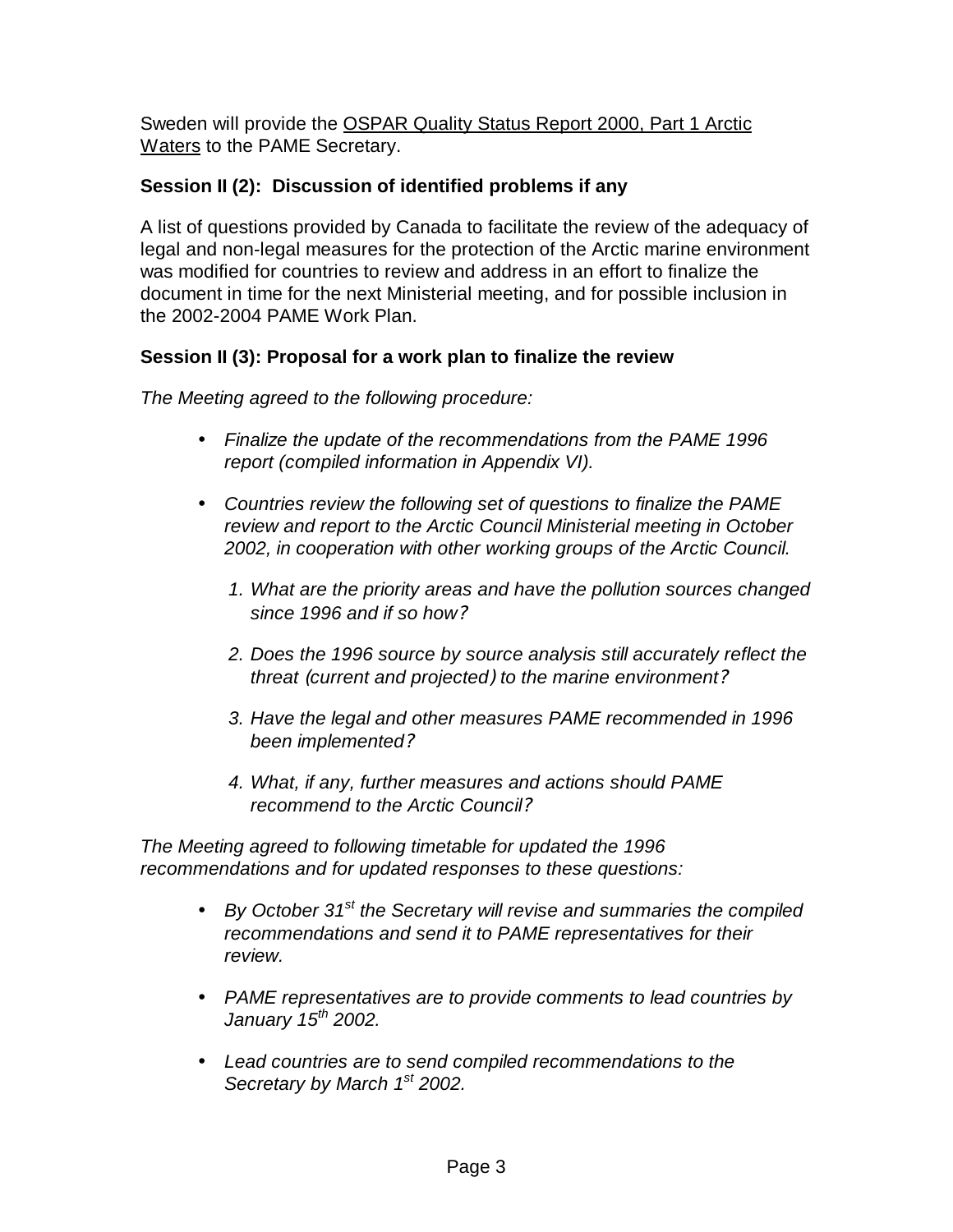Sweden will provide the OSPAR Quality Status Report 2000, Part 1 Arctic Waters to the PAME Secretary.

### Session II (2): Discussion of identified problems if any

A list of questions provided by Canada to facilitate the review of the adequacy of legal and non-legal measures for the protection of the Arctic marine environment was modified for countries to review and address in an effort to finalize the document in time for the next Ministerial meeting, and for possible inclusion in the 2002-2004 PAME Work Plan.

### Session II (3): Proposal for a work plan to finalize the review

*The Meeting agreed to the following procedure:*

- *Finalize the update of the recommendations from the PAME 1996 report (compiled information in Appendix VI).*
- *Countries review the following set of questions to finalize the PAME review and report to the Arctic Council Ministerial meeting in October 2002, in cooperation with other working groups of the Arctic Council.*
    1. *What are the priority areas and have the pollution sources changed since 1996 and if so how?*
    2. *Does the 1996 source by source analysis still accurately reflect the threat (current and projected) to the marine environment?*
    3. *Have the legal and other measures PAME recommended in 1996 been implemented?*
    4. *What, if any, further measures and actions should PAME recommend to the Arctic Council?*

*The Meeting agreed to following timetable for updated the 1996 recommendations and for updated responses to these questions:*

- *By October 31st the Secretary will revise and summaries the compiled recommendations and send it to PAME representatives for their review.*
- *PAME representatives are to provide comments to lead countries by January 15th 2002.*
- *Lead countries are to send compiled recommendations to the Secretary by March 1st 2002.*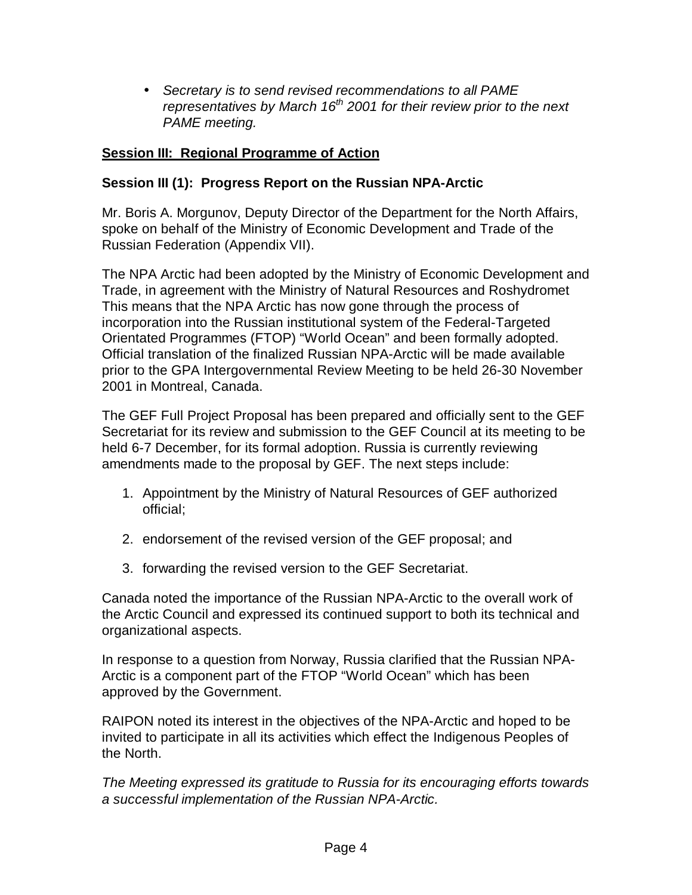- *Secretary is to send revised recommendations to all PAME representatives by March 16th 2001 for their review prior to the next PAME meeting.*

## Session III: Regional Programme of Action

### Session III (1): Progress Report on the Russian NPA-Arctic

Mr. Boris A. Morgunov, Deputy Director of the Department for the North Affairs, spoke on behalf of the Ministry of Economic Development and Trade of the Russian Federation (Appendix VII).

The NPA Arctic had been adopted by the Ministry of Economic Development and Trade, in agreement with the Ministry of Natural Resources and Roshydromet This means that the NPA Arctic has now gone through the process of incorporation into the Russian institutional system of the Federal-Targeted Orientated Programmes (FTOP) "World Ocean" and been formally adopted. Official translation of the finalized Russian NPA-Arctic will be made available prior to the GPA Intergovernmental Review Meeting to be held 26-30 November 2001 in Montreal, Canada.

The GEF Full Project Proposal has been prepared and officially sent to the GEF Secretariat for its review and submission to the GEF Council at its meeting to be held 6-7 December, for its formal adoption. Russia is currently reviewing amendments made to the proposal by GEF. The next steps include:

1. Appointment by the Ministry of Natural Resources of GEF authorized official;
2. endorsement of the revised version of the GEF proposal; and
3. forwarding the revised version to the GEF Secretariat.

Canada noted the importance of the Russian NPA-Arctic to the overall work of the Arctic Council and expressed its continued support to both its technical and organizational aspects.

In response to a question from Norway, Russia clarified that the Russian NPA-Arctic is a component part of the FTOP "World Ocean" which has been approved by the Government.

RAIPON noted its interest in the objectives of the NPA-Arctic and hoped to be invited to participate in all its activities which effect the Indigenous Peoples of the North.

*The Meeting expressed its gratitude to Russia for its encouraging efforts towards a successful implementation of the Russian NPA-Arctic.*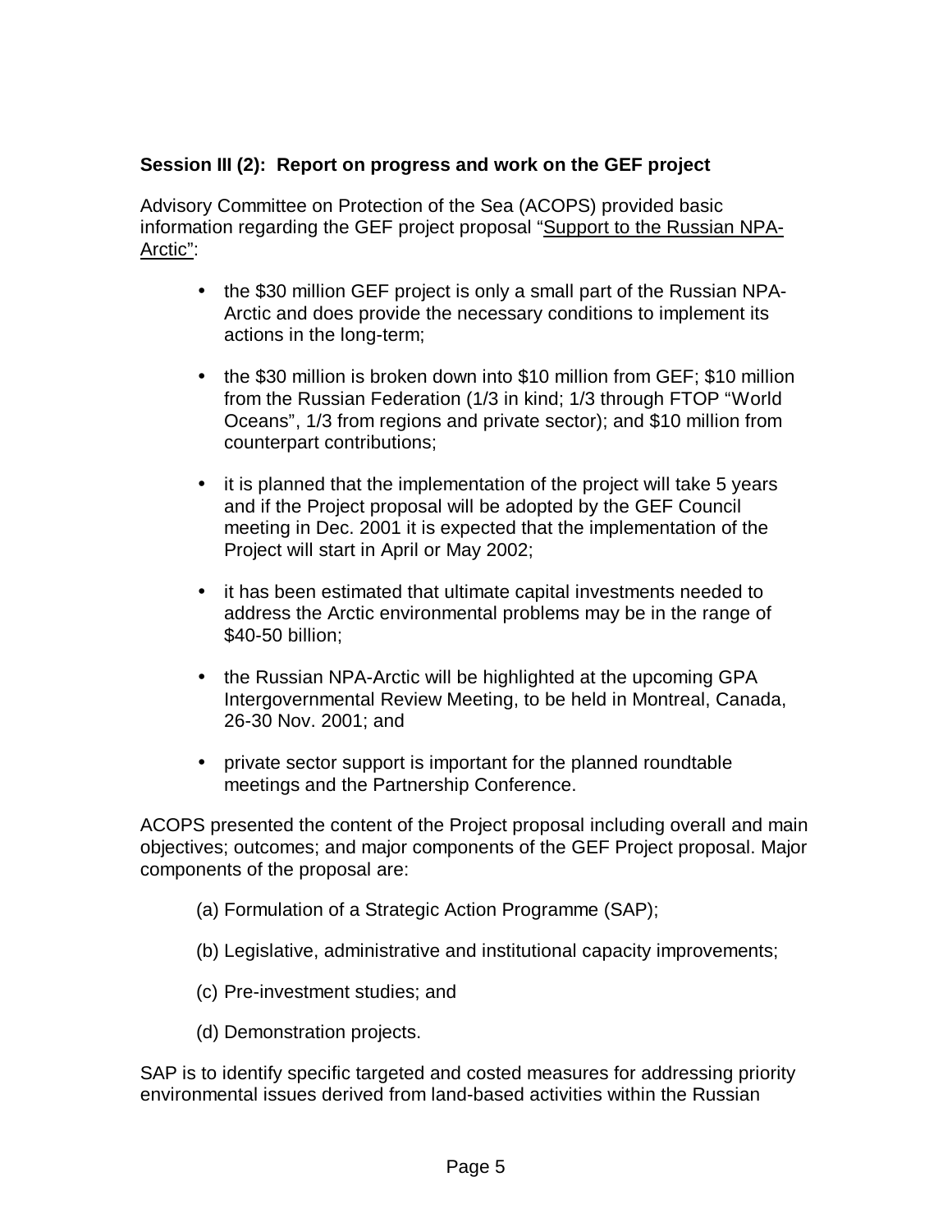**Session III (2): Report on progress and work on the GEF project**

Advisory Committee on Protection of the Sea (ACOPS) provided basic information regarding the GEF project proposal "Support to the Russian NPA-Arctic":

- the $30 million GEF project is only a small part of the Russian NPA-Arctic and does provide the necessary conditions to implement its actions in the long-term;
- the $30 million is broken down into $10 million from GEF; $10 million from the Russian Federation (1/3 in kind; 1/3 through FTOP "World Oceans", 1/3 from regions and private sector); and $10 million from counterpart contributions;
- it is planned that the implementation of the project will take 5 years and if the Project proposal will be adopted by the GEF Council meeting in Dec. 2001 it is expected that the implementation of the Project will start in April or May 2002;
- it has been estimated that ultimate capital investments needed to address the Arctic environmental problems may be in the range of $40-50 billion;
- the Russian NPA-Arctic will be highlighted at the upcoming GPA Intergovernmental Review Meeting, to be held in Montreal, Canada, 26-30 Nov. 2001; and
- private sector support is important for the planned roundtable meetings and the Partnership Conference.

ACOPS presented the content of the Project proposal including overall and main objectives; outcomes; and major components of the GEF Project proposal. Major components of the proposal are:

(a) Formulation of a Strategic Action Programme (SAP);

(b) Legislative, administrative and institutional capacity improvements;

(c) Pre-investment studies; and

(d) Demonstration projects.

SAP is to identify specific targeted and costed measures for addressing priority environmental issues derived from land-based activities within the Russian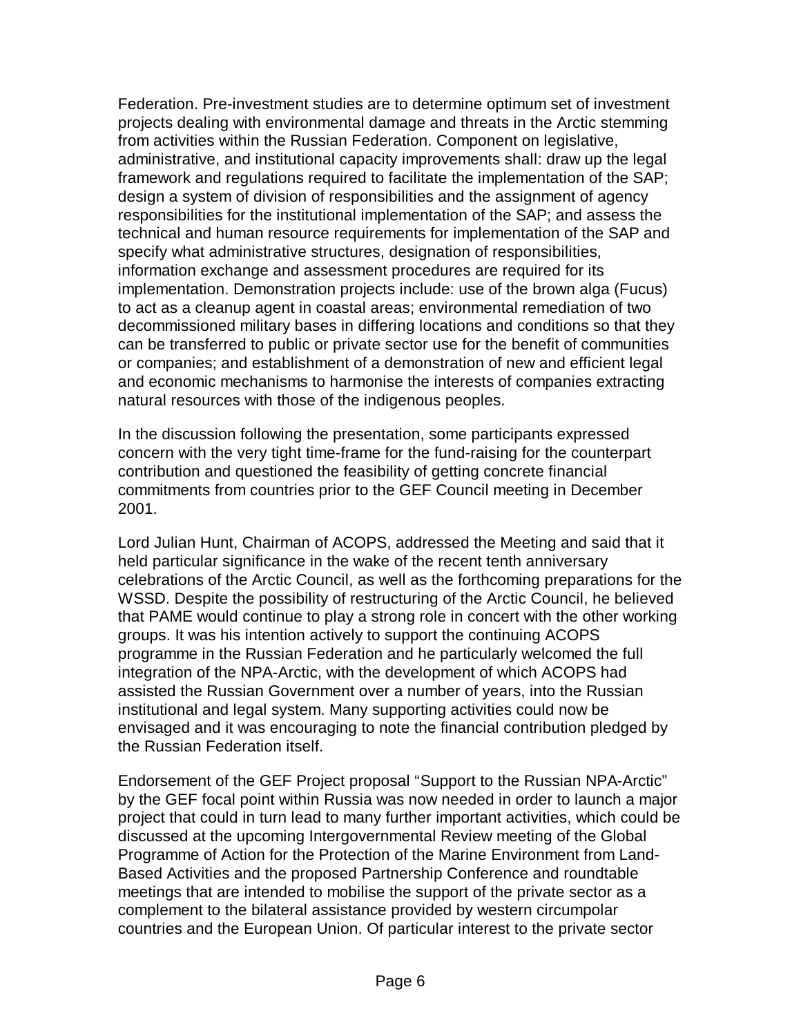Federation. Pre-investment studies are to determine optimum set of investment projects dealing with environmental damage and threats in the Arctic stemming from activities within the Russian Federation. Component on legislative, administrative, and institutional capacity improvements shall: draw up the legal framework and regulations required to facilitate the implementation of the SAP; design a system of division of responsibilities and the assignment of agency responsibilities for the institutional implementation of the SAP; and assess the technical and human resource requirements for implementation of the SAP and specify what administrative structures, designation of responsibilities, information exchange and assessment procedures are required for its implementation. Demonstration projects include: use of the brown alga (Fucus) to act as a cleanup agent in coastal areas; environmental remediation of two decommissioned military bases in differing locations and conditions so that they can be transferred to public or private sector use for the benefit of communities or companies; and establishment of a demonstration of new and efficient legal and economic mechanisms to harmonise the interests of companies extracting natural resources with those of the indigenous peoples.

In the discussion following the presentation, some participants expressed concern with the very tight time-frame for the fund-raising for the counterpart contribution and questioned the feasibility of getting concrete financial commitments from countries prior to the GEF Council meeting in December 2001.

Lord Julian Hunt, Chairman of ACOPS, addressed the Meeting and said that it held particular significance in the wake of the recent tenth anniversary celebrations of the Arctic Council, as well as the forthcoming preparations for the WSSD. Despite the possibility of restructuring of the Arctic Council, he believed that PAME would continue to play a strong role in concert with the other working groups. It was his intention actively to support the continuing ACOPS programme in the Russian Federation and he particularly welcomed the full integration of the NPA-Arctic, with the development of which ACOPS had assisted the Russian Government over a number of years, into the Russian institutional and legal system. Many supporting activities could now be envisaged and it was encouraging to note the financial contribution pledged by the Russian Federation itself.

Endorsement of the GEF Project proposal "Support to the Russian NPA-Arctic" by the GEF focal point within Russia was now needed in order to launch a major project that could in turn lead to many further important activities, which could be discussed at the upcoming Intergovernmental Review meeting of the Global Programme of Action for the Protection of the Marine Environment from Land-Based Activities and the proposed Partnership Conference and roundtable meetings that are intended to mobilise the support of the private sector as a complement to the bilateral assistance provided by western circumpolar countries and the European Union. Of particular interest to the private sector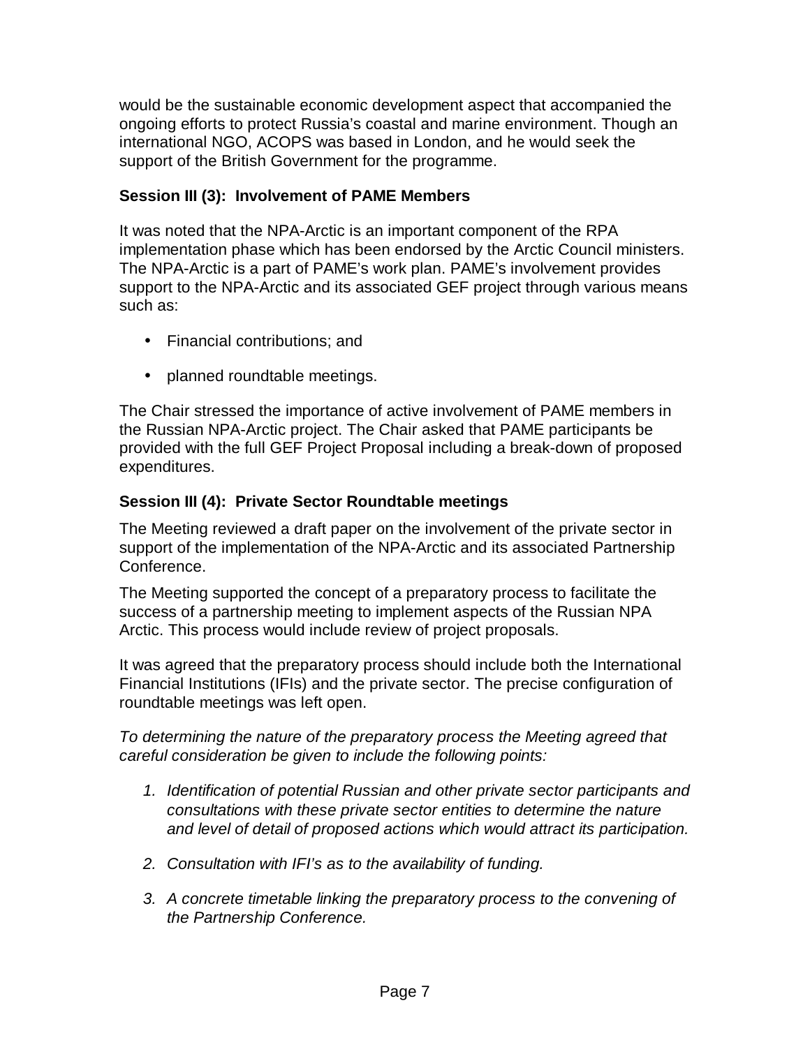would be the sustainable economic development aspect that accompanied the ongoing efforts to protect Russia's coastal and marine environment. Though an international NGO, ACOPS was based in London, and he would seek the support of the British Government for the programme.

### Session III (3): Involvement of PAME Members

It was noted that the NPA-Arctic is an important component of the RPA implementation phase which has been endorsed by the Arctic Council ministers. The NPA-Arctic is a part of PAME's work plan. PAME's involvement provides support to the NPA-Arctic and its associated GEF project through various means such as:

- Financial contributions; and
- planned roundtable meetings.

The Chair stressed the importance of active involvement of PAME members in the Russian NPA-Arctic project. The Chair asked that PAME participants be provided with the full GEF Project Proposal including a break-down of proposed expenditures.

### Session III (4): Private Sector Roundtable meetings

The Meeting reviewed a draft paper on the involvement of the private sector in support of the implementation of the NPA-Arctic and its associated Partnership Conference.

The Meeting supported the concept of a preparatory process to facilitate the success of a partnership meeting to implement aspects of the Russian NPA Arctic. This process would include review of project proposals.

It was agreed that the preparatory process should include both the International Financial Institutions (IFIs) and the private sector. The precise configuration of roundtable meetings was left open.

*To determining the nature of the preparatory process the Meeting agreed that careful consideration be given to include the following points:*

1. *Identification of potential Russian and other private sector participants and consultations with these private sector entities to determine the nature and level of detail of proposed actions which would attract its participation.*
2. *Consultation with IFI's as to the availability of funding.*
3. *A concrete timetable linking the preparatory process to the convening of the Partnership Conference.*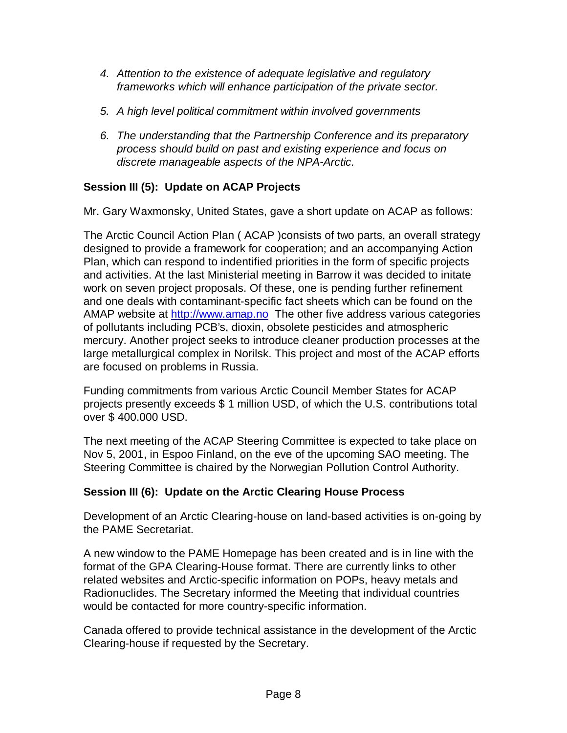4. *Attention to the existence of adequate legislative and regulatory frameworks which will enhance participation of the private sector.*

5. *A high level political commitment within involved governments*

6. *The understanding that the Partnership Conference and its preparatory process should build on past and existing experience and focus on discrete manageable aspects of the NPA-Arctic.*

### Session III (5): Update on ACAP Projects

Mr. Gary Waxmonsky, United States, gave a short update on ACAP as follows:

The Arctic Council Action Plan ( ACAP )consists of two parts, an overall strategy designed to provide a framework for cooperation; and an accompanying Action Plan, which can respond to indentified priorities in the form of specific projects and activities. At the last Ministerial meeting in Barrow it was decided to initate work on seven project proposals. Of these, one is pending further refinement and one deals with contaminant-specific fact sheets which can be found on the AMAP website at http://www.amap.no The other five address various categories of pollutants including PCB's, dioxin, obsolete pesticides and atmospheric mercury. Another project seeks to introduce cleaner production processes at the large metallurgical complex in Norilsk. This project and most of the ACAP efforts are focused on problems in Russia.

Funding commitments from various Arctic Council Member States for ACAP projects presently exceeds $ 1 million USD, of which the U.S. contributions total over $ 400.000 USD.

The next meeting of the ACAP Steering Committee is expected to take place on Nov 5, 2001, in Espoo Finland, on the eve of the upcoming SAO meeting. The Steering Committee is chaired by the Norwegian Pollution Control Authority.

### Session III (6): Update on the Arctic Clearing House Process

Development of an Arctic Clearing-house on land-based activities is on-going by the PAME Secretariat.

A new window to the PAME Homepage has been created and is in line with the format of the GPA Clearing-House format. There are currently links to other related websites and Arctic-specific information on POPs, heavy metals and Radionuclides. The Secretary informed the Meeting that individual countries would be contacted for more country-specific information.

Canada offered to provide technical assistance in the development of the Arctic Clearing-house if requested by the Secretary.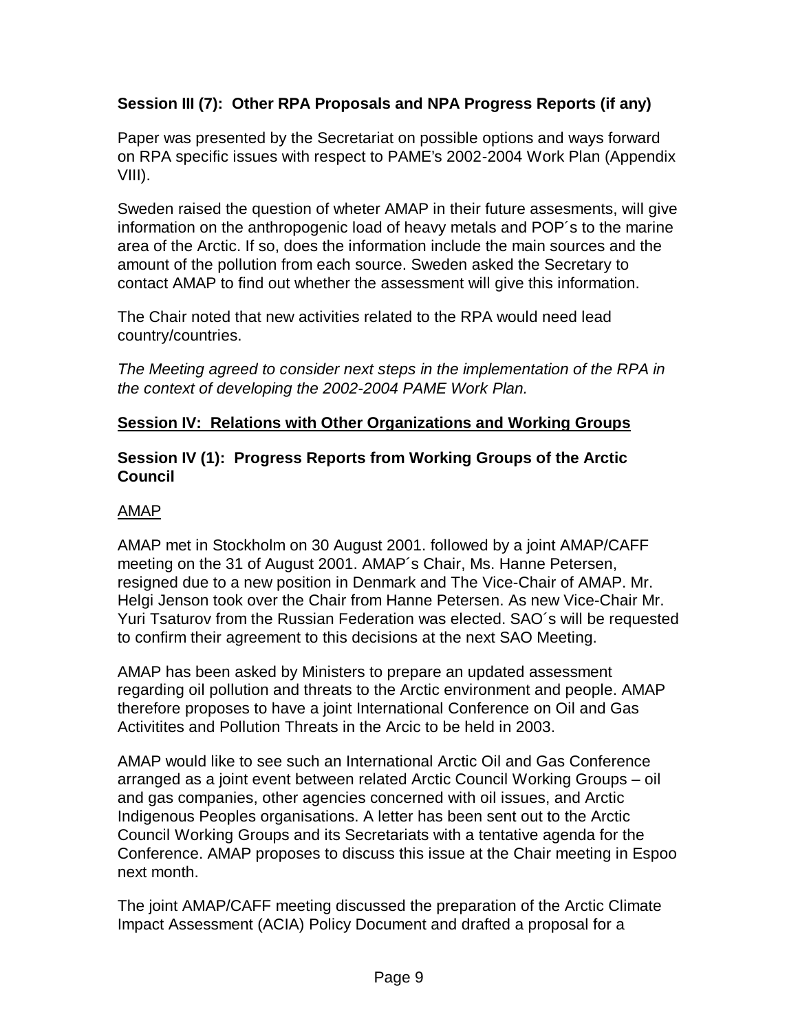**Session III (7): Other RPA Proposals and NPA Progress Reports (if any)**

Paper was presented by the Secretariat on possible options and ways forward on RPA specific issues with respect to PAME's 2002-2004 Work Plan (Appendix VIII).

Sweden raised the question of wheter AMAP in their future assesments, will give information on the anthropogenic load of heavy metals and POP´s to the marine area of the Arctic. If so, does the information include the main sources and the amount of the pollution from each source. Sweden asked the Secretary to contact AMAP to find out whether the assessment will give this information.

The Chair noted that new activities related to the RPA would need lead country/countries.

*The Meeting agreed to consider next steps in the implementation of the RPA in the context of developing the 2002-2004 PAME Work Plan.*

## Session IV: Relations with Other Organizations and Working Groups

### Session IV (1): Progress Reports from Working Groups of the Arctic Council

AMAP

AMAP met in Stockholm on 30 August 2001. followed by a joint AMAP/CAFF meeting on the 31 of August 2001. AMAP´s Chair, Ms. Hanne Petersen, resigned due to a new position in Denmark and The Vice-Chair of AMAP. Mr. Helgi Jenson took over the Chair from Hanne Petersen. As new Vice-Chair Mr. Yuri Tsaturov from the Russian Federation was elected. SAO´s will be requested to confirm their agreement to this decisions at the next SAO Meeting.

AMAP has been asked by Ministers to prepare an updated assessment regarding oil pollution and threats to the Arctic environment and people. AMAP therefore proposes to have a joint International Conference on Oil and Gas Activitites and Pollution Threats in the Arcic to be held in 2003.

AMAP would like to see such an International Arctic Oil and Gas Conference arranged as a joint event between related Arctic Council Working Groups – oil and gas companies, other agencies concerned with oil issues, and Arctic Indigenous Peoples organisations. A letter has been sent out to the Arctic Council Working Groups and its Secretariats with a tentative agenda for the Conference. AMAP proposes to discuss this issue at the Chair meeting in Espoo next month.

The joint AMAP/CAFF meeting discussed the preparation of the Arctic Climate Impact Assessment (ACIA) Policy Document and drafted a proposal for a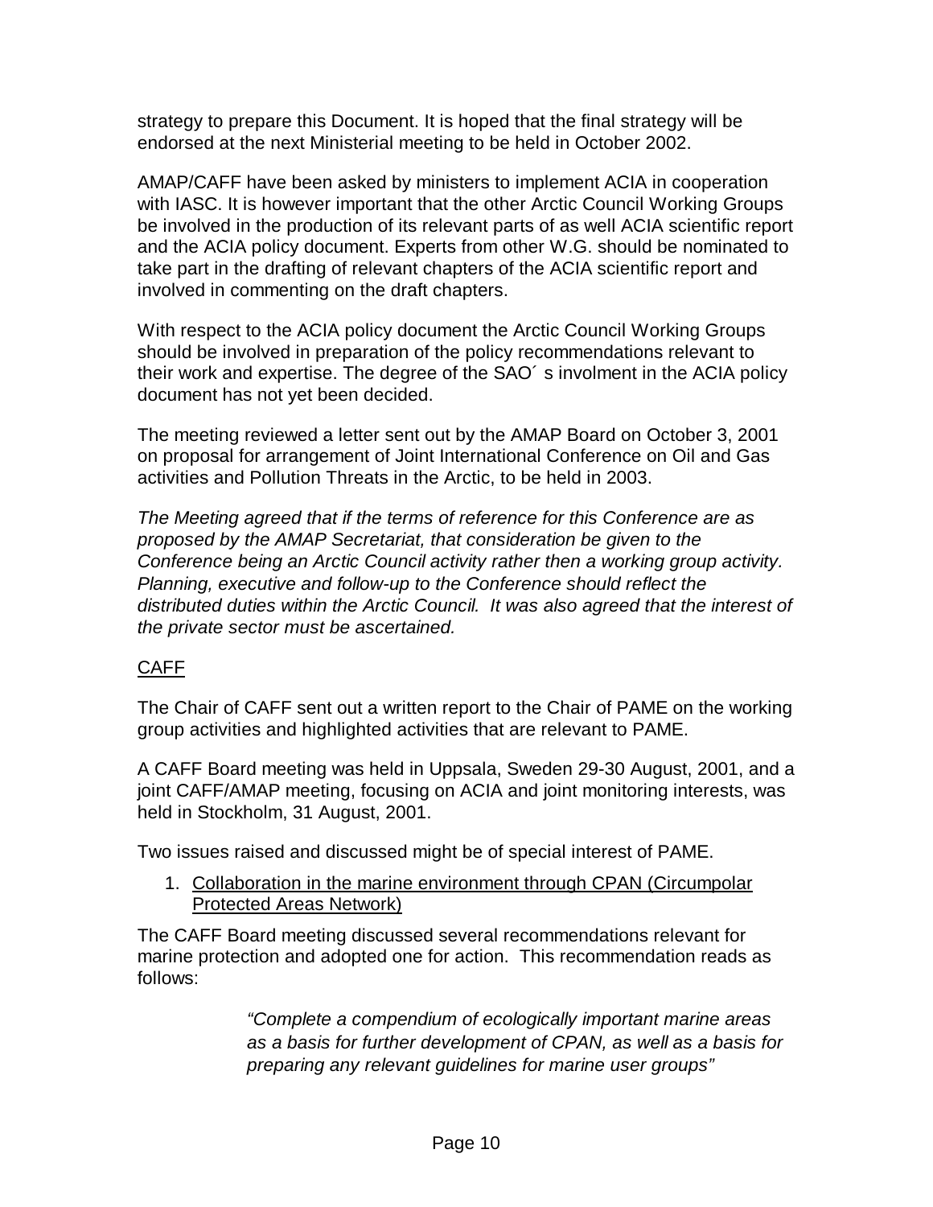strategy to prepare this Document. It is hoped that the final strategy will be endorsed at the next Ministerial meeting to be held in October 2002.

AMAP/CAFF have been asked by ministers to implement ACIA in cooperation with IASC. It is however important that the other Arctic Council Working Groups be involved in the production of its relevant parts of as well ACIA scientific report and the ACIA policy document. Experts from other W.G. should be nominated to take part in the drafting of relevant chapters of the ACIA scientific report and involved in commenting on the draft chapters.

With respect to the ACIA policy document the Arctic Council Working Groups should be involved in preparation of the policy recommendations relevant to their work and expertise. The degree of the SAO´ s involment in the ACIA policy document has not yet been decided.

The meeting reviewed a letter sent out by the AMAP Board on October 3, 2001 on proposal for arrangement of Joint International Conference on Oil and Gas activities and Pollution Threats in the Arctic, to be held in 2003.

*The Meeting agreed that if the terms of reference for this Conference are as proposed by the AMAP Secretariat, that consideration be given to the Conference being an Arctic Council activity rather then a working group activity. Planning, executive and follow-up to the Conference should reflect the distributed duties within the Arctic Council. It was also agreed that the interest of the private sector must be ascertained.*

## CAFF

The Chair of CAFF sent out a written report to the Chair of PAME on the working group activities and highlighted activities that are relevant to PAME.

A CAFF Board meeting was held in Uppsala, Sweden 29-30 August, 2001, and a joint CAFF/AMAP meeting, focusing on ACIA and joint monitoring interests, was held in Stockholm, 31 August, 2001.

Two issues raised and discussed might be of special interest of PAME.

1. Collaboration in the marine environment through CPAN (Circumpolar Protected Areas Network)

The CAFF Board meeting discussed several recommendations relevant for marine protection and adopted one for action. This recommendation reads as follows:

> *"Complete a compendium of ecologically important marine areas as a basis for further development of CPAN, as well as a basis for preparing any relevant guidelines for marine user groups"*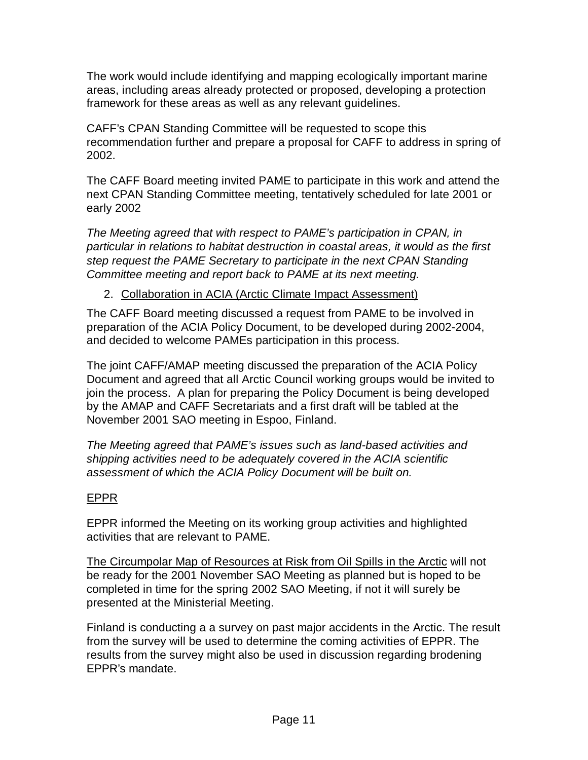The work would include identifying and mapping ecologically important marine areas, including areas already protected or proposed, developing a protection framework for these areas as well as any relevant guidelines.

CAFF's CPAN Standing Committee will be requested to scope this recommendation further and prepare a proposal for CAFF to address in spring of 2002.

The CAFF Board meeting invited PAME to participate in this work and attend the next CPAN Standing Committee meeting, tentatively scheduled for late 2001 or early 2002

*The Meeting agreed that with respect to PAME's participation in CPAN, in particular in relations to habitat destruction in coastal areas, it would as the first step request the PAME Secretary to participate in the next CPAN Standing Committee meeting and report back to PAME at its next meeting.*

2. <u>Collaboration in ACIA (Arctic Climate Impact Assessment)</u>

The CAFF Board meeting discussed a request from PAME to be involved in preparation of the ACIA Policy Document, to be developed during 2002-2004, and decided to welcome PAMEs participation in this process.

The joint CAFF/AMAP meeting discussed the preparation of the ACIA Policy Document and agreed that all Arctic Council working groups would be invited to join the process. A plan for preparing the Policy Document is being developed by the AMAP and CAFF Secretariats and a first draft will be tabled at the November 2001 SAO meeting in Espoo, Finland.

*The Meeting agreed that PAME's issues such as land-based activities and shipping activities need to be adequately covered in the ACIA scientific assessment of which the ACIA Policy Document will be built on.*

<u>EPPR</u>

EPPR informed the Meeting on its working group activities and highlighted activities that are relevant to PAME.

<u>The Circumpolar Map of Resources at Risk from Oil Spills in the Arctic</u> will not be ready for the 2001 November SAO Meeting as planned but is hoped to be completed in time for the spring 2002 SAO Meeting, if not it will surely be presented at the Ministerial Meeting.

Finland is conducting a a survey on past major accidents in the Arctic. The result from the survey will be used to determine the coming activities of EPPR. The results from the survey might also be used in discussion regarding brodening EPPR's mandate.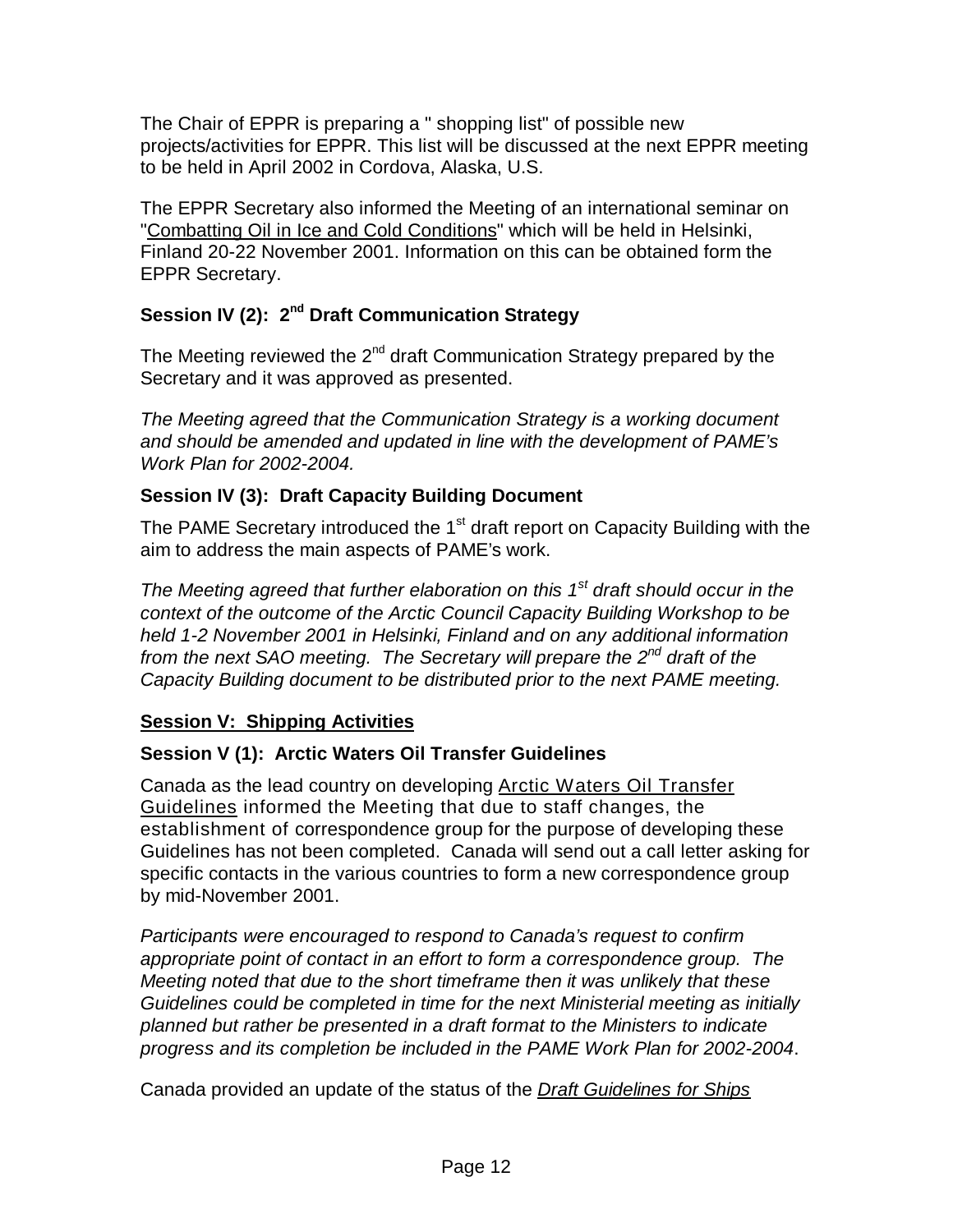The Chair of EPPR is preparing a " shopping list" of possible new projects/activities for EPPR. This list will be discussed at the next EPPR meeting to be held in April 2002 in Cordova, Alaska, U.S.

The EPPR Secretary also informed the Meeting of an international seminar on "<u>Combatting Oil in Ice and Cold Conditions</u>" which will be held in Helsinki, Finland 20-22 November 2001. Information on this can be obtained form the EPPR Secretary.

### Session IV (2): 2nd Draft Communication Strategy

The Meeting reviewed the 2nd draft Communication Strategy prepared by the Secretary and it was approved as presented.

*The Meeting agreed that the Communication Strategy is a working document and should be amended and updated in line with the development of PAME's Work Plan for 2002-2004.*

### Session IV (3): Draft Capacity Building Document

The PAME Secretary introduced the 1st draft report on Capacity Building with the aim to address the main aspects of PAME's work.

*The Meeting agreed that further elaboration on this 1st draft should occur in the context of the outcome of the Arctic Council Capacity Building Workshop to be held 1-2 November 2001 in Helsinki, Finland and on any additional information from the next SAO meeting. The Secretary will prepare the 2nd draft of the Capacity Building document to be distributed prior to the next PAME meeting.*

## <u>Session V: Shipping Activities</u>

### Session V (1): Arctic Waters Oil Transfer Guidelines

Canada as the lead country on developing <u>Arctic Waters Oil Transfer Guidelines</u> informed the Meeting that due to staff changes, the establishment of correspondence group for the purpose of developing these Guidelines has not been completed. Canada will send out a call letter asking for specific contacts in the various countries to form a new correspondence group by mid-November 2001.

*Participants were encouraged to respond to Canada's request to confirm appropriate point of contact in an effort to form a correspondence group. The Meeting noted that due to the short timeframe then it was unlikely that these Guidelines could be completed in time for the next Ministerial meeting as initially planned but rather be presented in a draft format to the Ministers to indicate progress and its completion be included in the PAME Work Plan for 2002-2004*.

Canada provided an update of the status of the <u>*Draft Guidelines for Ships*</u>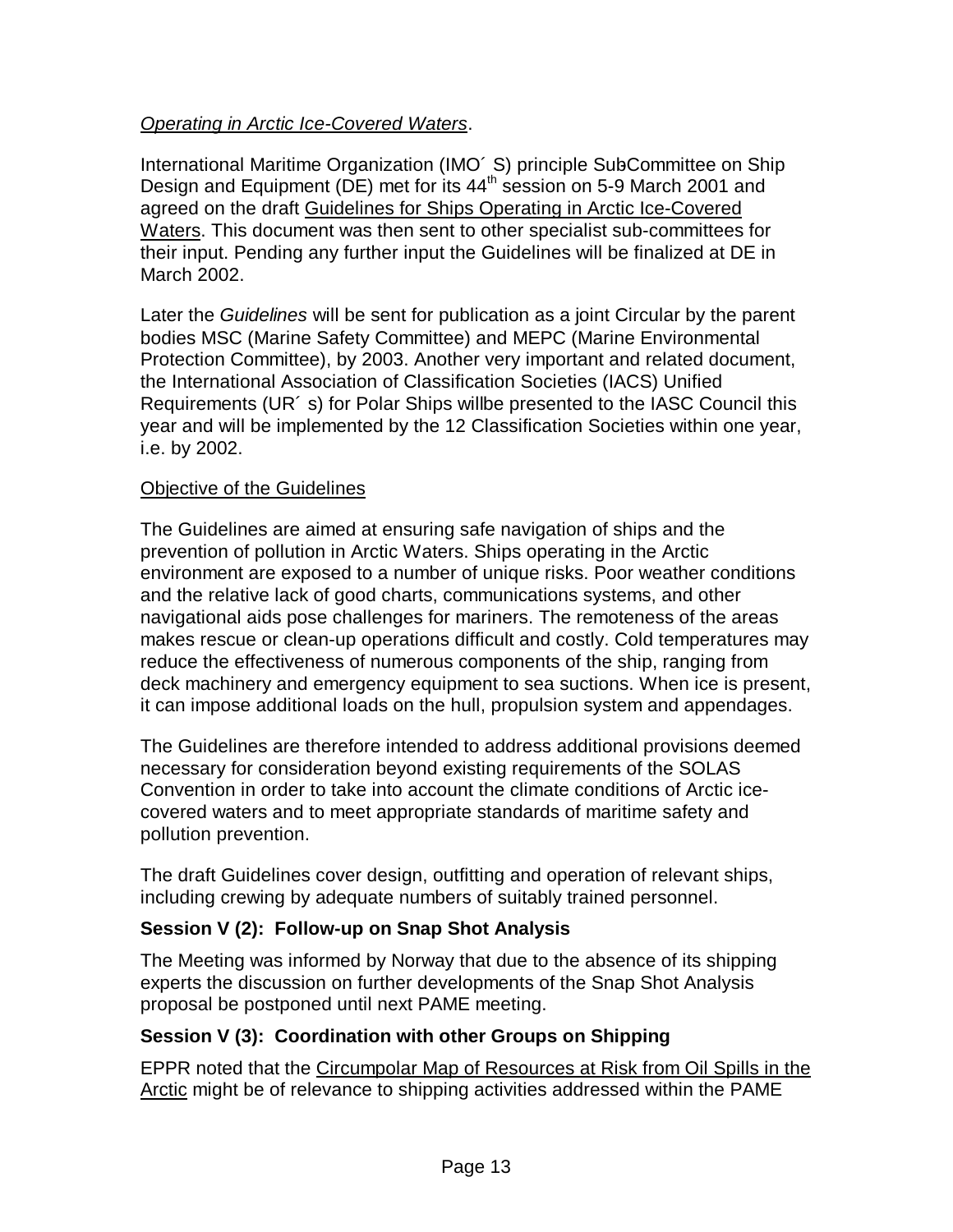*Operating in Arctic Ice-Covered Waters*.

International Maritime Organization (IMO´ S) principle SubCommittee on Ship Design and Equipment (DE) met for its 44th session on 5-9 March 2001 and agreed on the draft Guidelines for Ships Operating in Arctic Ice-Covered Waters. This document was then sent to other specialist sub-committees for their input. Pending any further input the Guidelines will be finalized at DE in March 2002.

Later the *Guidelines* will be sent for publication as a joint Circular by the parent bodies MSC (Marine Safety Committee) and MEPC (Marine Environmental Protection Committee), by 2003. Another very important and related document, the International Association of Classification Societies (IACS) Unified Requirements (UR´ s) for Polar Ships willbe presented to the IASC Council this year and will be implemented by the 12 Classification Societies within one year, i.e. by 2002.

Objective of the Guidelines

The Guidelines are aimed at ensuring safe navigation of ships and the prevention of pollution in Arctic Waters. Ships operating in the Arctic environment are exposed to a number of unique risks. Poor weather conditions and the relative lack of good charts, communications systems, and other navigational aids pose challenges for mariners. The remoteness of the areas makes rescue or clean-up operations difficult and costly. Cold temperatures may reduce the effectiveness of numerous components of the ship, ranging from deck machinery and emergency equipment to sea suctions. When ice is present, it can impose additional loads on the hull, propulsion system and appendages.

The Guidelines are therefore intended to address additional provisions deemed necessary for consideration beyond existing requirements of the SOLAS Convention in order to take into account the climate conditions of Arctic ice-covered waters and to meet appropriate standards of maritime safety and pollution prevention.

The draft Guidelines cover design, outfitting and operation of relevant ships, including crewing by adequate numbers of suitably trained personnel.

**Session V (2): Follow-up on Snap Shot Analysis**

The Meeting was informed by Norway that due to the absence of its shipping experts the discussion on further developments of the Snap Shot Analysis proposal be postponed until next PAME meeting.

**Session V (3): Coordination with other Groups on Shipping**

EPPR noted that the Circumpolar Map of Resources at Risk from Oil Spills in the Arctic might be of relevance to shipping activities addressed within the PAME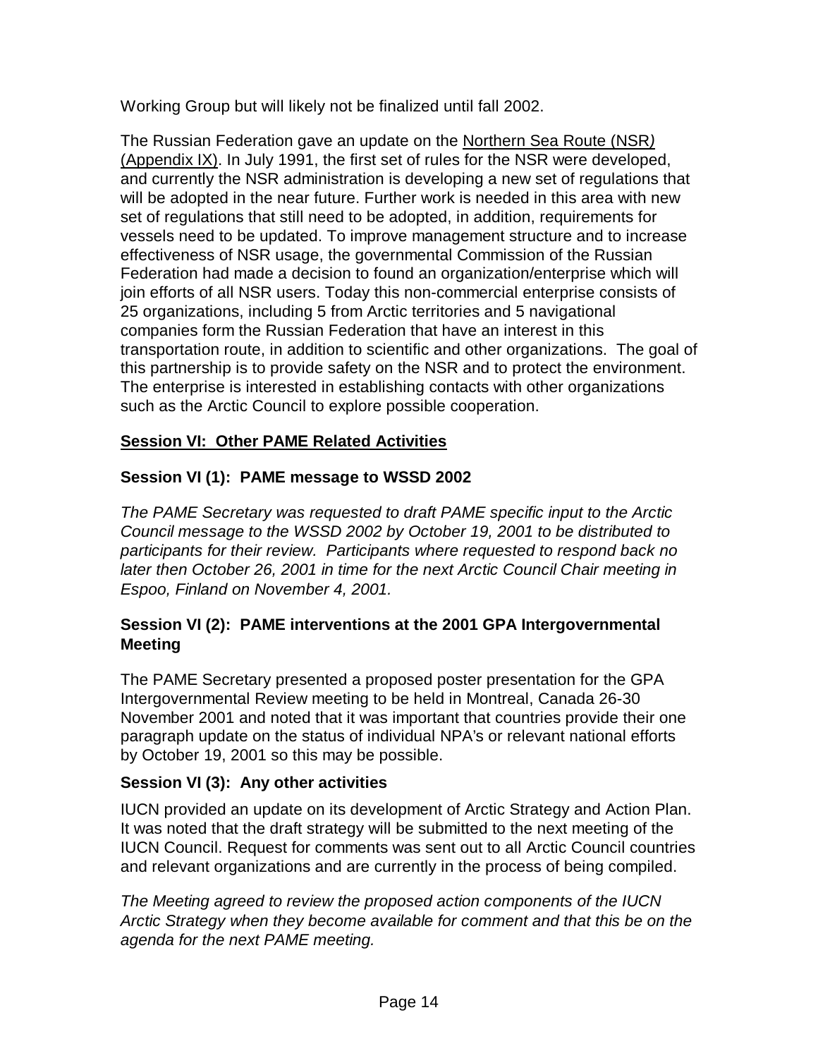Working Group but will likely not be finalized until fall 2002.

The Russian Federation gave an update on the Northern Sea Route (NSR) (Appendix IX). In July 1991, the first set of rules for the NSR were developed, and currently the NSR administration is developing a new set of regulations that will be adopted in the near future. Further work is needed in this area with new set of regulations that still need to be adopted, in addition, requirements for vessels need to be updated. To improve management structure and to increase effectiveness of NSR usage, the governmental Commission of the Russian Federation had made a decision to found an organization/enterprise which will join efforts of all NSR users. Today this non-commercial enterprise consists of 25 organizations, including 5 from Arctic territories and 5 navigational companies form the Russian Federation that have an interest in this transportation route, in addition to scientific and other organizations. The goal of this partnership is to provide safety on the NSR and to protect the environment. The enterprise is interested in establishing contacts with other organizations such as the Arctic Council to explore possible cooperation.

## Session VI: Other PAME Related Activities

### Session VI (1): PAME message to WSSD 2002

*The PAME Secretary was requested to draft PAME specific input to the Arctic Council message to the WSSD 2002 by October 19, 2001 to be distributed to participants for their review. Participants where requested to respond back no later then October 26, 2001 in time for the next Arctic Council Chair meeting in Espoo, Finland on November 4, 2001.*

### Session VI (2): PAME interventions at the 2001 GPA Intergovernmental Meeting

The PAME Secretary presented a proposed poster presentation for the GPA Intergovernmental Review meeting to be held in Montreal, Canada 26-30 November 2001 and noted that it was important that countries provide their one paragraph update on the status of individual NPA's or relevant national efforts by October 19, 2001 so this may be possible.

### Session VI (3): Any other activities

IUCN provided an update on its development of Arctic Strategy and Action Plan. It was noted that the draft strategy will be submitted to the next meeting of the IUCN Council. Request for comments was sent out to all Arctic Council countries and relevant organizations and are currently in the process of being compiled.

*The Meeting agreed to review the proposed action components of the IUCN Arctic Strategy when they become available for comment and that this be on the agenda for the next PAME meeting.*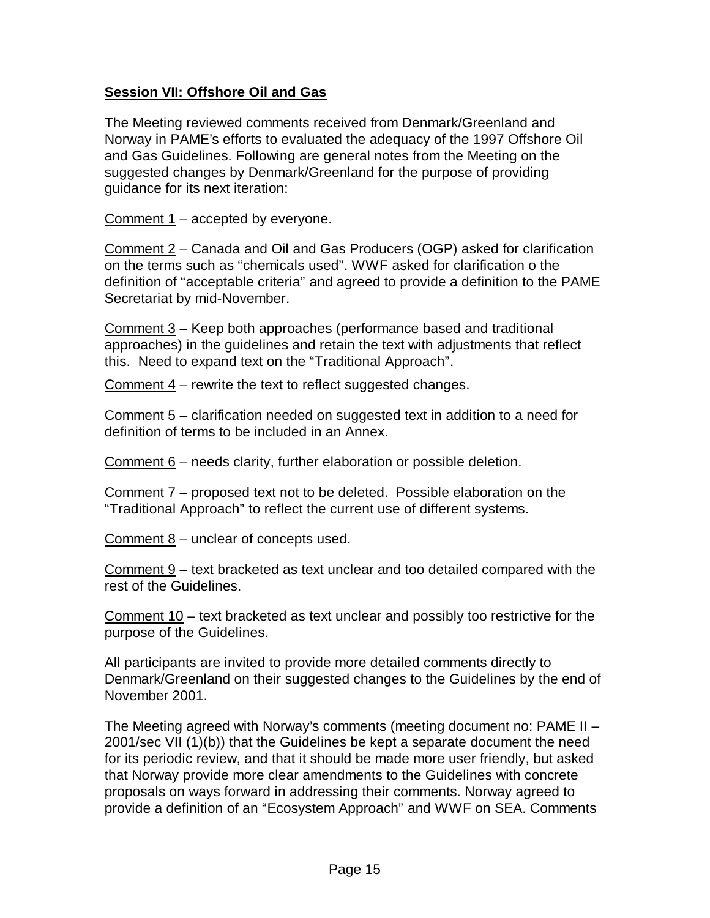**Session VII: Offshore Oil and Gas**

The Meeting reviewed comments received from Denmark/Greenland and Norway in PAME's efforts to evaluated the adequacy of the 1997 Offshore Oil and Gas Guidelines. Following are general notes from the Meeting on the suggested changes by Denmark/Greenland for the purpose of providing guidance for its next iteration:

Comment 1 – accepted by everyone.

Comment 2 – Canada and Oil and Gas Producers (OGP) asked for clarification on the terms such as "chemicals used". WWF asked for clarification o the definition of "acceptable criteria" and agreed to provide a definition to the PAME Secretariat by mid-November.

Comment 3 – Keep both approaches (performance based and traditional approaches) in the guidelines and retain the text with adjustments that reflect this. Need to expand text on the "Traditional Approach".

Comment 4 – rewrite the text to reflect suggested changes.

Comment 5 – clarification needed on suggested text in addition to a need for definition of terms to be included in an Annex.

Comment 6 – needs clarity, further elaboration or possible deletion.

Comment 7 – proposed text not to be deleted. Possible elaboration on the "Traditional Approach" to reflect the current use of different systems.

Comment 8 – unclear of concepts used.

Comment 9 – text bracketed as text unclear and too detailed compared with the rest of the Guidelines.

Comment 10 – text bracketed as text unclear and possibly too restrictive for the purpose of the Guidelines.

All participants are invited to provide more detailed comments directly to Denmark/Greenland on their suggested changes to the Guidelines by the end of November 2001.

The Meeting agreed with Norway's comments (meeting document no: PAME II – 2001/sec VII (1)(b)) that the Guidelines be kept a separate document the need for its periodic review, and that it should be made more user friendly, but asked that Norway provide more clear amendments to the Guidelines with concrete proposals on ways forward in addressing their comments. Norway agreed to provide a definition of an "Ecosystem Approach" and WWF on SEA. Comments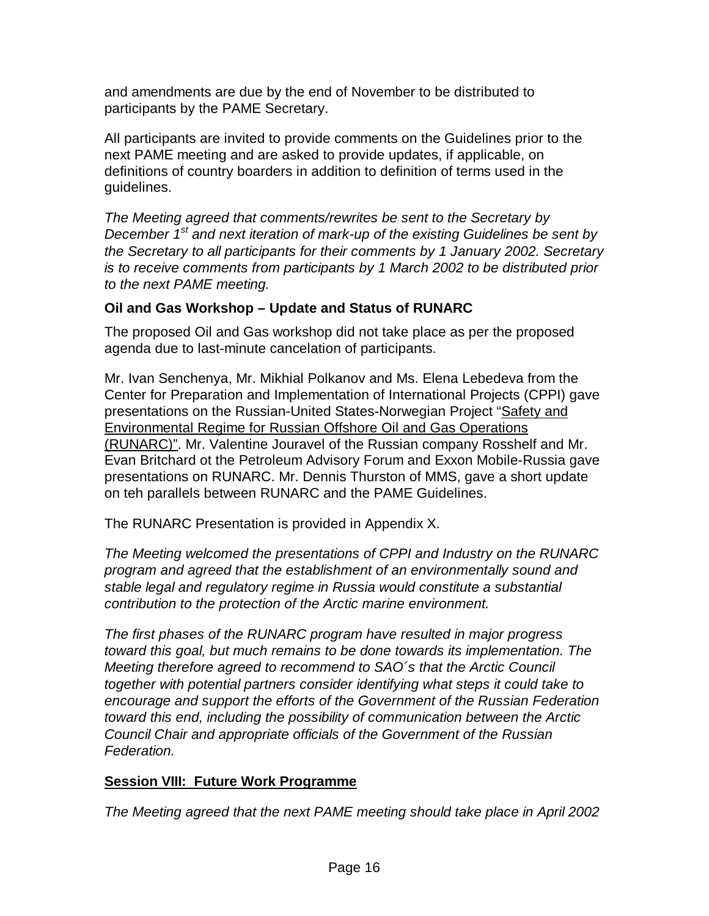and amendments are due by the end of November to be distributed to participants by the PAME Secretary.

All participants are invited to provide comments on the Guidelines prior to the next PAME meeting and are asked to provide updates, if applicable, on definitions of country boarders in addition to definition of terms used in the guidelines.

*The Meeting agreed that comments/rewrites be sent to the Secretary by December 1st and next iteration of mark-up of the existing Guidelines be sent by the Secretary to all participants for their comments by 1 January 2002. Secretary is to receive comments from participants by 1 March 2002 to be distributed prior to the next PAME meeting.*

### Oil and Gas Workshop – Update and Status of RUNARC

The proposed Oil and Gas workshop did not take place as per the proposed agenda due to last-minute cancelation of participants.

Mr. Ivan Senchenya, Mr. Mikhial Polkanov and Ms. Elena Lebedeva from the Center for Preparation and Implementation of International Projects (CPPI) gave presentations on the Russian-United States-Norwegian Project "Safety and Environmental Regime for Russian Offshore Oil and Gas Operations (RUNARC)". Mr. Valentine Jouravel of the Russian company Rosshelf and Mr. Evan Britchard ot the Petroleum Advisory Forum and Exxon Mobile-Russia gave presentations on RUNARC. Mr. Dennis Thurston of MMS, gave a short update on teh parallels between RUNARC and the PAME Guidelines.

The RUNARC Presentation is provided in Appendix X.

*The Meeting welcomed the presentations of CPPI and Industry on the RUNARC program and agreed that the establishment of an environmentally sound and stable legal and regulatory regime in Russia would constitute a substantial contribution to the protection of the Arctic marine environment.*

*The first phases of the RUNARC program have resulted in major progress toward this goal, but much remains to be done towards its implementation. The Meeting therefore agreed to recommend to SAO´s that the Arctic Council together with potential partners consider identifying what steps it could take to encourage and support the efforts of the Government of the Russian Federation toward this end, including the possibility of communication between the Arctic Council Chair and appropriate officials of the Government of the Russian Federation.*

## Session VIII: Future Work Programme

*The Meeting agreed that the next PAME meeting should take place in April 2002*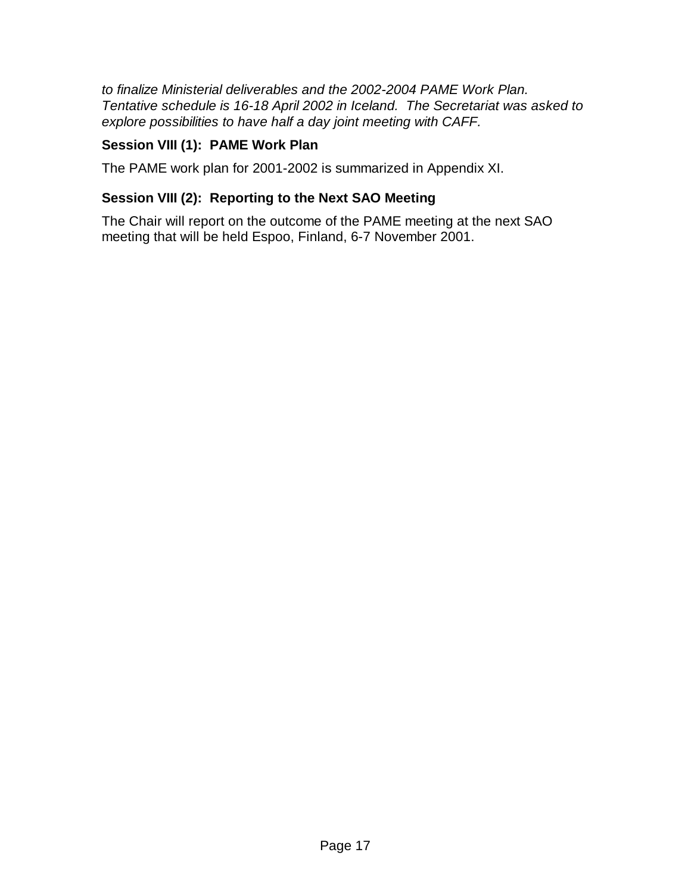*to finalize Ministerial deliverables and the 2002-2004 PAME Work Plan. Tentative schedule is 16-18 April 2002 in Iceland. The Secretariat was asked to explore possibilities to have half a day joint meeting with CAFF.*

### Session VIII (1): PAME Work Plan

The PAME work plan for 2001-2002 is summarized in Appendix XI.

### Session VIII (2): Reporting to the Next SAO Meeting

The Chair will report on the outcome of the PAME meeting at the next SAO meeting that will be held Espoo, Finland, 6-7 November 2001.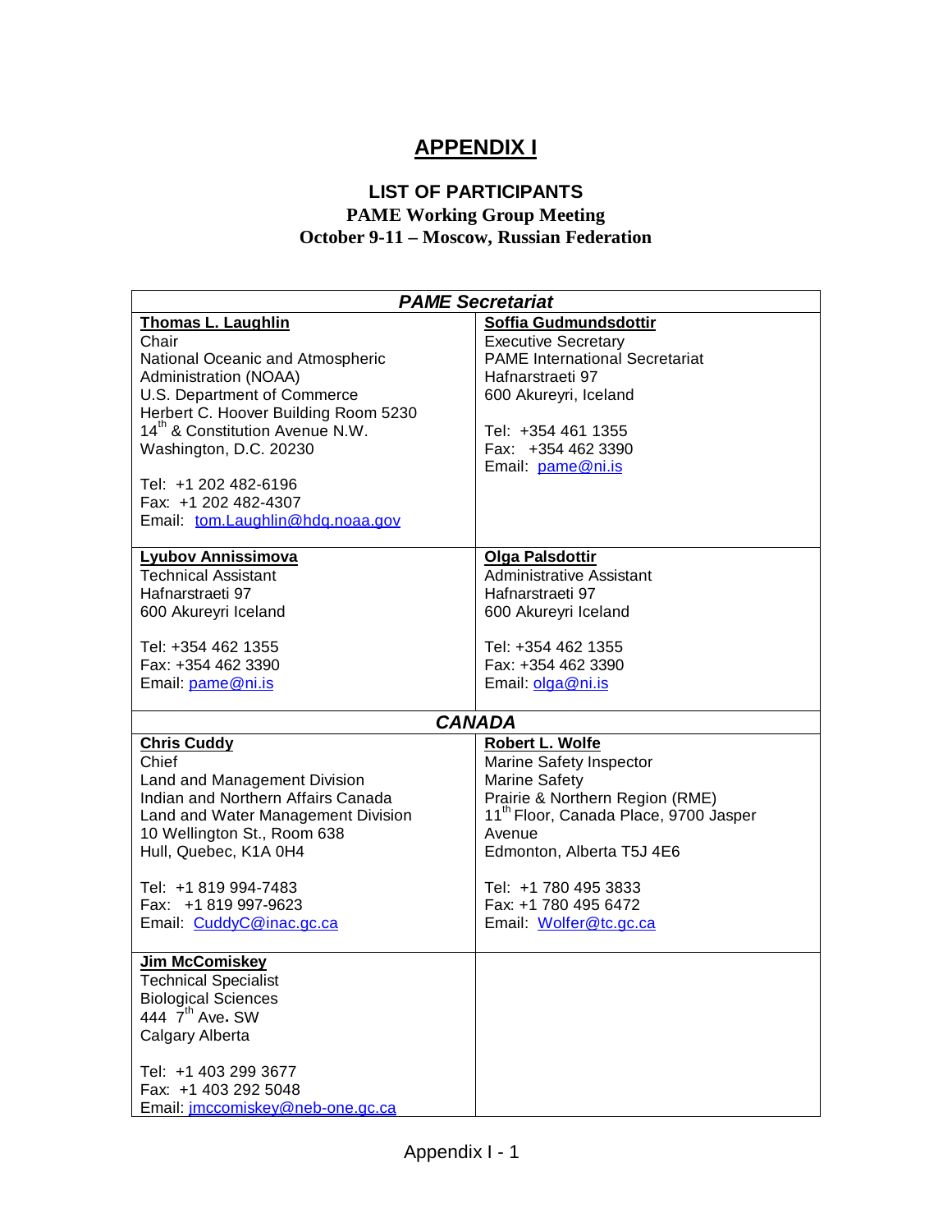# APPENDIX I

## LIST OF PARTICIPANTS

### PAME Working Group Meeting
### October 9-11 – Moscow, Russian Federation

| ***PAME Secretariat*** | |
|---|---|
| **Thomas L. Laughlin**<br>Chair<br>National Oceanic and Atmospheric Administration (NOAA)<br>U.S. Department of Commerce<br>Herbert C. Hoover Building Room 5230<br>14th & Constitution Avenue N.W.<br>Washington, D.C. 20230<br><br>Tel: +1 202 482-6196<br>Fax: +1 202 482-4307<br>Email: tom.Laughlin@hdq.noaa.gov | **Soffia Gudmundsdottir**<br>Executive Secretary<br>PAME International Secretariat<br>Hafnarstraeti 97<br>600 Akureyri, Iceland<br><br>Tel: +354 461 1355<br>Fax: +354 462 3390<br>Email: pame@ni.is |
| **Lyubov Annissimova**<br>Technical Assistant<br>Hafnarstraeti 97<br>600 Akureyri Iceland<br><br>Tel: +354 462 1355<br>Fax: +354 462 3390<br>Email: pame@ni.is | **Olga Palsdottir**<br>Administrative Assistant<br>Hafnarstraeti 97<br>600 Akureyri Iceland<br><br>Tel: +354 462 1355<br>Fax: +354 462 3390<br>Email: olga@ni.is |
| ***CANADA*** | |
| **Chris Cuddy**<br>Chief<br>Land and Management Division<br>Indian and Northern Affairs Canada<br>Land and Water Management Division<br>10 Wellington St., Room 638<br>Hull, Quebec, K1A 0H4<br><br>Tel: +1 819 994-7483<br>Fax: +1 819 997-9623<br>Email: CuddyC@inac.gc.ca | **Robert L. Wolfe**<br>Marine Safety Inspector<br>Marine Safety<br>Prairie & Northern Region (RME)<br>11th Floor, Canada Place, 9700 Jasper Avenue<br>Edmonton, Alberta T5J 4E6<br><br>Tel: +1 780 495 3833<br>Fax: +1 780 495 6472<br>Email: Wolfer@tc.gc.ca |
| **Jim McComiskey**<br>Technical Specialist<br>Biological Sciences<br>444 7th Ave. SW<br>Calgary Alberta<br><br>Tel: +1 403 299 3677<br>Fax: +1 403 292 5048<br>Email: jmccomiskey@neb-one.gc.ca | |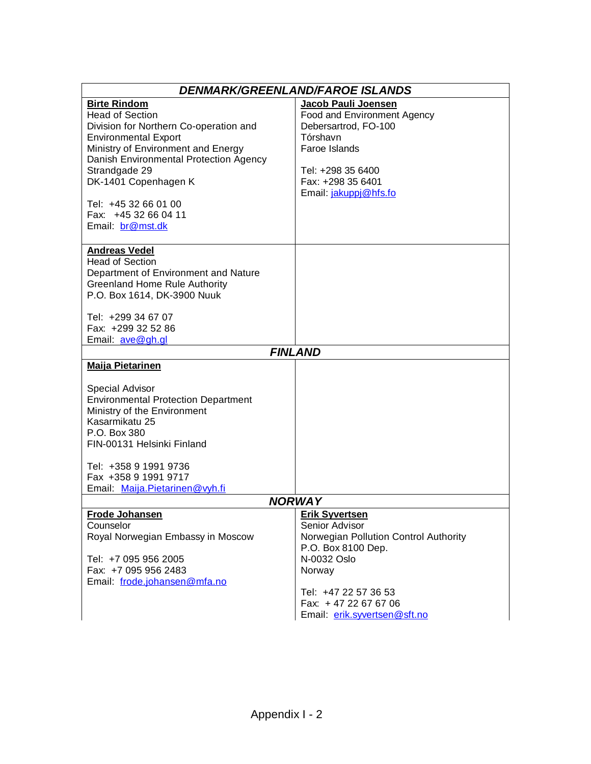| ***DENMARK/GREENLAND/FAROE ISLANDS*** | |
|---|---|
| **Birte Rindom**<br>Head of Section<br>Division for Northern Co-operation and Environmental Export<br>Ministry of Environment and Energy<br>Danish Environmental Protection Agency<br>Strandgade 29<br>DK-1401 Copenhagen K<br><br>Tel: +45 32 66 01 00<br>Fax: +45 32 66 04 11<br>Email: br@mst.dk | **Jacob Pauli Joensen**<br>Food and Environment Agency<br>Debersartrod, FO-100<br>Tórshavn<br>Faroe Islands<br><br>Tel: +298 35 6400<br>Fax: +298 35 6401<br>Email: jakuppj@hfs.fo |
| **Andreas Vedel**<br>Head of Section<br>Department of Environment and Nature<br>Greenland Home Rule Authority<br>P.O. Box 1614, DK-3900 Nuuk<br><br>Tel: +299 34 67 07<br>Fax: +299 32 52 86<br>Email: ave@gh.gl | |
| ***FINLAND*** | |
| **Maija Pietarinen**<br><br>Special Advisor<br>Environmental Protection Department<br>Ministry of the Environment<br>Kasarmikatu 25<br>P.O. Box 380<br>FIN-00131 Helsinki Finland<br><br>Tel: +358 9 1991 9736<br>Fax +358 9 1991 9717<br>Email: Maija.Pietarinen@vyh.fi | |
| ***NORWAY*** | |
| **Frode Johansen**<br>Counselor<br>Royal Norwegian Embassy in Moscow<br><br>Tel: +7 095 956 2005<br>Fax: +7 095 956 2483<br>Email: frode.johansen@mfa.no | **Erik Syvertsen**<br>Senior Advisor<br>Norwegian Pollution Control Authority<br>P.O. Box 8100 Dep.<br>N-0032 Oslo<br>Norway<br><br>Tel: +47 22 57 36 53<br>Fax: + 47 22 67 67 06<br>Email: erik.syvertsen@sft.no |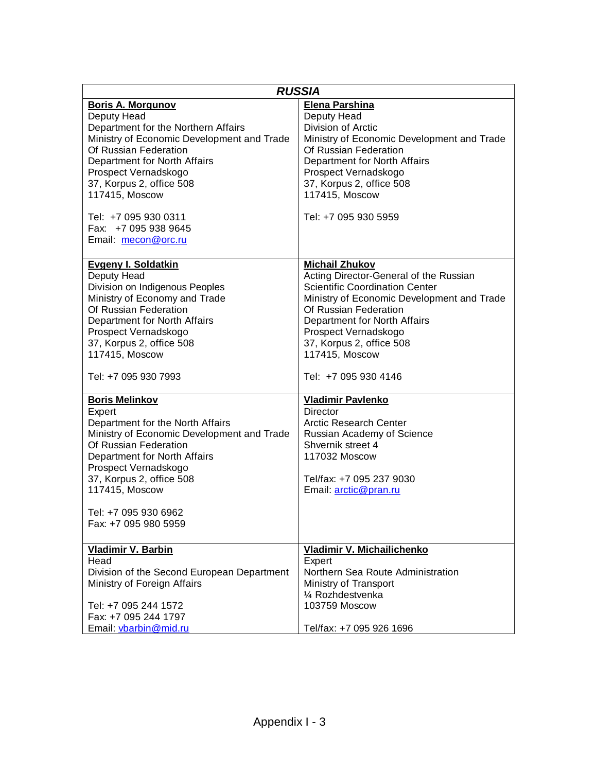| RUSSIA | |
|---|---|
| **Boris A. Morgunov**<br>Deputy Head<br>Department for the Northern Affairs<br>Ministry of Economic Development and Trade<br>Of Russian Federation<br>Department for North Affairs<br>Prospect Vernadskogo<br>37, Korpus 2, office 508<br>117415, Moscow<br><br>Tel: +7 095 930 0311<br>Fax: +7 095 938 9645<br>Email: mecon@orc.ru | **Elena Parshina**<br>Deputy Head<br>Division of Arctic<br>Ministry of Economic Development and Trade<br>Of Russian Federation<br>Department for North Affairs<br>Prospect Vernadskogo<br>37, Korpus 2, office 508<br>117415, Moscow<br><br>Tel: +7 095 930 5959 |
| **Evgeny I. Soldatkin**<br>Deputy Head<br>Division on Indigenous Peoples<br>Ministry of Economy and Trade<br>Of Russian Federation<br>Department for North Affairs<br>Prospect Vernadskogo<br>37, Korpus 2, office 508<br>117415, Moscow<br><br>Tel: +7 095 930 7993 | **Michail Zhukov**<br>Acting Director-General of the Russian Scientific Coordination Center<br>Ministry of Economic Development and Trade<br>Of Russian Federation<br>Department for North Affairs<br>Prospect Vernadskogo<br>37, Korpus 2, office 508<br>117415, Moscow<br><br>Tel: +7 095 930 4146 |
| **Boris Melinkov**<br>Expert<br>Department for the North Affairs<br>Ministry of Economic Development and Trade<br>Of Russian Federation<br>Department for North Affairs<br>Prospect Vernadskogo<br>37, Korpus 2, office 508<br>117415, Moscow<br><br>Tel: +7 095 930 6962<br>Fax: +7 095 980 5959 | **Vladimir Pavlenko**<br>Director<br>Arctic Research Center<br>Russian Academy of Science<br>Shvernik street 4<br>117032 Moscow<br><br>Tel/fax: +7 095 237 9030<br>Email: arctic@pran.ru |
| **Vladimir V. Barbin**<br>Head<br>Division of the Second European Department<br>Ministry of Foreign Affairs<br><br>Tel: +7 095 244 1572<br>Fax: +7 095 244 1797<br>Email: vbarbin@mid.ru | **Vladimir V. Michailichenko**<br>Expert<br>Northern Sea Route Administration<br>Ministry of Transport<br>¼ Rozhdestvenka<br>103759 Moscow<br><br>Tel/fax: +7 095 926 1696 |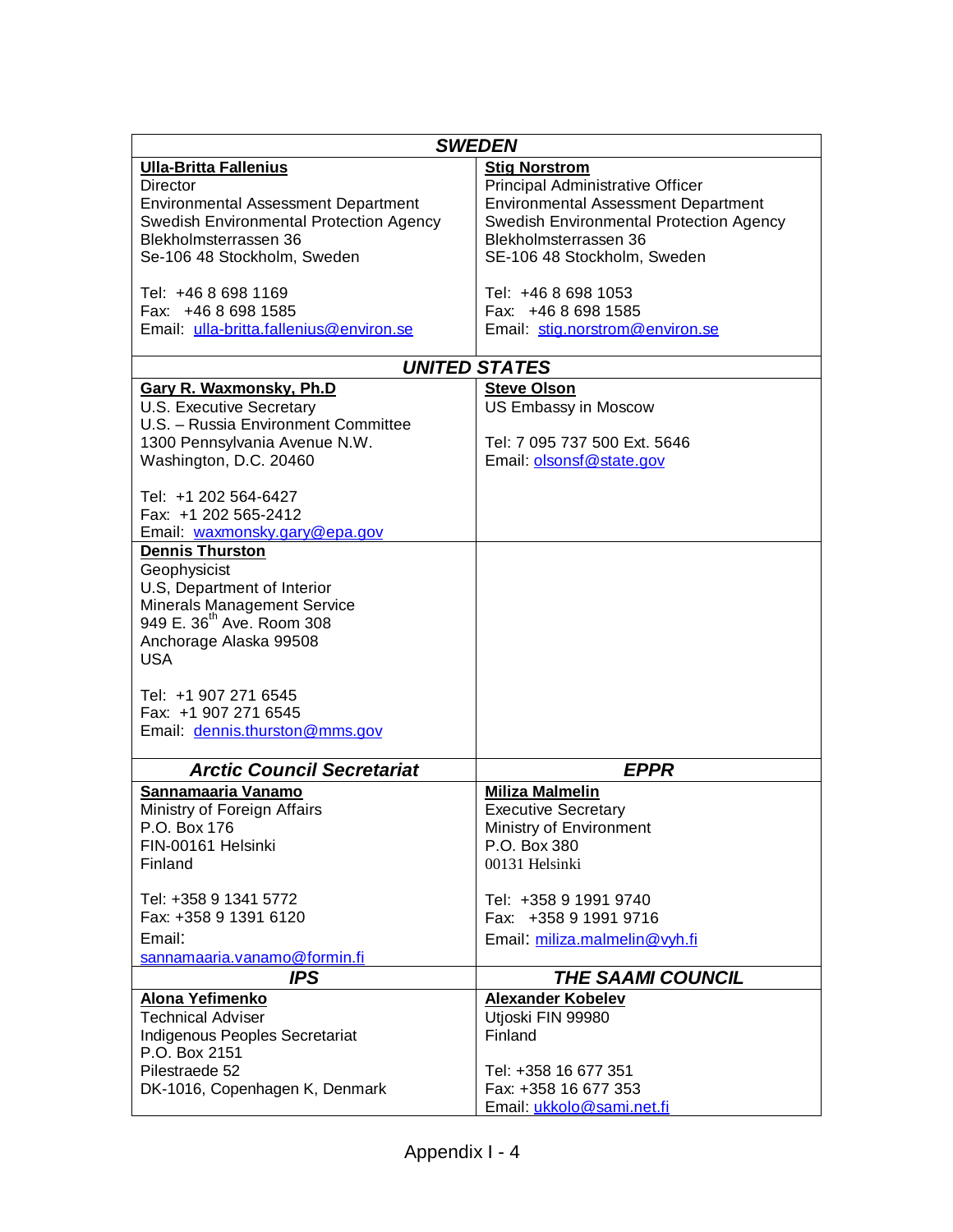| SWEDEN | |
|---|---|
| **Ulla-Britta Fallenius**<br>Director<br>Environmental Assessment Department<br>Swedish Environmental Protection Agency<br>Blekholmsterrassen 36<br>Se-106 48 Stockholm, Sweden<br><br>Tel: +46 8 698 1169<br>Fax: +46 8 698 1585<br>Email: ulla-britta.fallenius@environ.se | **Stig Norstrom**<br>Principal Administrative Officer<br>Environmental Assessment Department<br>Swedish Environmental Protection Agency<br>Blekholmsterrassen 36<br>SE-106 48 Stockholm, Sweden<br><br>Tel: +46 8 698 1053<br>Fax: +46 8 698 1585<br>Email: stig.norstrom@environ.se |
| ***UNITED STATES*** | |
| **Gary R. Waxmonsky, Ph.D**<br>U.S. Executive Secretary<br>U.S. – Russia Environment Committee<br>1300 Pennsylvania Avenue N.W.<br>Washington, D.C. 20460<br><br>Tel: +1 202 564-6427<br>Fax: +1 202 565-2412<br>Email: waxmonsky.gary@epa.gov | **Steve Olson**<br>US Embassy in Moscow<br><br>Tel: 7 095 737 500 Ext. 5646<br>Email: olsonsf@state.gov |
| **Dennis Thurston**<br>Geophysicist<br>U.S, Department of Interior<br>Minerals Management Service<br>949 E. 36th Ave. Room 308<br>Anchorage Alaska 99508<br>USA<br><br>Tel: +1 907 271 6545<br>Fax: +1 907 271 6545<br>Email: dennis.thurston@mms.gov | |
| ***Arctic Council Secretariat*** | ***EPPR*** |
| **Sannamaaria Vanamo**<br>Ministry of Foreign Affairs<br>P.O. Box 176<br>FIN-00161 Helsinki<br>Finland<br><br>Tel: +358 9 1341 5772<br>Fax: +358 9 1391 6120<br>Email: sannamaaria.vanamo@formin.fi | **Miliza Malmelin**<br>Executive Secretary<br>Ministry of Environment<br>P.O. Box 380<br>00131 Helsinki<br><br>Tel: +358 9 1991 9740<br>Fax: +358 9 1991 9716<br>Email: miliza.malmelin@vyh.fi |
| ***IPS*** | ***THE SAAMI COUNCIL*** |
| **Alona Yefimenko**<br>Technical Adviser<br>Indigenous Peoples Secretariat<br>P.O. Box 2151<br>Pilestraede 52<br>DK-1016, Copenhagen K, Denmark | **Alexander Kobelev**<br>Utjoski FIN 99980<br>Finland<br><br>Tel: +358 16 677 351<br>Fax: +358 16 677 353<br>Email: ukkolo@sami.net.fi |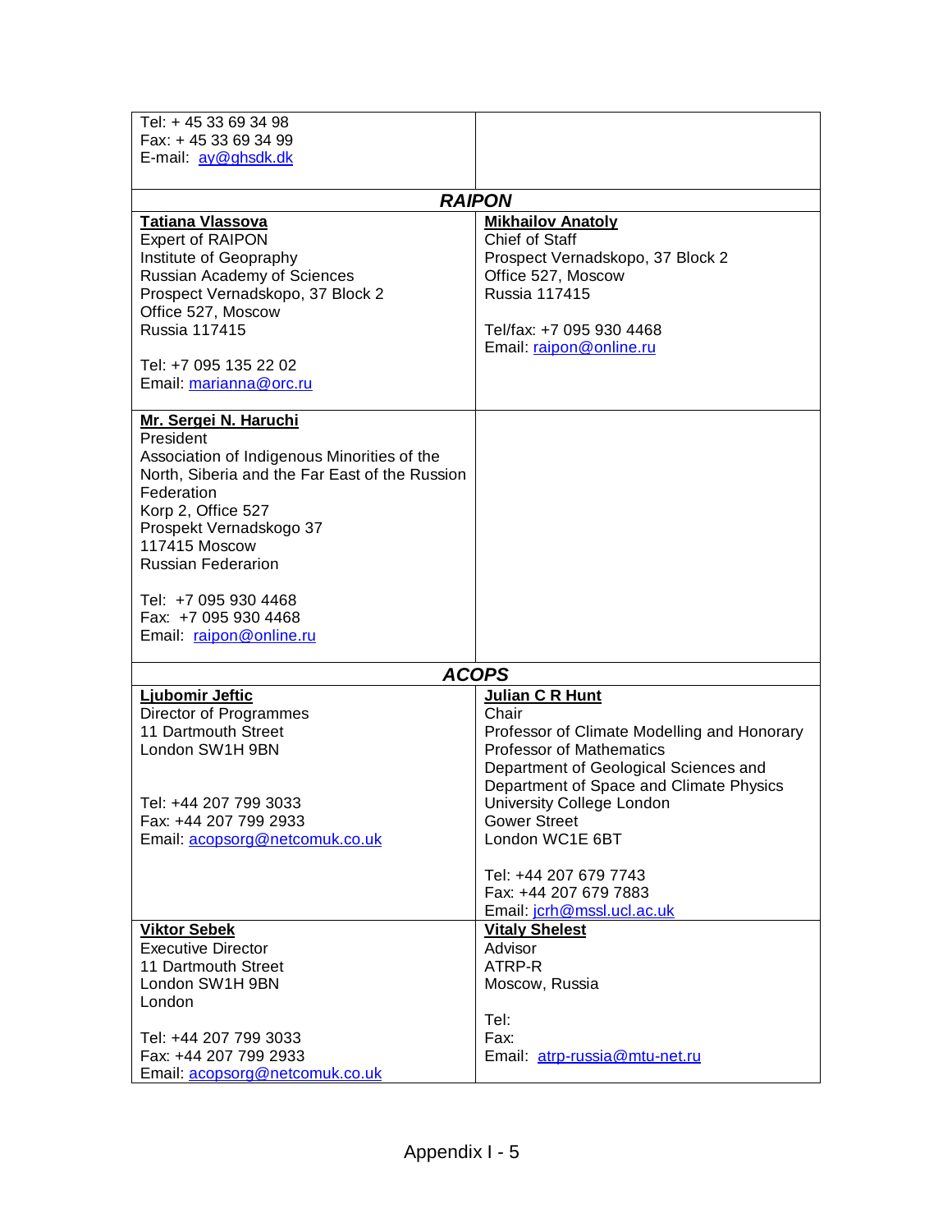| | |
|---|---|
| Tel: + 45 33 69 34 98<br>Fax: + 45 33 69 34 99<br>E-mail: ay@ghsdk.dk | |
| ***RAIPON*** | |
| **Tatiana Vlassova**<br>Expert of RAIPON<br>Institute of Geopraphy<br>Russian Academy of Sciences<br>Prospect Vernadskopo, 37 Block 2<br>Office 527, Moscow<br>Russia 117415<br><br>Tel: +7 095 135 22 02<br>Email: marianna@orc.ru | **Mikhailov Anatoly**<br>Chief of Staff<br>Prospect Vernadskopo, 37 Block 2<br>Office 527, Moscow<br>Russia 117415<br><br>Tel/fax: +7 095 930 4468<br>Email: raipon@online.ru |
| **Mr. Sergei N. Haruchi**<br>President<br>Association of Indigenous Minorities of the North, Siberia and the Far East of the Russion Federation<br>Korp 2, Office 527<br>Prospekt Vernadskogo 37<br>117415 Moscow<br>Russian Federarion<br><br>Tel: +7 095 930 4468<br>Fax: +7 095 930 4468<br>Email: raipon@online.ru | |
| ***ACOPS*** | |
| **Ljubomir Jeftic**<br>Director of Programmes<br>11 Dartmouth Street<br>London SW1H 9BN<br><br><br>Tel: +44 207 799 3033<br>Fax: +44 207 799 2933<br>Email: acopsorg@netcomuk.co.uk | **Julian C R Hunt**<br>Chair<br>Professor of Climate Modelling and Honorary Professor of Mathematics<br>Department of Geological Sciences and Department of Space and Climate Physics<br>University College London<br>Gower Street<br>London WC1E 6BT<br><br>Tel: +44 207 679 7743<br>Fax: +44 207 679 7883<br>Email: jcrh@mssl.ucl.ac.uk |
| **Viktor Sebek**<br>Executive Director<br>11 Dartmouth Street<br>London SW1H 9BN<br>London<br><br>Tel: +44 207 799 3033<br>Fax: +44 207 799 2933<br>Email: acopsorg@netcomuk.co.uk | **Vitaly Shelest**<br>Advisor<br>ATRP-R<br>Moscow, Russia<br><br>Tel:<br>Fax:<br>Email: atrp-russia@mtu-net.ru |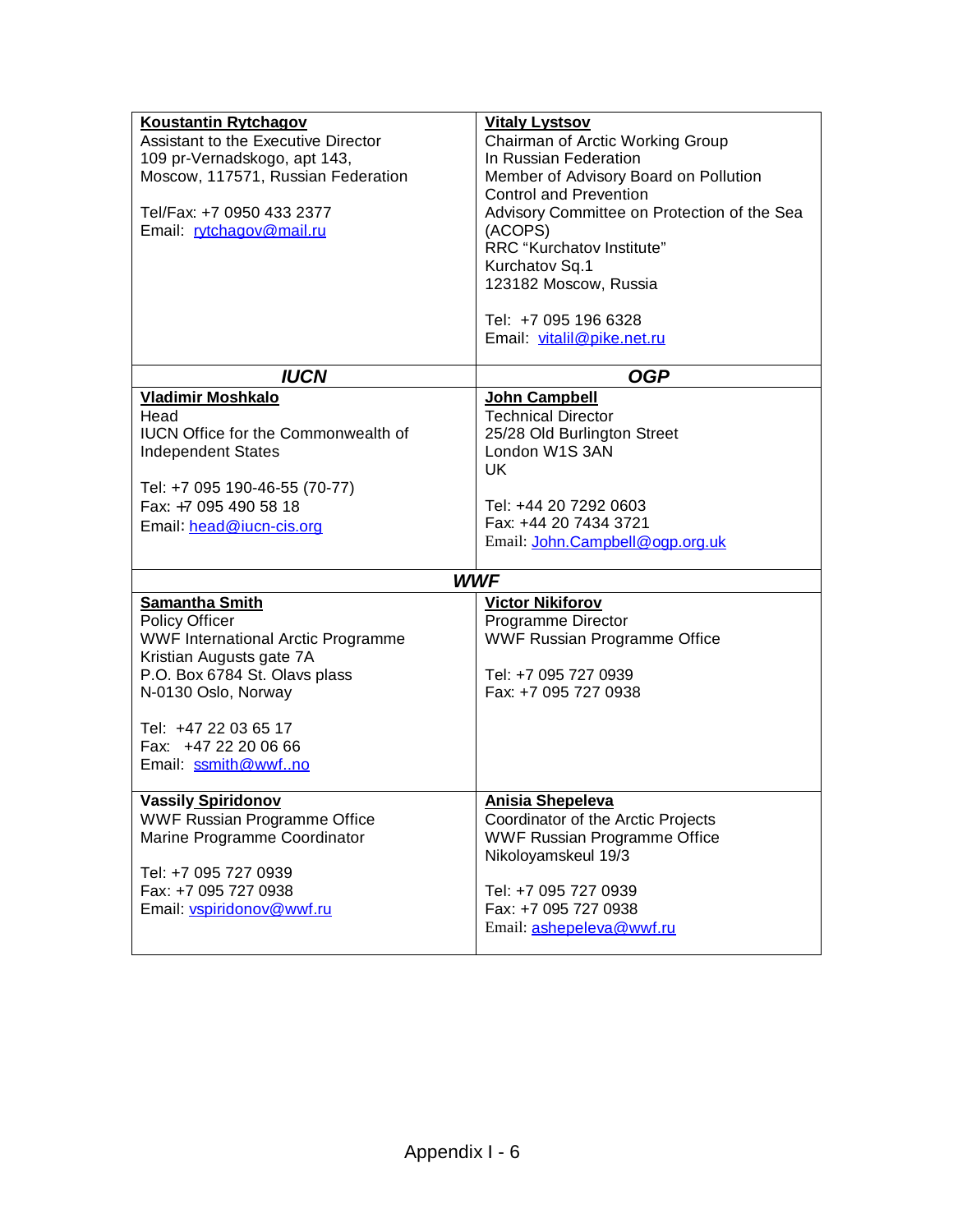| | |
|---|---|
| **Koustantin Rytchagov**<br>Assistant to the Executive Director<br>109 pr-Vernadskogo, apt 143,<br>Moscow, 117571, Russian Federation<br><br>Tel/Fax: +7 0950 433 2377<br>Email: rytchagov@mail.ru | **Vitaly Lystsov**<br>Chairman of Arctic Working Group<br>In Russian Federation<br>Member of Advisory Board on Pollution Control and Prevention<br>Advisory Committee on Protection of the Sea (ACOPS)<br>RRC "Kurchatov Institute"<br>Kurchatov Sq.1<br>123182 Moscow, Russia<br><br>Tel: +7 095 196 6328<br>Email: vitalil@pike.net.ru |
| ***IUCN*** | ***OGP*** |
| **Vladimir Moshkalo**<br>Head<br>IUCN Office for the Commonwealth of Independent States<br><br>Tel: +7 095 190-46-55 (70-77)<br>Fax: +7 095 490 58 18<br>Email: head@iucn-cis.org | **John Campbell**<br>Technical Director<br>25/28 Old Burlington Street<br>London W1S 3AN<br>UK<br><br>Tel: +44 20 7292 0603<br>Fax: +44 20 7434 3721<br>Email: John.Campbell@ogp.org.uk |
| ***WWF*** | |
| **Samantha Smith**<br>Policy Officer<br>WWF International Arctic Programme<br>Kristian Augusts gate 7A<br>P.O. Box 6784 St. Olavs plass<br>N-0130 Oslo, Norway<br><br>Tel: +47 22 03 65 17<br>Fax: +47 22 20 06 66<br>Email: ssmith@wwf..no | **Victor Nikiforov**<br>Programme Director<br>WWF Russian Programme Office<br><br>Tel: +7 095 727 0939<br>Fax: +7 095 727 0938 |
| **Vassily Spiridonov**<br>WWF Russian Programme Office<br>Marine Programme Coordinator<br><br>Tel: +7 095 727 0939<br>Fax: +7 095 727 0938<br>Email: vspiridonov@wwf.ru | **Anisia Shepeleva**<br>Coordinator of the Arctic Projects<br>WWF Russian Programme Office<br>Nikoloyamskeul 19/3<br><br>Tel: +7 095 727 0939<br>Fax: +7 095 727 0938<br>Email: ashepeleva@wwf.ru |

Appendix I - 6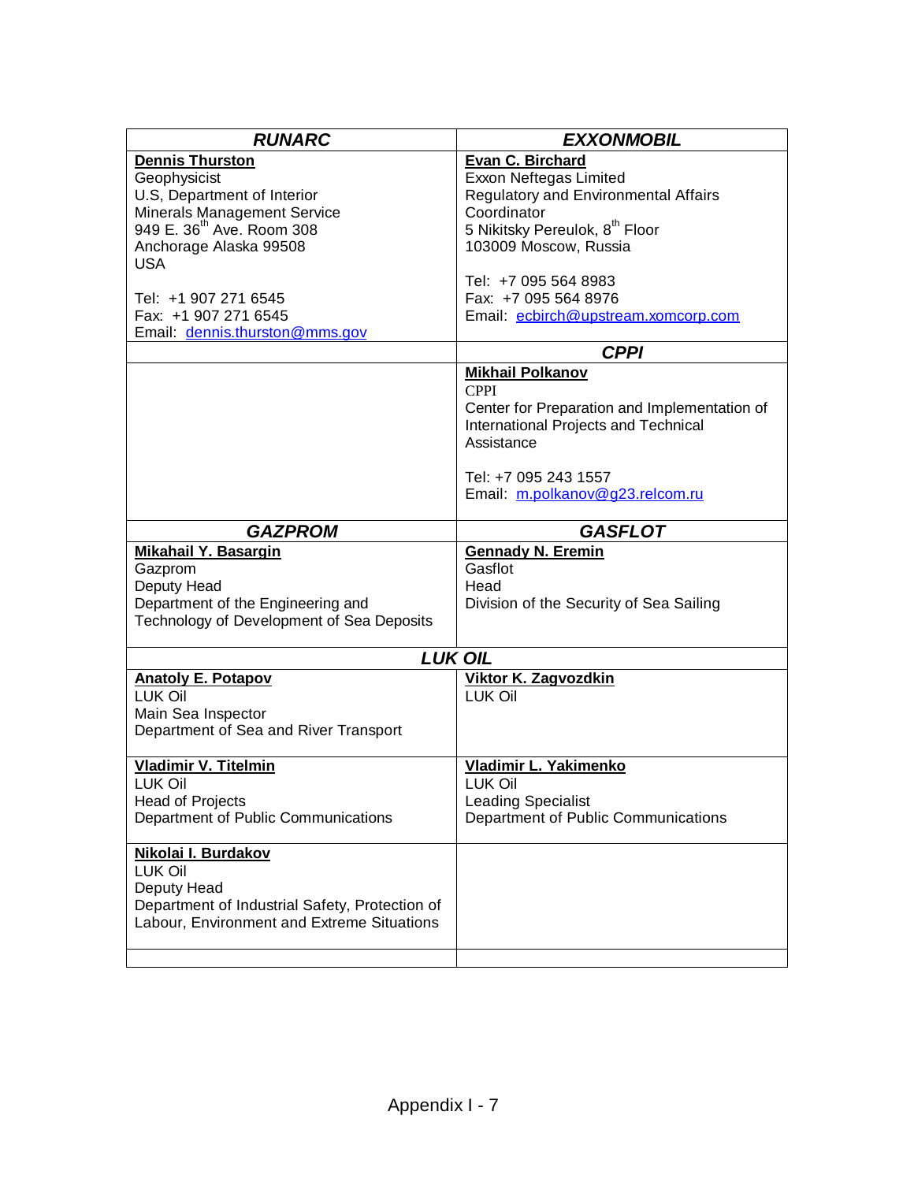| *RUNARC* | *EXXONMOBIL* |
|---|---|
| **Dennis Thurston**<br>Geophysicist<br>U.S, Department of Interior<br>Minerals Management Service<br>949 E. 36th Ave. Room 308<br>Anchorage Alaska 99508<br>USA<br><br>Tel: +1 907 271 6545<br>Fax: +1 907 271 6545<br>Email: dennis.thurston@mms.gov | **Evan C. Birchard**<br>Exxon Neftegas Limited<br>Regulatory and Environmental Affairs<br>Coordinator<br>5 Nikitsky Pereulok, 8th Floor<br>103009 Moscow, Russia<br><br>Tel: +7 095 564 8983<br>Fax: +7 095 564 8976<br>Email: ecbirch@upstream.xomcorp.com |
| | *CPPI* |
| | **Mikhail Polkanov**<br>CPPI<br>Center for Preparation and Implementation of International Projects and Technical Assistance<br><br>Tel: +7 095 243 1557<br>Email: m.polkanov@g23.relcom.ru |
| *GAZPROM* | *GASFLOT* |
| **Mikahail Y. Basargin**<br>Gazprom<br>Deputy Head<br>Department of the Engineering and Technology of Development of Sea Deposits | **Gennady N. Eremin**<br>Gasflot<br>Head<br>Division of the Security of Sea Sailing |
| *LUK OIL* | |
| **Anatoly E. Potapov**<br>LUK Oil<br>Main Sea Inspector<br>Department of Sea and River Transport | **Viktor K. Zagvozdkin**<br>LUK Oil |
| **Vladimir V. Titelmin**<br>LUK Oil<br>Head of Projects<br>Department of Public Communications | **Vladimir L. Yakimenko**<br>LUK Oil<br>Leading Specialist<br>Department of Public Communications |
| **Nikolai I. Burdakov**<br>LUK Oil<br>Deputy Head<br>Department of Industrial Safety, Protection of Labour, Environment and Extreme Situations | |
| | |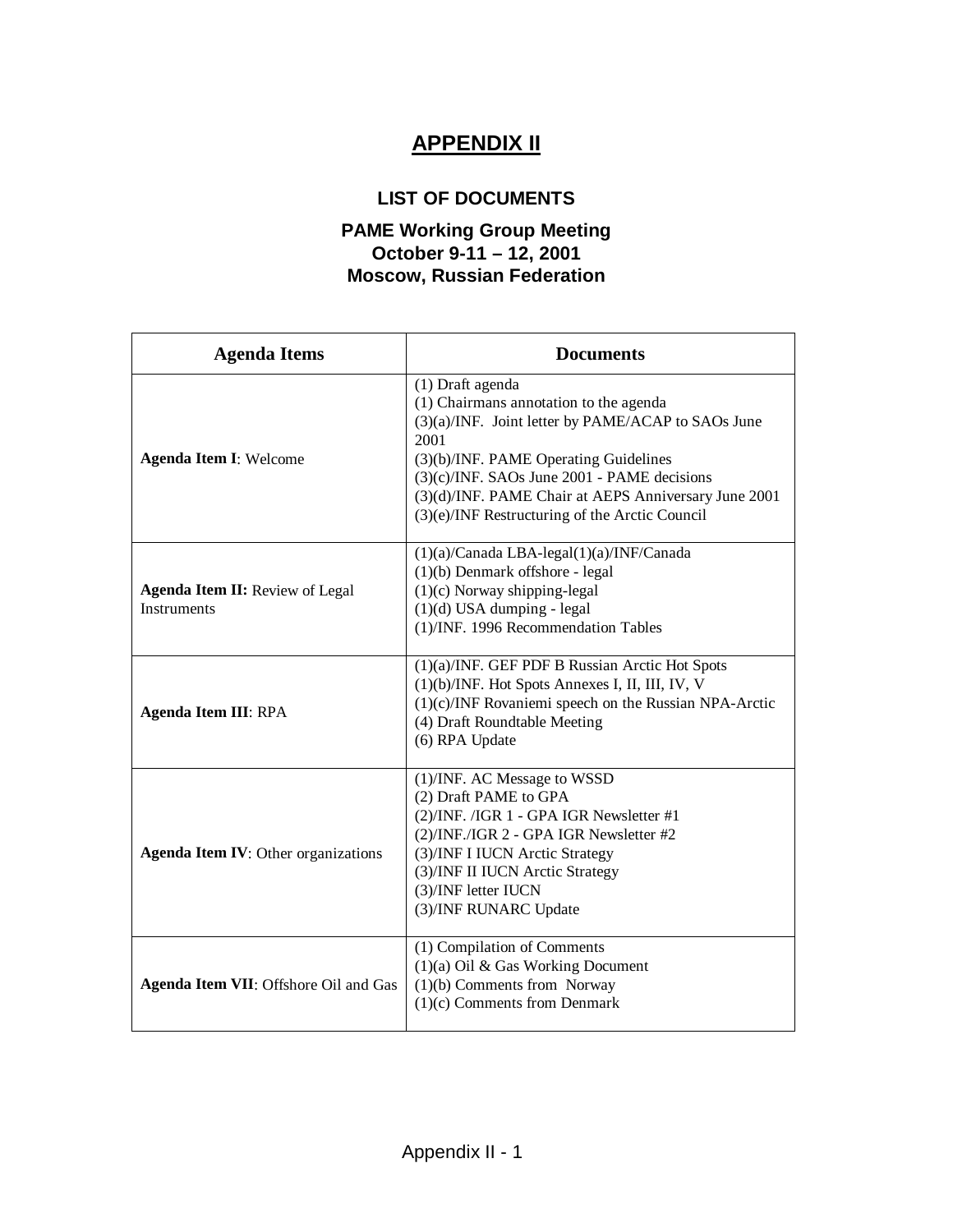# APPENDIX II

## LIST OF DOCUMENTS

### PAME Working Group Meeting
### October 9-11 – 12, 2001
### Moscow, Russian Federation

| Agenda Items | Documents |
|---|---|
| **Agenda Item I**: Welcome | (1) Draft agenda<br>(1) Chairmans annotation to the agenda<br>(3)(a)/INF. Joint letter by PAME/ACAP to SAOs June 2001<br>(3)(b)/INF. PAME Operating Guidelines<br>(3)(c)/INF. SAOs June 2001 - PAME decisions<br>(3)(d)/INF. PAME Chair at AEPS Anniversary June 2001<br>(3)(e)/INF Restructuring of the Arctic Council |
| **Agenda Item II:** Review of Legal Instruments | (1)(a)/Canada LBA-legal(1)(a)/INF/Canada<br>(1)(b) Denmark offshore - legal<br>(1)(c) Norway shipping-legal<br>(1)(d) USA dumping - legal<br>(1)/INF. 1996 Recommendation Tables |
| **Agenda Item III**: RPA | (1)(a)/INF. GEF PDF B Russian Arctic Hot Spots<br>(1)(b)/INF. Hot Spots Annexes I, II, III, IV, V<br>(1)(c)/INF Rovaniemi speech on the Russian NPA-Arctic<br>(4) Draft Roundtable Meeting<br>(6) RPA Update |
| **Agenda Item IV**: Other organizations | (1)/INF. AC Message to WSSD<br>(2) Draft PAME to GPA<br>(2)/INF. /IGR 1 - GPA IGR Newsletter #1<br>(2)/INF./IGR 2 - GPA IGR Newsletter #2<br>(3)/INF I IUCN Arctic Strategy<br>(3)/INF II IUCN Arctic Strategy<br>(3)/INF letter IUCN<br>(3)/INF RUNARC Update |
| **Agenda Item VII**: Offshore Oil and Gas | (1) Compilation of Comments<br>(1)(a) Oil & Gas Working Document<br>(1)(b) Comments from Norway<br>(1)(c) Comments from Denmark |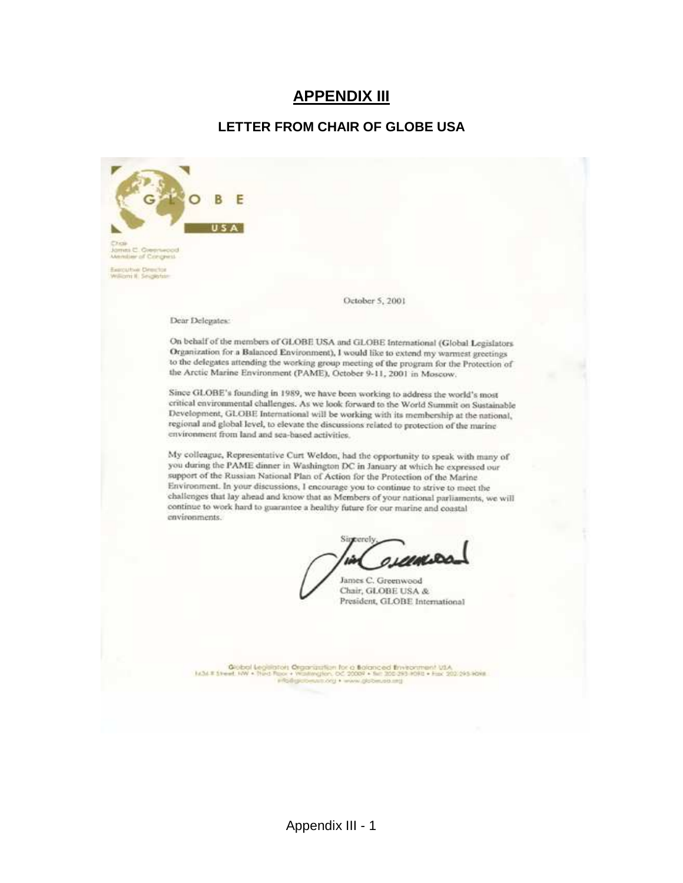# APPENDIX III

## LETTER FROM CHAIR OF GLOBE USA

GLOBE USA

Chair
James C. Greenwood
Member of Congress

Executive Director
William R. Singleton

October 5, 2001

Dear Delegates:

On behalf of the members of GLOBE USA and GLOBE International (Global Legislators Organization for a Balanced Environment), I would like to extend my warmest greetings to the delegates attending the working group meeting of the program for the Protection of the Arctic Marine Environment (PAME), October 9-11, 2001 in Moscow.

Since GLOBE's founding in 1989, we have been working to address the world's most critical environmental challenges. As we look forward to the World Summit on Sustainable Development, GLOBE International will be working with its membership at the national, regional and global level, to elevate the discussions related to protection of the marine environment from land and sea-based activities.

My colleague, Representative Curt Weldon, had the opportunity to speak with many of you during the PAME dinner in Washington DC in January at which he expressed our support of the Russian National Plan of Action for the Protection of the Marine Environment. In your discussions, I encourage you to continue to strive to meet the challenges that lay ahead and know that as Members of your national parliaments, we will continue to work hard to guarantee a healthy future for our marine and coastal environments.

Sincerely,

Jim Greenwood

James C. Greenwood
Chair, GLOBE USA &
President, GLOBE International

Global Legislators Organization for a Balanced Environment USA
1634 I Street, NW • Third Floor • Washington, DC 20006 • Tel: 202-293-9098 • Fax: 202-293-9098
info@globeusa.org • www.globeusa.org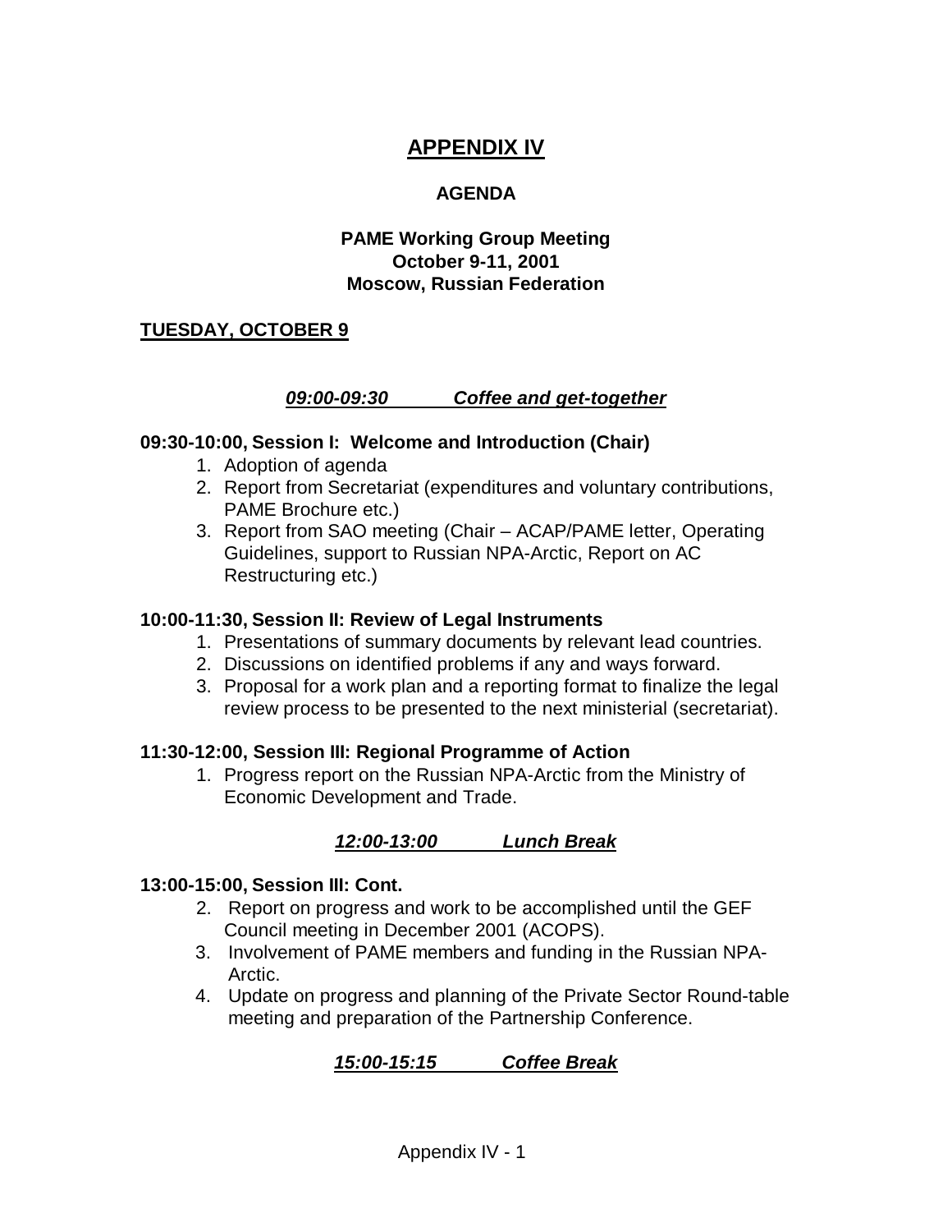# APPENDIX IV

## AGENDA

### PAME Working Group Meeting
### October 9-11, 2001
### Moscow, Russian Federation

**TUESDAY, OCTOBER 9**

***09:00-09:30 Coffee and get-together***

**09:30-10:00, Session I: Welcome and Introduction (Chair)**

1. Adoption of agenda
2. Report from Secretariat (expenditures and voluntary contributions, PAME Brochure etc.)
3. Report from SAO meeting (Chair – ACAP/PAME letter, Operating Guidelines, support to Russian NPA-Arctic, Report on AC Restructuring etc.)

**10:00-11:30, Session II: Review of Legal Instruments**

1. Presentations of summary documents by relevant lead countries.
2. Discussions on identified problems if any and ways forward.
3. Proposal for a work plan and a reporting format to finalize the legal review process to be presented to the next ministerial (secretariat).

**11:30-12:00, Session III: Regional Programme of Action**

1. Progress report on the Russian NPA-Arctic from the Ministry of Economic Development and Trade.

***12:00-13:00 Lunch Break***

**13:00-15:00, Session III: Cont.**

2. Report on progress and work to be accomplished until the GEF Council meeting in December 2001 (ACOPS).
3. Involvement of PAME members and funding in the Russian NPA-Arctic.
4. Update on progress and planning of the Private Sector Round-table meeting and preparation of the Partnership Conference.

***15:00-15:15 Coffee Break***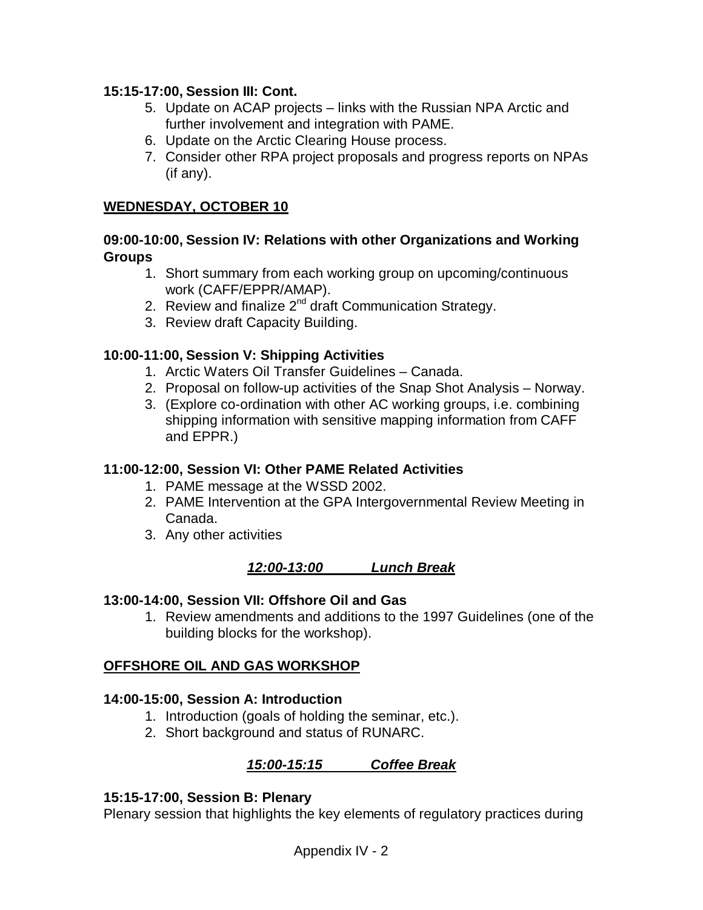**15:15-17:00, Session III: Cont.**

5. Update on ACAP projects – links with the Russian NPA Arctic and further involvement and integration with PAME.
6. Update on the Arctic Clearing House process.
7. Consider other RPA project proposals and progress reports on NPAs (if any).

**WEDNESDAY, OCTOBER 10**

**09:00-10:00, Session IV: Relations with other Organizations and Working Groups**

1. Short summary from each working group on upcoming/continuous work (CAFF/EPPR/AMAP).
2. Review and finalize 2nd draft Communication Strategy.
3. Review draft Capacity Building.

**10:00-11:00, Session V: Shipping Activities**

1. Arctic Waters Oil Transfer Guidelines – Canada.
2. Proposal on follow-up activities of the Snap Shot Analysis – Norway.
3. (Explore co-ordination with other AC working groups, i.e. combining shipping information with sensitive mapping information from CAFF and EPPR.)

**11:00-12:00, Session VI: Other PAME Related Activities**

1. PAME message at the WSSD 2002.
2. PAME Intervention at the GPA Intergovernmental Review Meeting in Canada.
3. Any other activities

***12:00-13:00 Lunch Break***

**13:00-14:00, Session VII: Offshore Oil and Gas**

1. Review amendments and additions to the 1997 Guidelines (one of the building blocks for the workshop).

**OFFSHORE OIL AND GAS WORKSHOP**

**14:00-15:00, Session A: Introduction**

1. Introduction (goals of holding the seminar, etc.).
2. Short background and status of RUNARC.

***15:00-15:15 Coffee Break***

**15:15-17:00, Session B: Plenary**

Plenary session that highlights the key elements of regulatory practices during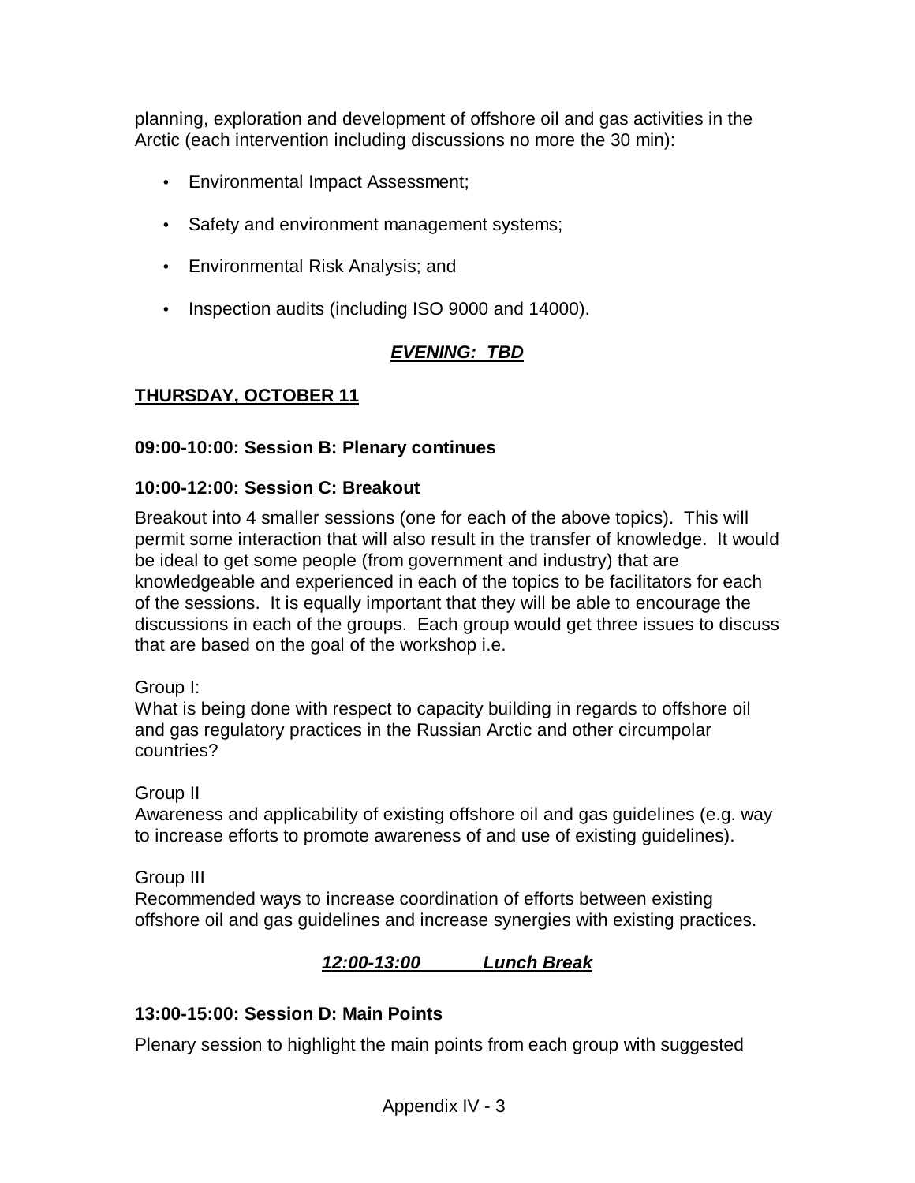planning, exploration and development of offshore oil and gas activities in the Arctic (each intervention including discussions no more the 30 min):

- Environmental Impact Assessment;
- Safety and environment management systems;
- Environmental Risk Analysis; and
- Inspection audits (including ISO 9000 and 14000).

***EVENING: TBD***

**THURSDAY, OCTOBER 11**

**09:00-10:00: Session B: Plenary continues**

**10:00-12:00: Session C: Breakout**

Breakout into 4 smaller sessions (one for each of the above topics). This will permit some interaction that will also result in the transfer of knowledge. It would be ideal to get some people (from government and industry) that are knowledgeable and experienced in each of the topics to be facilitators for each of the sessions. It is equally important that they will be able to encourage the discussions in each of the groups. Each group would get three issues to discuss that are based on the goal of the workshop i.e.

Group I:
What is being done with respect to capacity building in regards to offshore oil and gas regulatory practices in the Russian Arctic and other circumpolar countries?

Group II
Awareness and applicability of existing offshore oil and gas guidelines (e.g. way to increase efforts to promote awareness of and use of existing guidelines).

Group III
Recommended ways to increase coordination of efforts between existing offshore oil and gas guidelines and increase synergies with existing practices.

***12:00-13:00 Lunch Break***

**13:00-15:00: Session D: Main Points**

Plenary session to highlight the main points from each group with suggested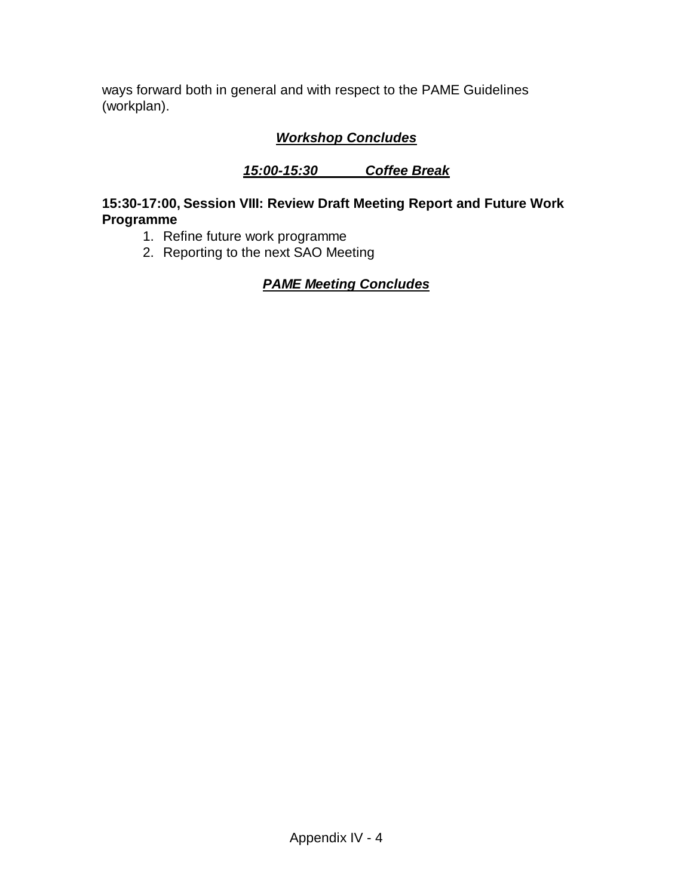ways forward both in general and with respect to the PAME Guidelines (workplan).

***Workshop Concludes***

***15:00-15:30 Coffee Break***

**15:30-17:00, Session VIII: Review Draft Meeting Report and Future Work Programme**

1. Refine future work programme
2. Reporting to the next SAO Meeting

***PAME Meeting Concludes***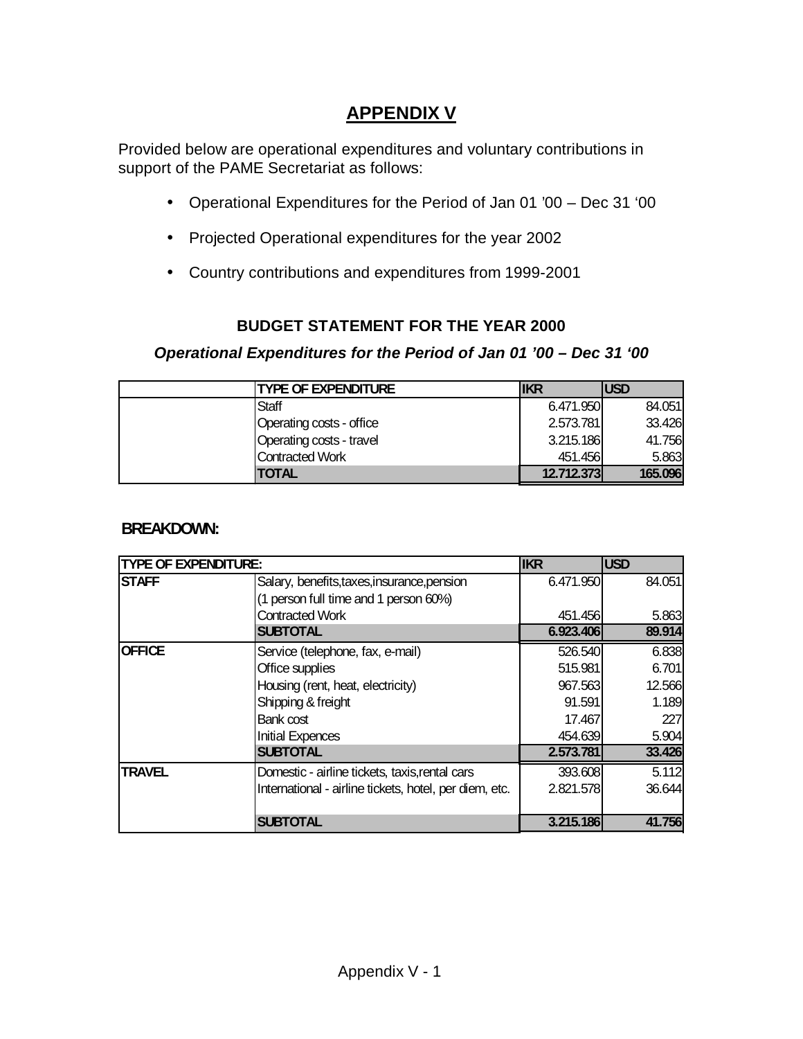# APPENDIX V

Provided below are operational expenditures and voluntary contributions in support of the PAME Secretariat as follows:

- Operational Expenditures for the Period of Jan 01 '00 – Dec 31 '00
- Projected Operational expenditures for the year 2002
- Country contributions and expenditures from 1999-2001

### BUDGET STATEMENT FOR THE YEAR 2000

***Operational Expenditures for the Period of Jan 01 '00 – Dec 31 '00***

| | TYPE OF EXPENDITURE | IKR | USD |
|---|---|---|---|
| | Staff | 6.471.950 | 84.051 |
| | Operating costs - office | 2.573.781 | 33.426 |
| | Operating costs - travel | 3.215.186 | 41.756 |
| | Contracted Work | 451.456 | 5.863 |
| | **TOTAL** | **12.712.373** | **165.096** |

**BREAKDOWN:**

| TYPE OF EXPENDITURE: | | IKR | USD |
|---|---|---|---|
| **STAFF** | Salary, benefits,taxes,insurance,pension | 6.471.950 | 84.051 |
| | (1 person full time and 1 person 60%) | | |
| | Contracted Work | 451.456 | 5.863 |
| | **SUBTOTAL** | **6.923.406** | **89.914** |
| **OFFICE** | Service (telephone, fax, e-mail) | 526.540 | 6.838 |
| | Office supplies | 515.981 | 6.701 |
| | Housing (rent, heat, electricity) | 967.563 | 12.566 |
| | Shipping & freight | 91.591 | 1.189 |
| | Bank cost | 17.467 | 227 |
| | Initial Expences | 454.639 | 5.904 |
| | **SUBTOTAL** | **2.573.781** | **33.426** |
| **TRAVEL** | Domestic - airline tickets, taxis,rental cars | 393.608 | 5.112 |
| | International - airline tickets, hotel, per diem, etc. | 2.821.578 | 36.644 |
| | **SUBTOTAL** | **3.215.186** | **41.756** |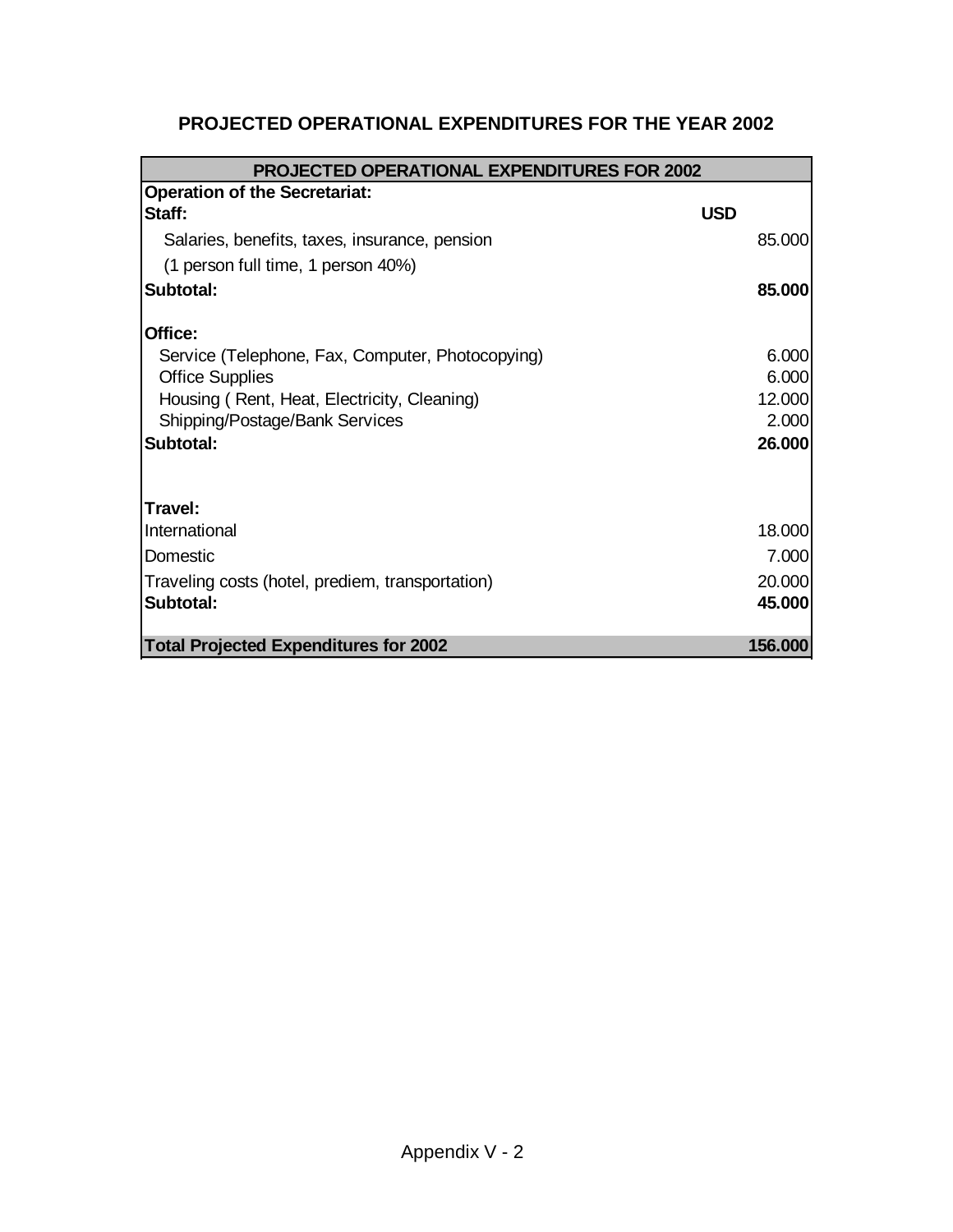# PROJECTED OPERATIONAL EXPENDITURES FOR THE YEAR 2002

| PROJECTED OPERATIONAL EXPENDITURES FOR 2002 | |
|---|---|
| **Operation of the Secretariat:** | |
| **Staff:** | **USD** |
| Salaries, benefits, taxes, insurance, pension | 85.000 |
| (1 person full time, 1 person 40%) | |
| **Subtotal:** | **85.000** |
| | |
| **Office:** | |
| Service (Telephone, Fax, Computer, Photocopying) | 6.000 |
| Office Supplies | 6.000 |
| Housing ( Rent, Heat, Electricity, Cleaning) | 12.000 |
| Shipping/Postage/Bank Services | 2.000 |
| **Subtotal:** | **26.000** |
| | |
| **Travel:** | |
| International | 18.000 |
| Domestic | 7.000 |
| Traveling costs (hotel, prediem, transportation) | 20.000 |
| **Subtotal:** | **45.000** |
| | |
| **Total Projected Expenditures for 2002** | **156.000** |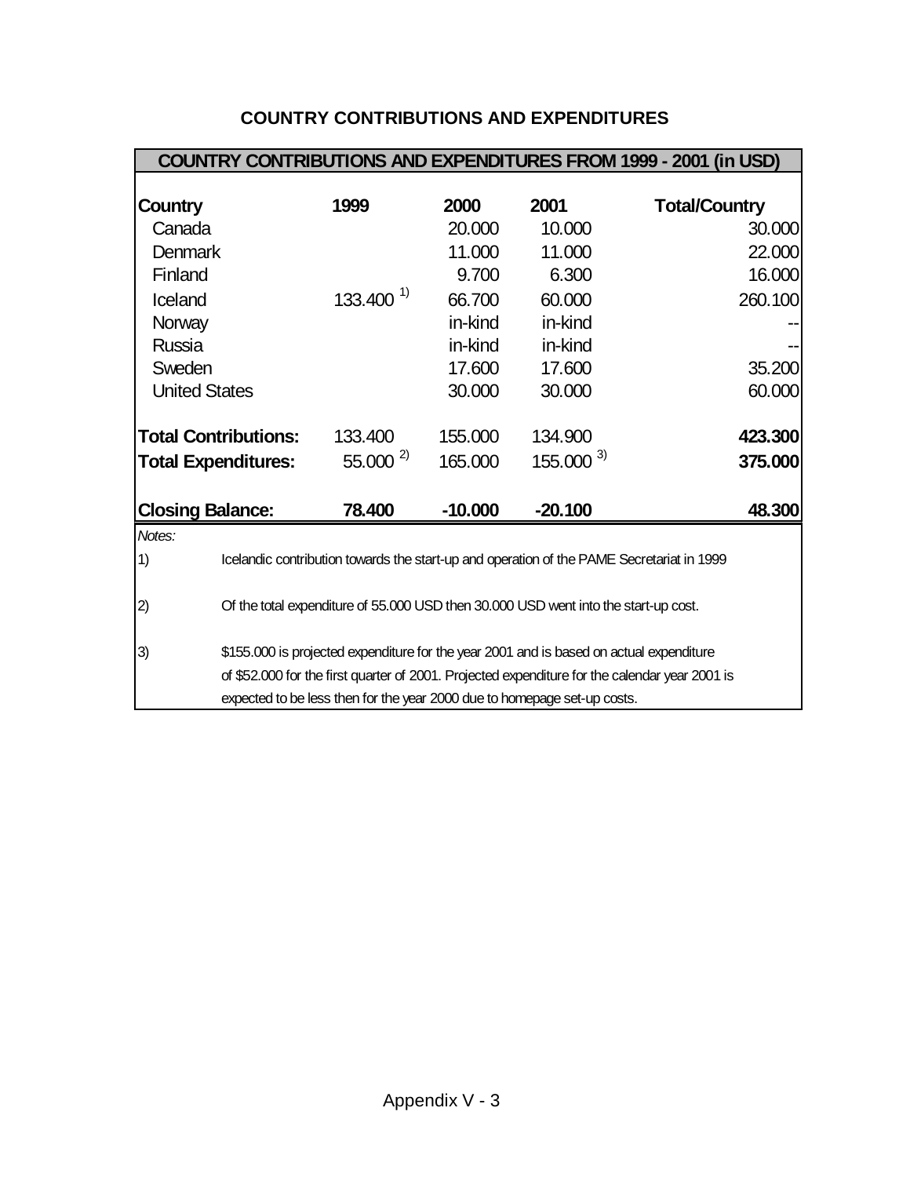## COUNTRY CONTRIBUTIONS AND EXPENDITURES

| COUNTRY CONTRIBUTIONS AND EXPENDITURES FROM 1999 - 2001 (in USD) | | | | |
|---|---|---|---|---|
| **Country** | **1999** | **2000** | **2001** | **Total/Country** |
| Canada | | 20.000 | 10.000 | 30.000 |
| Denmark | | 11.000 | 11.000 | 22.000 |
| Finland | | 9.700 | 6.300 | 16.000 |
| Iceland | 133.400 [1)] | 66.700 | 60.000 | 260.100 |
| Norway | | in-kind | in-kind | -- |
| Russia | | in-kind | in-kind | -- |
| Sweden | | 17.600 | 17.600 | 35.200 |
| United States | | 30.000 | 30.000 | 60.000 |
| **Total Contributions:** | 133.400 | 155.000 | 134.900 | **423.300** |
| **Total Expenditures:** | 55.000 [2)] | 165.000 | 155.000 [3)] | **375.000** |
| **Closing Balance:** | **78.400** | **-10.000** | **-20.100** | **48.300** |

*Notes:*

1) Icelandic contribution towards the start-up and operation of the PAME Secretariat in 1999

2) Of the total expenditure of 55.000 USD then 30.000 USD went into the start-up cost.

3) $155.000 is projected expenditure for the year 2001 and is based on actual expenditure of $52.000 for the first quarter of 2001. Projected expenditure for the calendar year 2001 is expected to be less then for the year 2000 due to homepage set-up costs.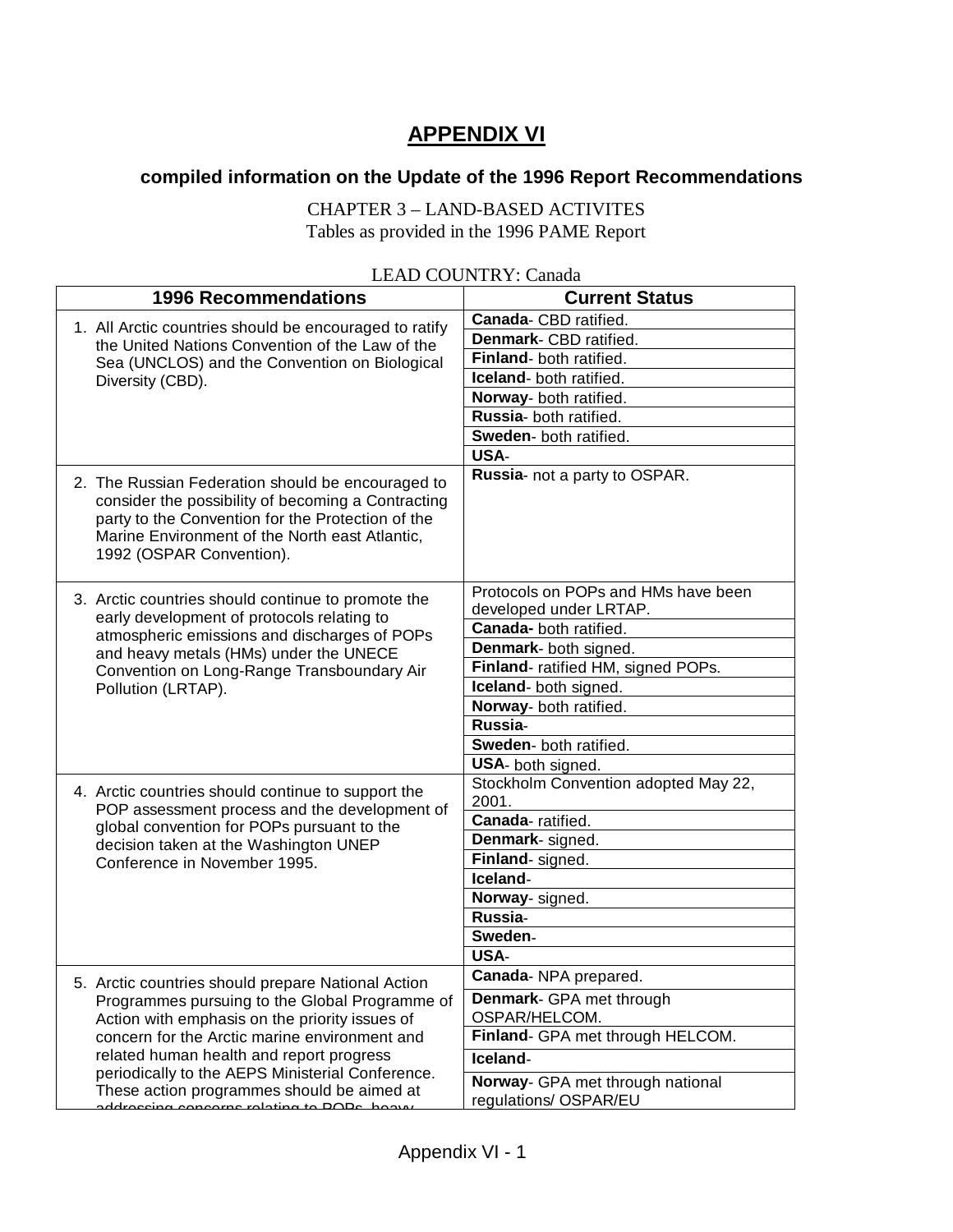# APPENDIX VI

## compiled information on the Update of the 1996 Report Recommendations

CHAPTER 3 – LAND-BASED ACTIVITES
Tables as provided in the 1996 PAME Report

LEAD COUNTRY: Canada

| 1996 Recommendations | Current Status |
|---|---|
| 1. All Arctic countries should be encouraged to ratify the United Nations Convention of the Law of the Sea (UNCLOS) and the Convention on Biological Diversity (CBD). | **Canada**- CBD ratified. |
| | **Denmark**- CBD ratified. |
| | **Finland**- both ratified. |
| | **Iceland**- both ratified. |
| | **Norway**- both ratified. |
| | **Russia**- both ratified. |
| | **Sweden**- both ratified. |
| | **USA**- |
| 2. The Russian Federation should be encouraged to consider the possibility of becoming a Contracting party to the Convention for the Protection of the Marine Environment of the North east Atlantic, 1992 (OSPAR Convention). | **Russia**- not a party to OSPAR. |
| 3. Arctic countries should continue to promote the early development of protocols relating to atmospheric emissions and discharges of POPs and heavy metals (HMs) under the UNECE Convention on Long-Range Transboundary Air Pollution (LRTAP). | Protocols on POPs and HMs have been developed under LRTAP. |
| | **Canada-** both ratified. |
| | **Denmark**- both signed. |
| | **Finland**- ratified HM, signed POPs. |
| | **Iceland**- both signed. |
| | **Norway**- both ratified. |
| | **Russia**- |
| | **Sweden**- both ratified. |
| | **USA**- both signed. |
| 4. Arctic countries should continue to support the POP assessment process and the development of global convention for POPs pursuant to the decision taken at the Washington UNEP Conference in November 1995. | Stockholm Convention adopted May 22, 2001. |
| | **Canada**- ratified. |
| | **Denmark**- signed. |
| | **Finland**- signed. |
| | **Iceland**- |
| | **Norway**- signed. |
| | **Russia**- |
| | **Sweden**- |
| | **USA**- |
| 5. Arctic countries should prepare National Action Programmes pursuing to the Global Programme of Action with emphasis on the priority issues of concern for the Arctic marine environment and related human health and report progress periodically to the AEPS Ministerial Conference. These action programmes should be aimed at addressing concerns relating to POPs, heavy | **Canada**- NPA prepared. |
| | **Denmark**- GPA met through OSPAR/HELCOM. |
| | **Finland**- GPA met through HELCOM. |
| | **Iceland**- |
| | **Norway**- GPA met through national regulations/ OSPAR/EU |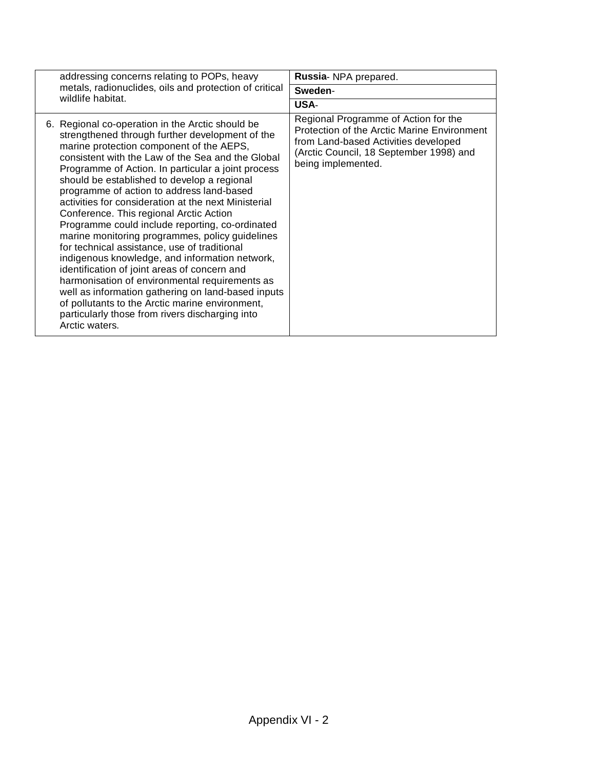| | |
|---|---|
| addressing concerns relating to POPs, heavy metals, radionuclides, oils and protection of critical wildlife habitat. | **Russia**- NPA prepared. |
| | **Sweden**- |
| | **USA**- |
| 6. Regional co-operation in the Arctic should be strengthened through further development of the marine protection component of the AEPS, consistent with the Law of the Sea and the Global Programme of Action. In particular a joint process should be established to develop a regional programme of action to address land-based activities for consideration at the next Ministerial Conference. This regional Arctic Action Programme could include reporting, co-ordinated marine monitoring programmes, policy guidelines for technical assistance, use of traditional indigenous knowledge, and information network, identification of joint areas of concern and harmonisation of environmental requirements as well as information gathering on land-based inputs of pollutants to the Arctic marine environment, particularly those from rivers discharging into Arctic waters. | Regional Programme of Action for the Protection of the Arctic Marine Environment from Land-based Activities developed (Arctic Council, 18 September 1998) and being implemented. |

Appendix VI - 2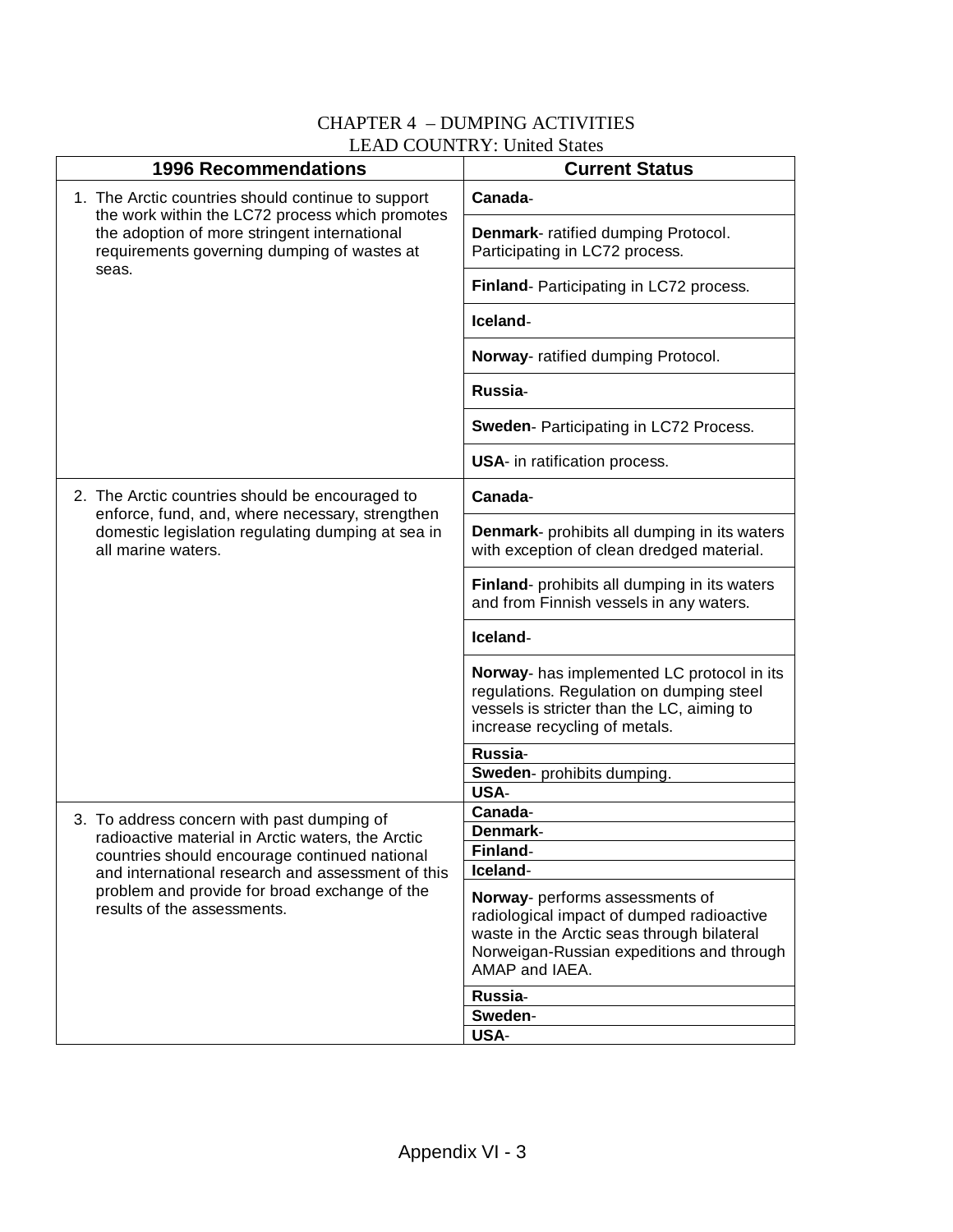CHAPTER 4 – DUMPING ACTIVITIES
LEAD COUNTRY: United States

| 1996 Recommendations | Current Status |
|---|---|
| 1. The Arctic countries should continue to support the work within the LC72 process which promotes the adoption of more stringent international requirements governing dumping of wastes at seas. | **Canada**- |
| | **Denmark**- ratified dumping Protocol. Participating in LC72 process. |
| | **Finland**- Participating in LC72 process. |
| | **Iceland**- |
| | **Norway**- ratified dumping Protocol. |
| | **Russia**- |
| | **Sweden**- Participating in LC72 Process. |
| | **USA**- in ratification process. |
| 2. The Arctic countries should be encouraged to enforce, fund, and, where necessary, strengthen domestic legislation regulating dumping at sea in all marine waters. | **Canada**- |
| | **Denmark**- prohibits all dumping in its waters with exception of clean dredged material. |
| | **Finland**- prohibits all dumping in its waters and from Finnish vessels in any waters. |
| | **Iceland**- |
| | **Norway**- has implemented LC protocol in its regulations. Regulation on dumping steel vessels is stricter than the LC, aiming to increase recycling of metals. |
| | **Russia**- |
| | **Sweden**- prohibits dumping. |
| | **USA**- |
| 3. To address concern with past dumping of radioactive material in Arctic waters, the Arctic countries should encourage continued national and international research and assessment of this problem and provide for broad exchange of the results of the assessments. | **Canada**- |
| | **Denmark**- |
| | **Finland**- |
| | **Iceland**- |
| | **Norway**- performs assessments of radiological impact of dumped radioactive waste in the Arctic seas through bilateral Norweigan-Russian expeditions and through AMAP and IAEA. |
| | **Russia**- |
| | **Sweden**- |
| | **USA**- |

Appendix VI - 3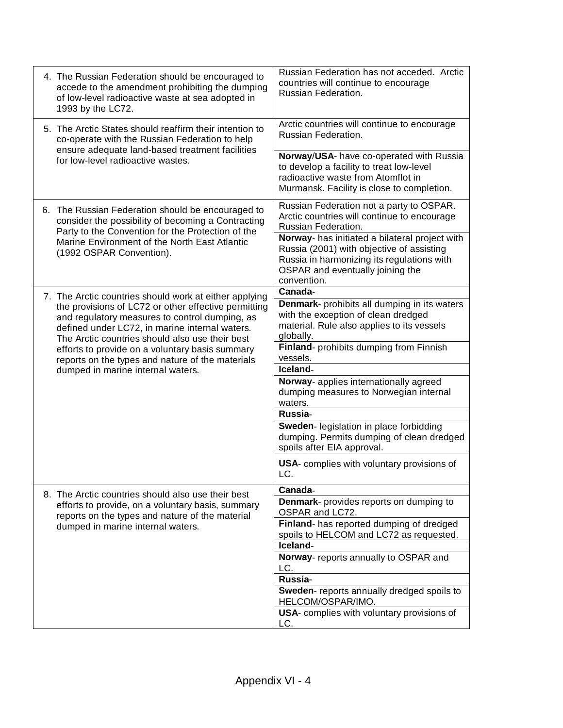| Recommendation | Status |
|---|---|
| 4. The Russian Federation should be encouraged to accede to the amendment prohibiting the dumping of low-level radioactive waste at sea adopted in 1993 by the LC72. | Russian Federation has not acceded. Arctic countries will continue to encourage Russian Federation. |
| 5. The Arctic States should reaffirm their intention to co-operate with the Russian Federation to help ensure adequate land-based treatment facilities for low-level radioactive wastes. | Arctic countries will continue to encourage Russian Federation. |
| | **Norway/USA**- have co-operated with Russia to develop a facility to treat low-level radioactive waste from Atomflot in Murmansk. Facility is close to completion. |
| 6. The Russian Federation should be encouraged to consider the possibility of becoming a Contracting Party to the Convention for the Protection of the Marine Environment of the North East Atlantic (1992 OSPAR Convention). | Russian Federation not a party to OSPAR. Arctic countries will continue to encourage Russian Federation. |
| | **Norway**- has initiated a bilateral project with Russia (2001) with objective of assisting Russia in harmonizing its regulations with OSPAR and eventually joining the convention. |
| 7. The Arctic countries should work at either applying the provisions of LC72 or other effective permitting and regulatory measures to control dumping, as defined under LC72, in marine internal waters. The Arctic countries should also use their best efforts to provide on a voluntary basis summary reports on the types and nature of the materials dumped in marine internal waters. | **Canada**- |
| | **Denmark**- prohibits all dumping in its waters with the exception of clean dredged material. Rule also applies to its vessels globally. |
| | **Finland**- prohibits dumping from Finnish vessels. |
| | **Iceland**- |
| | **Norway**- applies internationally agreed dumping measures to Norwegian internal waters. |
| | **Russia**- |
| | **Sweden**- legislation in place forbidding dumping. Permits dumping of clean dredged spoils after EIA approval. |
| | **USA**- complies with voluntary provisions of LC. |
| 8. The Arctic countries should also use their best efforts to provide, on a voluntary basis, summary reports on the types and nature of the material dumped in marine internal waters. | **Canada**- |
| | **Denmark**- provides reports on dumping to OSPAR and LC72. |
| | **Finland**- has reported dumping of dredged spoils to HELCOM and LC72 as requested. |
| | **Iceland**- |
| | **Norway**- reports annually to OSPAR and LC. |
| | **Russia**- |
| | **Sweden**- reports annually dredged spoils to HELCOM/OSPAR/IMO. |
| | **USA**- complies with voluntary provisions of LC. |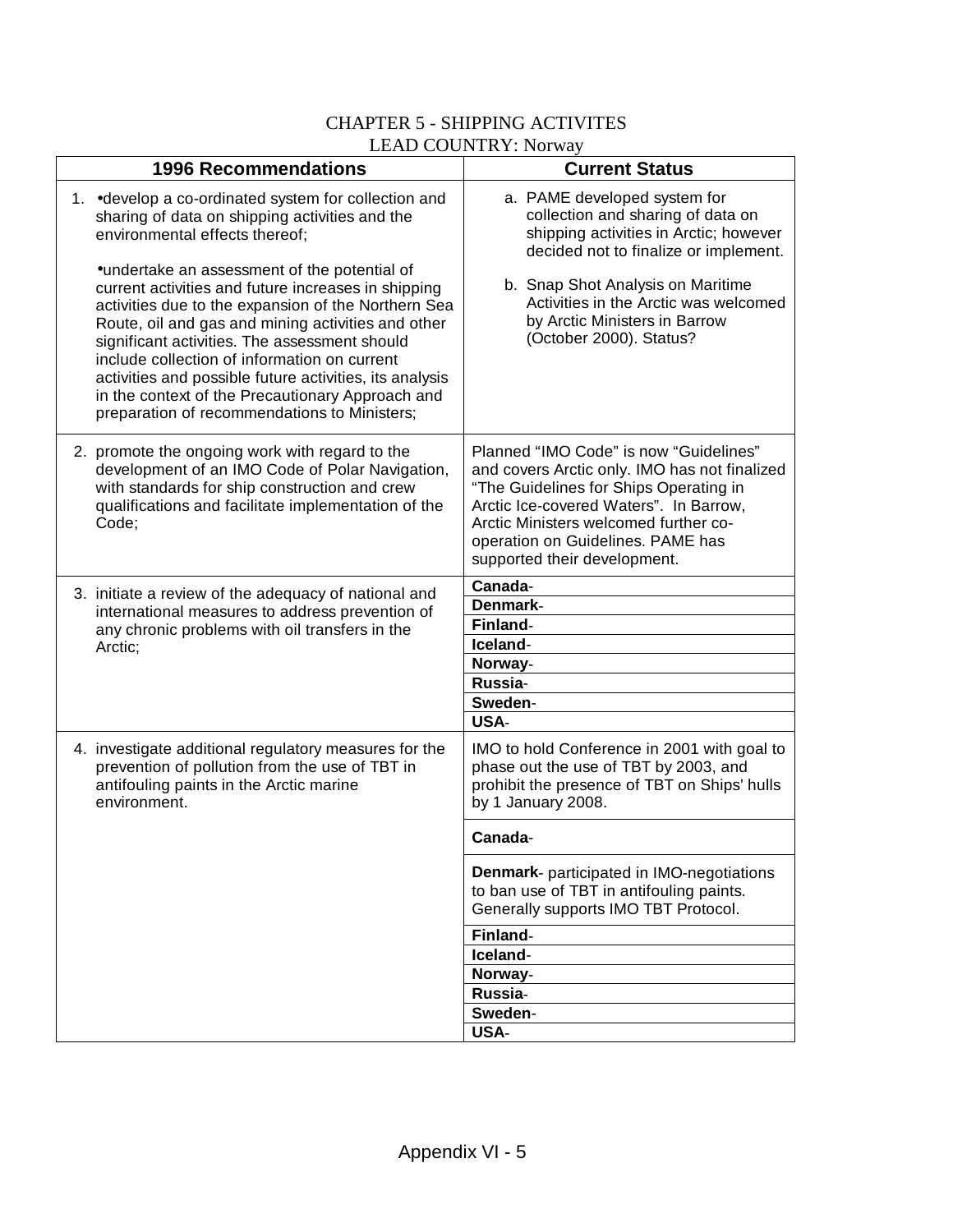CHAPTER 5 - SHIPPING ACTIVITES
LEAD COUNTRY: Norway

| 1996 Recommendations | Current Status |
|---|---|
| 1. •develop a co-ordinated system for collection and sharing of data on shipping activities and the environmental effects thereof; •undertake an assessment of the potential of current activities and future increases in shipping activities due to the expansion of the Northern Sea Route, oil and gas and mining activities and other significant activities. The assessment should include collection of information on current activities and possible future activities, its analysis in the context of the Precautionary Approach and preparation of recommendations to Ministers; | a. PAME developed system for collection and sharing of data on shipping activities in Arctic; however decided not to finalize or implement. b. Snap Shot Analysis on Maritime Activities in the Arctic was welcomed by Arctic Ministers in Barrow (October 2000). Status? |
| 2. promote the ongoing work with regard to the development of an IMO Code of Polar Navigation, with standards for ship construction and crew qualifications and facilitate implementation of the Code; | Planned "IMO Code" is now "Guidelines" and covers Arctic only. IMO has not finalized "The Guidelines for Ships Operating in Arctic Ice-covered Waters". In Barrow, Arctic Ministers welcomed further co-operation on Guidelines. PAME has supported their development. |
| 3. initiate a review of the adequacy of national and international measures to address prevention of any chronic problems with oil transfers in the Arctic; | **Canada**- |
| | **Denmark**- |
| | **Finland**- |
| | **Iceland**- |
| | **Norway**- |
| | **Russia**- |
| | **Sweden**- |
| | **USA**- |
| 4. investigate additional regulatory measures for the prevention of pollution from the use of TBT in antifouling paints in the Arctic marine environment. | IMO to hold Conference in 2001 with goal to phase out the use of TBT by 2003, and prohibit the presence of TBT on Ships' hulls by 1 January 2008. |
| | **Canada**- |
| | **Denmark**- participated in IMO-negotiations to ban use of TBT in antifouling paints. Generally supports IMO TBT Protocol. |
| | **Finland**- |
| | **Iceland**- |
| | **Norway**- |
| | **Russia**- |
| | **Sweden**- |
| | **USA**- |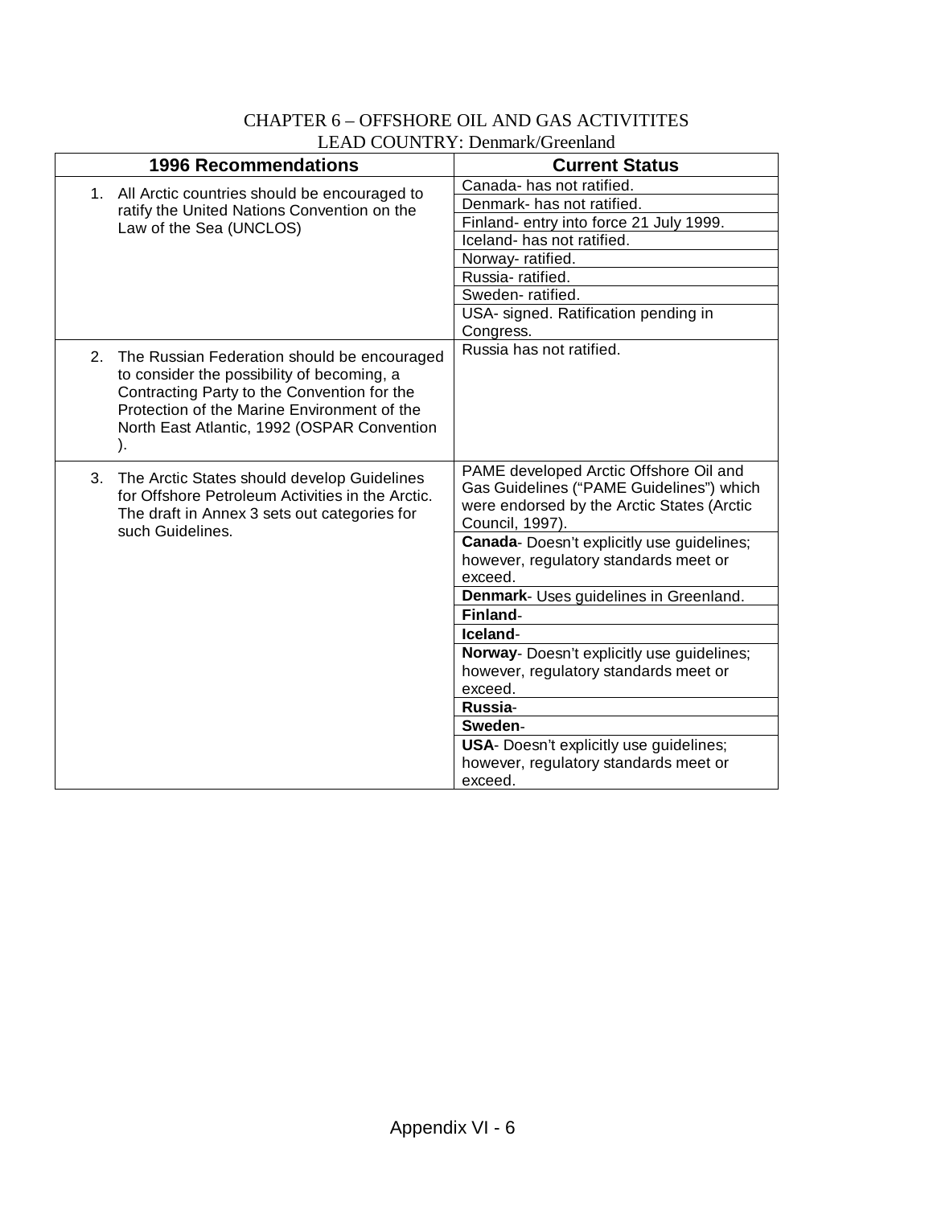CHAPTER 6 – OFFSHORE OIL AND GAS ACTIVITITES

LEAD COUNTRY: Denmark/Greenland

| 1996 Recommendations | Current Status |
|---|---|
| 1. All Arctic countries should be encouraged to ratify the United Nations Convention on the Law of the Sea (UNCLOS) | Canada- has not ratified. |
| | Denmark- has not ratified. |
| | Finland- entry into force 21 July 1999. |
| | Iceland- has not ratified. |
| | Norway- ratified. |
| | Russia- ratified. |
| | Sweden- ratified. |
| | USA- signed. Ratification pending in Congress. |
| 2. The Russian Federation should be encouraged to consider the possibility of becoming, a Contracting Party to the Convention for the Protection of the Marine Environment of the North East Atlantic, 1992 (OSPAR Convention ). | Russia has not ratified. |
| 3. The Arctic States should develop Guidelines for Offshore Petroleum Activities in the Arctic. The draft in Annex 3 sets out categories for such Guidelines. | PAME developed Arctic Offshore Oil and Gas Guidelines ("PAME Guidelines") which were endorsed by the Arctic States (Arctic Council, 1997). |
| | **Canada**- Doesn't explicitly use guidelines; however, regulatory standards meet or exceed. |
| | **Denmark**- Uses guidelines in Greenland. |
| | **Finland**- |
| | **Iceland**- |
| | **Norway**- Doesn't explicitly use guidelines; however, regulatory standards meet or exceed. |
| | **Russia**- |
| | **Sweden**- |
| | **USA**- Doesn't explicitly use guidelines; however, regulatory standards meet or exceed. |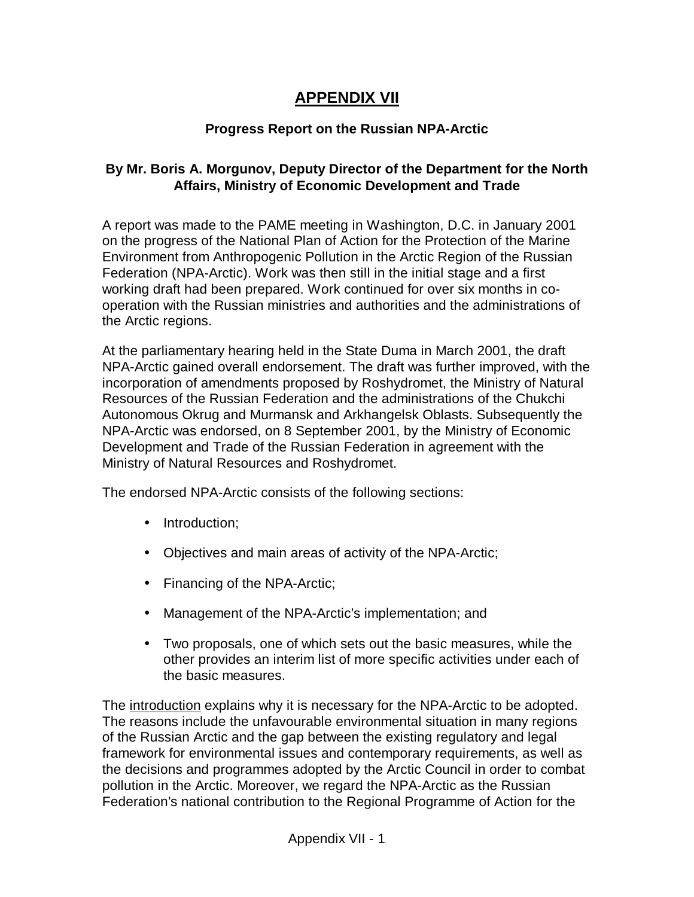# APPENDIX VII

### Progress Report on the Russian NPA-Arctic

### By Mr. Boris A. Morgunov, Deputy Director of the Department for the North Affairs, Ministry of Economic Development and Trade

A report was made to the PAME meeting in Washington, D.C. in January 2001 on the progress of the National Plan of Action for the Protection of the Marine Environment from Anthropogenic Pollution in the Arctic Region of the Russian Federation (NPA-Arctic). Work was then still in the initial stage and a first working draft had been prepared. Work continued for over six months in co-operation with the Russian ministries and authorities and the administrations of the Arctic regions.

At the parliamentary hearing held in the State Duma in March 2001, the draft NPA-Arctic gained overall endorsement. The draft was further improved, with the incorporation of amendments proposed by Roshydromet, the Ministry of Natural Resources of the Russian Federation and the administrations of the Chukchi Autonomous Okrug and Murmansk and Arkhangelsk Oblasts. Subsequently the NPA-Arctic was endorsed, on 8 September 2001, by the Ministry of Economic Development and Trade of the Russian Federation in agreement with the Ministry of Natural Resources and Roshydromet.

The endorsed NPA-Arctic consists of the following sections:

- Introduction;
- Objectives and main areas of activity of the NPA-Arctic;
- Financing of the NPA-Arctic;
- Management of the NPA-Arctic's implementation; and
- Two proposals, one of which sets out the basic measures, while the other provides an interim list of more specific activities under each of the basic measures.

The introduction explains why it is necessary for the NPA-Arctic to be adopted. The reasons include the unfavourable environmental situation in many regions of the Russian Arctic and the gap between the existing regulatory and legal framework for environmental issues and contemporary requirements, as well as the decisions and programmes adopted by the Arctic Council in order to combat pollution in the Arctic. Moreover, we regard the NPA-Arctic as the Russian Federation's national contribution to the Regional Programme of Action for the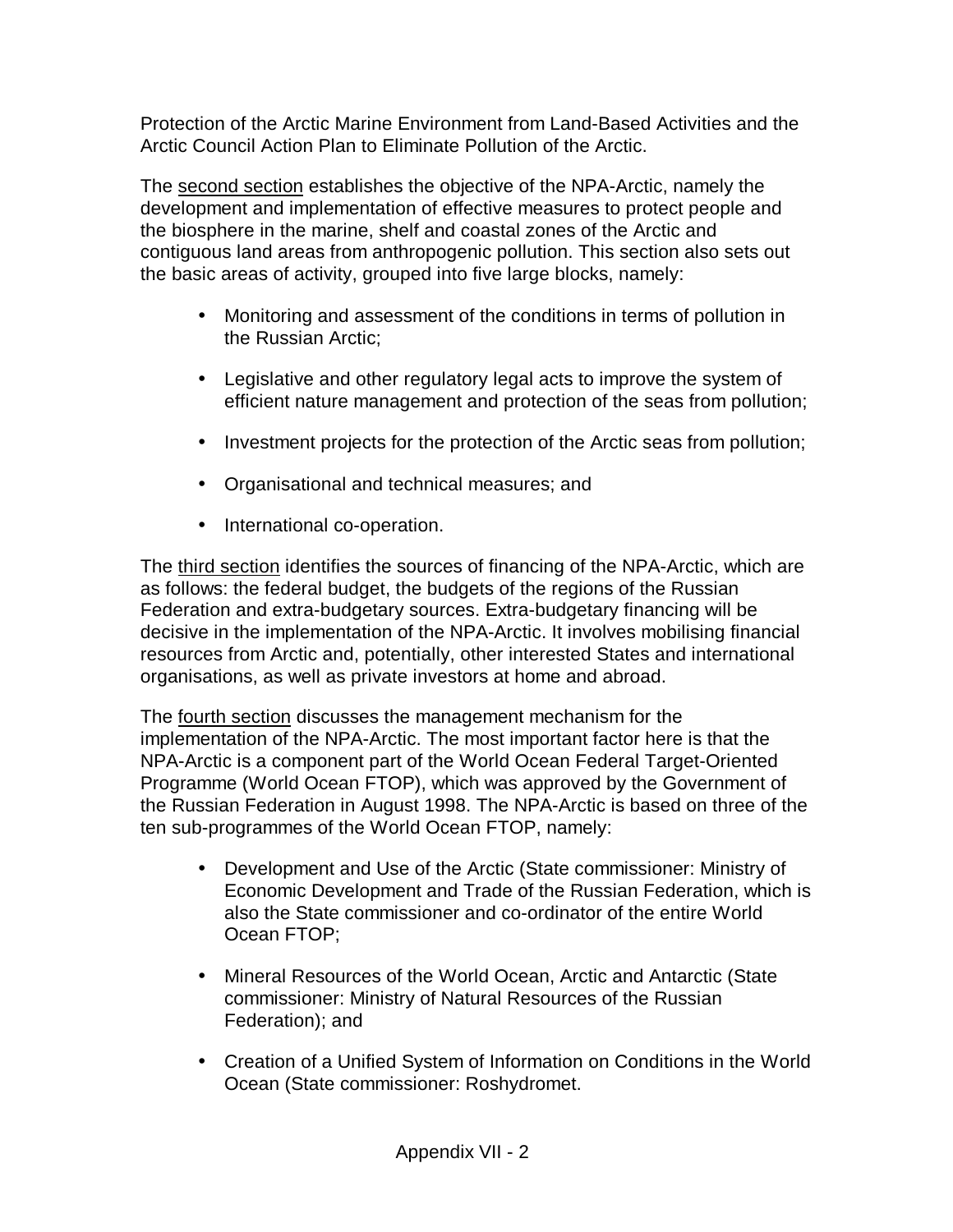Protection of the Arctic Marine Environment from Land-Based Activities and the Arctic Council Action Plan to Eliminate Pollution of the Arctic.

The <u>second section</u> establishes the objective of the NPA-Arctic, namely the development and implementation of effective measures to protect people and the biosphere in the marine, shelf and coastal zones of the Arctic and contiguous land areas from anthropogenic pollution. This section also sets out the basic areas of activity, grouped into five large blocks, namely:

- Monitoring and assessment of the conditions in terms of pollution in the Russian Arctic;
- Legislative and other regulatory legal acts to improve the system of efficient nature management and protection of the seas from pollution;
- Investment projects for the protection of the Arctic seas from pollution;
- Organisational and technical measures; and
- International co-operation.

The <u>third section</u> identifies the sources of financing of the NPA-Arctic, which are as follows: the federal budget, the budgets of the regions of the Russian Federation and extra-budgetary sources. Extra-budgetary financing will be decisive in the implementation of the NPA-Arctic. It involves mobilising financial resources from Arctic and, potentially, other interested States and international organisations, as well as private investors at home and abroad.

The <u>fourth section</u> discusses the management mechanism for the implementation of the NPA-Arctic. The most important factor here is that the NPA-Arctic is a component part of the World Ocean Federal Target-Oriented Programme (World Ocean FTOP), which was approved by the Government of the Russian Federation in August 1998. The NPA-Arctic is based on three of the ten sub-programmes of the World Ocean FTOP, namely:

- Development and Use of the Arctic (State commissioner: Ministry of Economic Development and Trade of the Russian Federation, which is also the State commissioner and co-ordinator of the entire World Ocean FTOP;
- Mineral Resources of the World Ocean, Arctic and Antarctic (State commissioner: Ministry of Natural Resources of the Russian Federation); and
- Creation of a Unified System of Information on Conditions in the World Ocean (State commissioner: Roshydromet.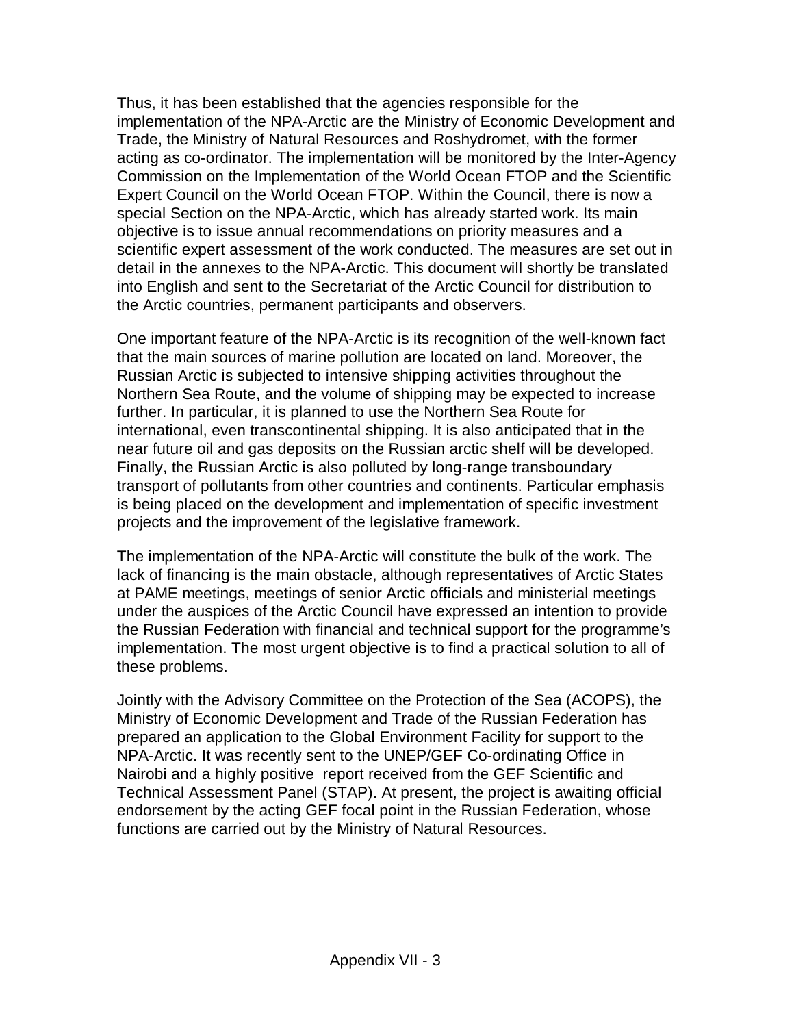Thus, it has been established that the agencies responsible for the implementation of the NPA-Arctic are the Ministry of Economic Development and Trade, the Ministry of Natural Resources and Roshydromet, with the former acting as co-ordinator. The implementation will be monitored by the Inter-Agency Commission on the Implementation of the World Ocean FTOP and the Scientific Expert Council on the World Ocean FTOP. Within the Council, there is now a special Section on the NPA-Arctic, which has already started work. Its main objective is to issue annual recommendations on priority measures and a scientific expert assessment of the work conducted. The measures are set out in detail in the annexes to the NPA-Arctic. This document will shortly be translated into English and sent to the Secretariat of the Arctic Council for distribution to the Arctic countries, permanent participants and observers.

One important feature of the NPA-Arctic is its recognition of the well-known fact that the main sources of marine pollution are located on land. Moreover, the Russian Arctic is subjected to intensive shipping activities throughout the Northern Sea Route, and the volume of shipping may be expected to increase further. In particular, it is planned to use the Northern Sea Route for international, even transcontinental shipping. It is also anticipated that in the near future oil and gas deposits on the Russian arctic shelf will be developed. Finally, the Russian Arctic is also polluted by long-range transboundary transport of pollutants from other countries and continents. Particular emphasis is being placed on the development and implementation of specific investment projects and the improvement of the legislative framework.

The implementation of the NPA-Arctic will constitute the bulk of the work. The lack of financing is the main obstacle, although representatives of Arctic States at PAME meetings, meetings of senior Arctic officials and ministerial meetings under the auspices of the Arctic Council have expressed an intention to provide the Russian Federation with financial and technical support for the programme's implementation. The most urgent objective is to find a practical solution to all of these problems.

Jointly with the Advisory Committee on the Protection of the Sea (ACOPS), the Ministry of Economic Development and Trade of the Russian Federation has prepared an application to the Global Environment Facility for support to the NPA-Arctic. It was recently sent to the UNEP/GEF Co-ordinating Office in Nairobi and a highly positive report received from the GEF Scientific and Technical Assessment Panel (STAP). At present, the project is awaiting official endorsement by the acting GEF focal point in the Russian Federation, whose functions are carried out by the Ministry of Natural Resources.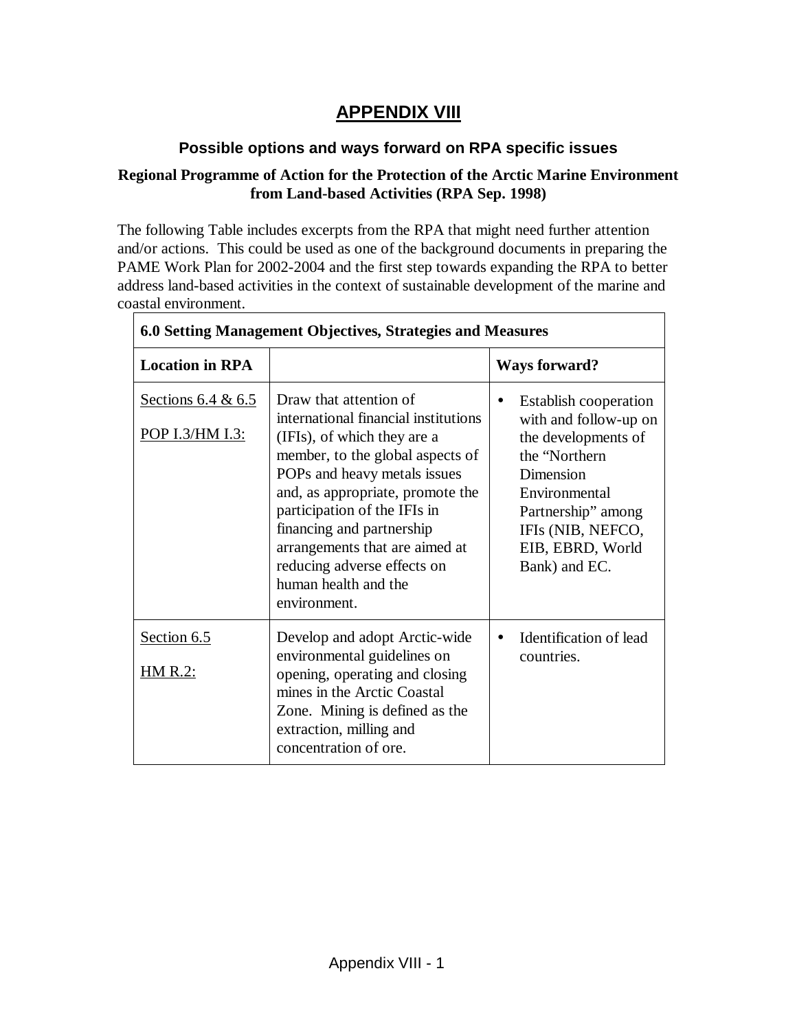# APPENDIX VIII

## Possible options and ways forward on RPA specific issues

### Regional Programme of Action for the Protection of the Arctic Marine Environment from Land-based Activities (RPA Sep. 1998)

The following Table includes excerpts from the RPA that might need further attention and/or actions. This could be used as one of the background documents in preparing the PAME Work Plan for 2002-2004 and the first step towards expanding the RPA to better address land-based activities in the context of sustainable development of the marine and coastal environment.

| **6.0 Setting Management Objectives, Strategies and Measures** | | |
|---|---|---|
| **Location in RPA** | | **Ways forward?** |
| Sections 6.4 & 6.5<br><br>POP I.3/HM I.3: | Draw that attention of international financial institutions (IFIs), of which they are a member, to the global aspects of POPs and heavy metals issues and, as appropriate, promote the participation of the IFIs in financing and partnership arrangements that are aimed at reducing adverse effects on human health and the environment. | • Establish cooperation with and follow-up on the developments of the "Northern Dimension Environmental Partnership" among IFIs (NIB, NEFCO, EIB, EBRD, World Bank) and EC. |
| Section 6.5<br><br>HM R.2: | Develop and adopt Arctic-wide environmental guidelines on opening, operating and closing mines in the Arctic Coastal Zone. Mining is defined as the extraction, milling and concentration of ore. | • Identification of lead countries. |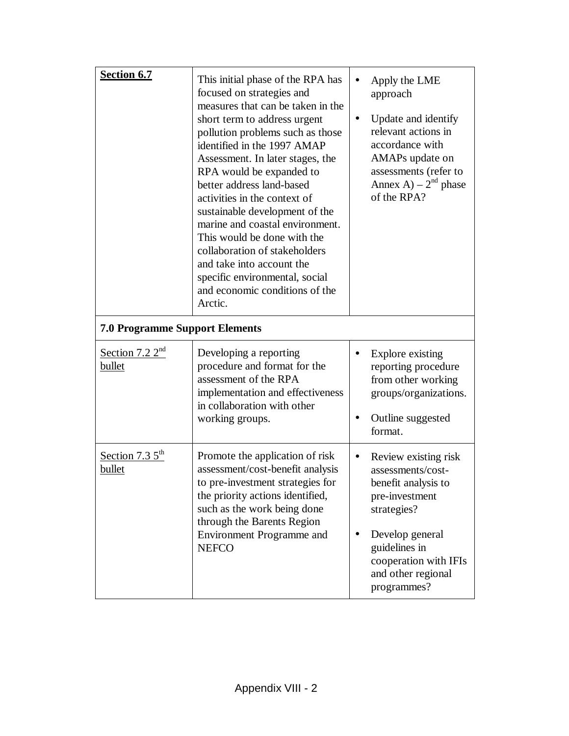| **Section 6.7** | This initial phase of the RPA has focused on strategies and measures that can be taken in the short term to address urgent pollution problems such as those identified in the 1997 AMAP Assessment. In later stages, the RPA would be expanded to better address land-based activities in the context of sustainable development of the marine and coastal environment. This would be done with the collaboration of stakeholders and take into account the specific environmental, social and economic conditions of the Arctic. | • Apply the LME approach<br>• Update and identify relevant actions in accordance with AMAPs update on assessments (refer to Annex A) – 2nd phase of the RPA? |
|---|---|---|
| **7.0 Programme Support Elements** | | |
| Section 7.2 2nd bullet | Developing a reporting procedure and format for the assessment of the RPA implementation and effectiveness in collaboration with other working groups. | • Explore existing reporting procedure from other working groups/organizations.<br>• Outline suggested format. |
| Section 7.3 5th bullet | Promote the application of risk assessment/cost-benefit analysis to pre-investment strategies for the priority actions identified, such as the work being done through the Barents Region Environment Programme and NEFCO | • Review existing risk assessments/cost-benefit analysis to pre-investment strategies?<br>• Develop general guidelines in cooperation with IFIs and other regional programmes? |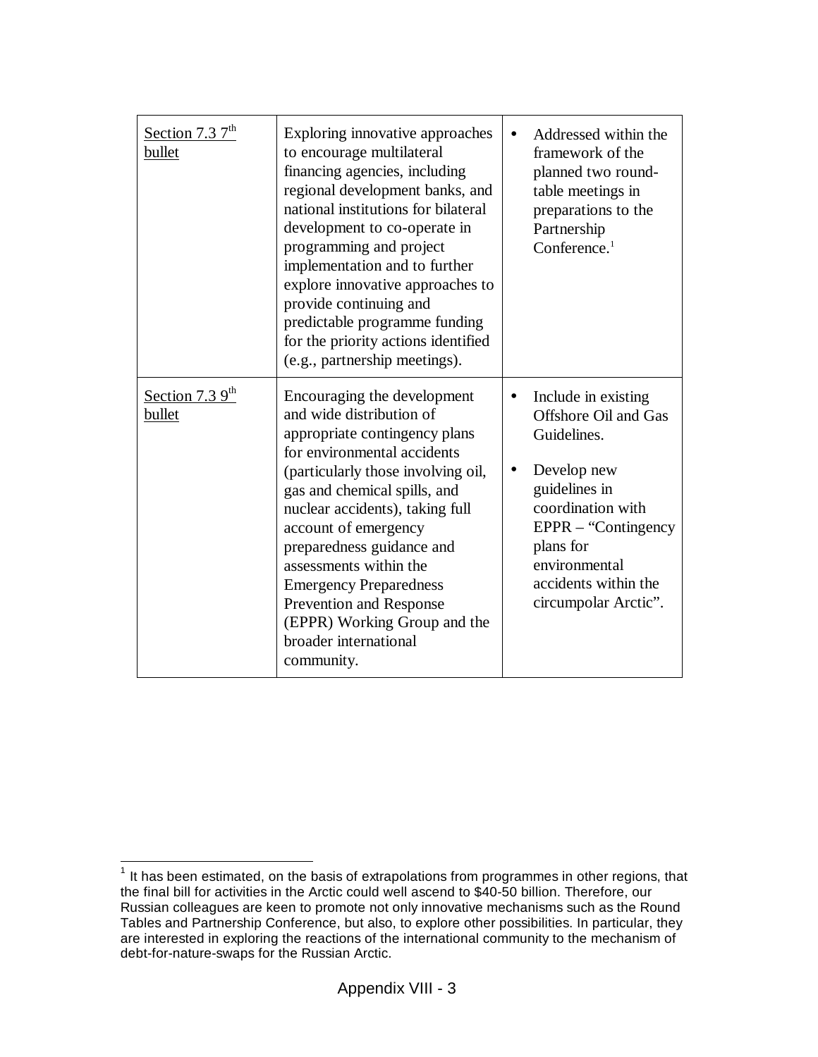| | | |
|---|---|---|
| Section 7.3 7th bullet | Exploring innovative approaches to encourage multilateral financing agencies, including regional development banks, and national institutions for bilateral development to co-operate in programming and project implementation and to further explore innovative approaches to provide continuing and predictable programme funding for the priority actions identified (e.g., partnership meetings). | • Addressed within the framework of the planned two round-table meetings in preparations to the Partnership Conference.[1] |
| Section 7.3 9th bullet | Encouraging the development and wide distribution of appropriate contingency plans for environmental accidents (particularly those involving oil, gas and chemical spills, and nuclear accidents), taking full account of emergency preparedness guidance and assessments within the Emergency Preparedness Prevention and Response (EPPR) Working Group and the broader international community. | • Include in existing Offshore Oil and Gas Guidelines.<br><br>• Develop new guidelines in coordination with EPPR – "Contingency plans for environmental accidents within the circumpolar Arctic". |

[1] It has been estimated, on the basis of extrapolations from programmes in other regions, that the final bill for activities in the Arctic could well ascend to $40-50 billion. Therefore, our Russian colleagues are keen to promote not only innovative mechanisms such as the Round Tables and Partnership Conference, but also, to explore other possibilities. In particular, they are interested in exploring the reactions of the international community to the mechanism of debt-for-nature-swaps for the Russian Arctic.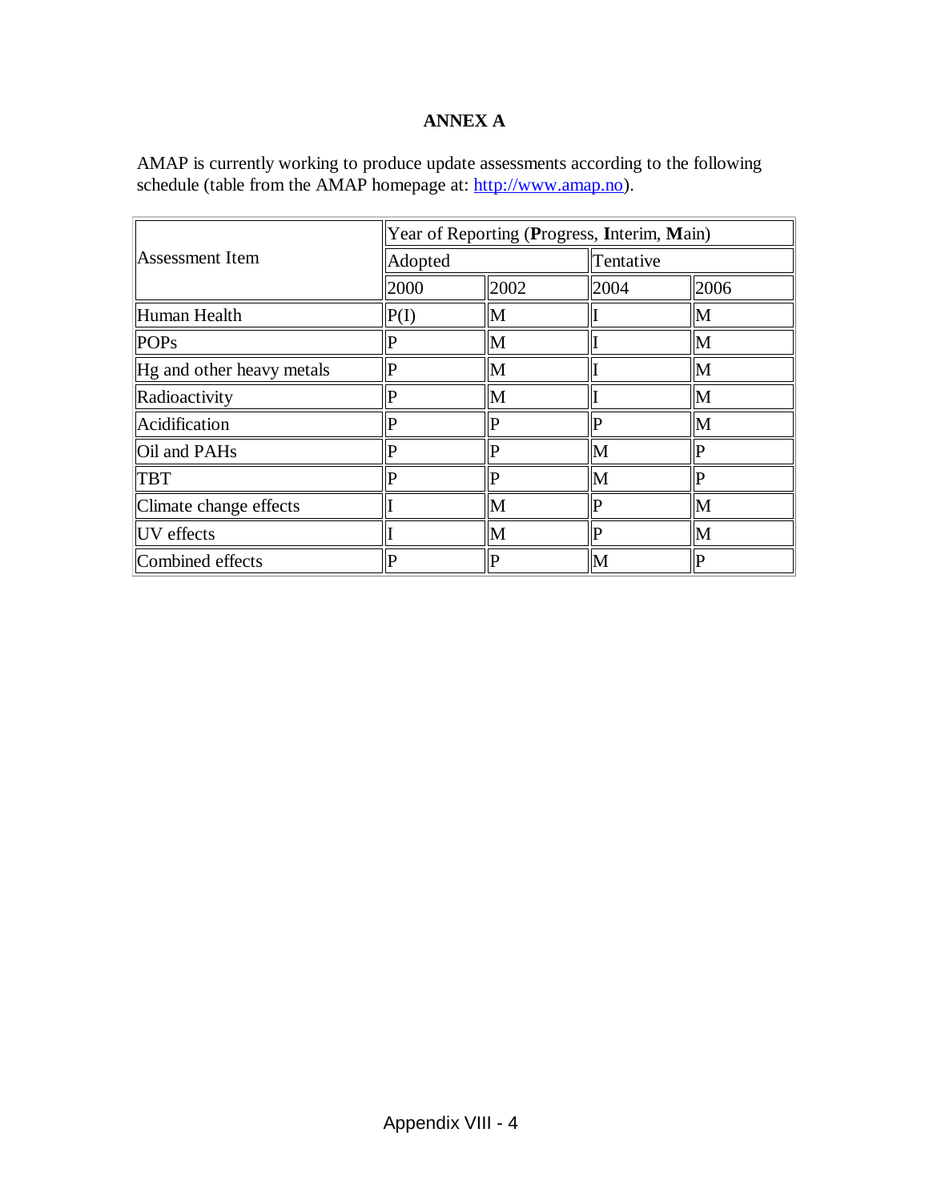# ANNEX A

AMAP is currently working to produce update assessments according to the following schedule (table from the AMAP homepage at: http://www.amap.no).

| Assessment Item | Year of Reporting (**P**rogress, **I**nterim, **M**ain) | | | |
|---|---|---|---|---|
| | Adopted | | Tentative | |
| | 2000 | 2002 | 2004 | 2006 |
| Human Health | P(I) | M | I | M |
| POPs | P | M | I | M |
| Hg and other heavy metals | P | M | I | M |
| Radioactivity | P | M | I | M |
| Acidification | P | P | P | M |
| Oil and PAHs | P | P | M | P |
| TBT | P | P | M | P |
| Climate change effects | I | M | P | M |
| UV effects | I | M | P | M |
| Combined effects | P | P | M | P |

Appendix VIII - 4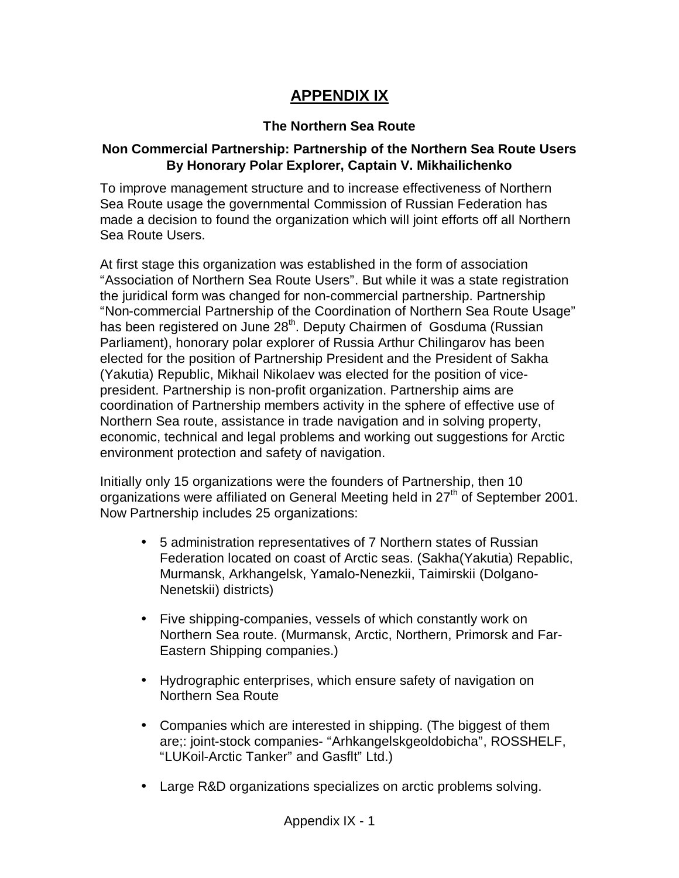# APPENDIX IX

### The Northern Sea Route

### Non Commercial Partnership: Partnership of the Northern Sea Route Users By Honorary Polar Explorer, Captain V. Mikhailichenko

To improve management structure and to increase effectiveness of Northern Sea Route usage the governmental Commission of Russian Federation has made a decision to found the organization which will joint efforts off all Northern Sea Route Users.

At first stage this organization was established in the form of association "Association of Northern Sea Route Users". But while it was a state registration the juridical form was changed for non-commercial partnership. Partnership "Non-commercial Partnership of the Coordination of Northern Sea Route Usage" has been registered on June 28th. Deputy Chairmen of Gosduma (Russian Parliament), honorary polar explorer of Russia Arthur Chilingarov has been elected for the position of Partnership President and the President of Sakha (Yakutia) Republic, Mikhail Nikolaev was elected for the position of vice-president. Partnership is non-profit organization. Partnership aims are coordination of Partnership members activity in the sphere of effective use of Northern Sea route, assistance in trade navigation and in solving property, economic, technical and legal problems and working out suggestions for Arctic environment protection and safety of navigation.

Initially only 15 organizations were the founders of Partnership, then 10 organizations were affiliated on General Meeting held in 27th of September 2001. Now Partnership includes 25 organizations:

- 5 administration representatives of 7 Northern states of Russian Federation located on coast of Arctic seas. (Sakha(Yakutia) Repablic, Murmansk, Arkhangelsk, Yamalo-Nenezkii, Taimirskii (Dolgano-Nenetskii) districts)
- Five shipping-companies, vessels of which constantly work on Northern Sea route. (Murmansk, Arctic, Northern, Primorsk and Far-Eastern Shipping companies.)
- Hydrographic enterprises, which ensure safety of navigation on Northern Sea Route
- Companies which are interested in shipping. (The biggest of them are;: joint-stock companies- "Arhkangelskgeoldobicha", ROSSHELF, "LUKoil-Arctic Tanker" and Gasflt" Ltd.)
- Large R&D organizations specializes on arctic problems solving.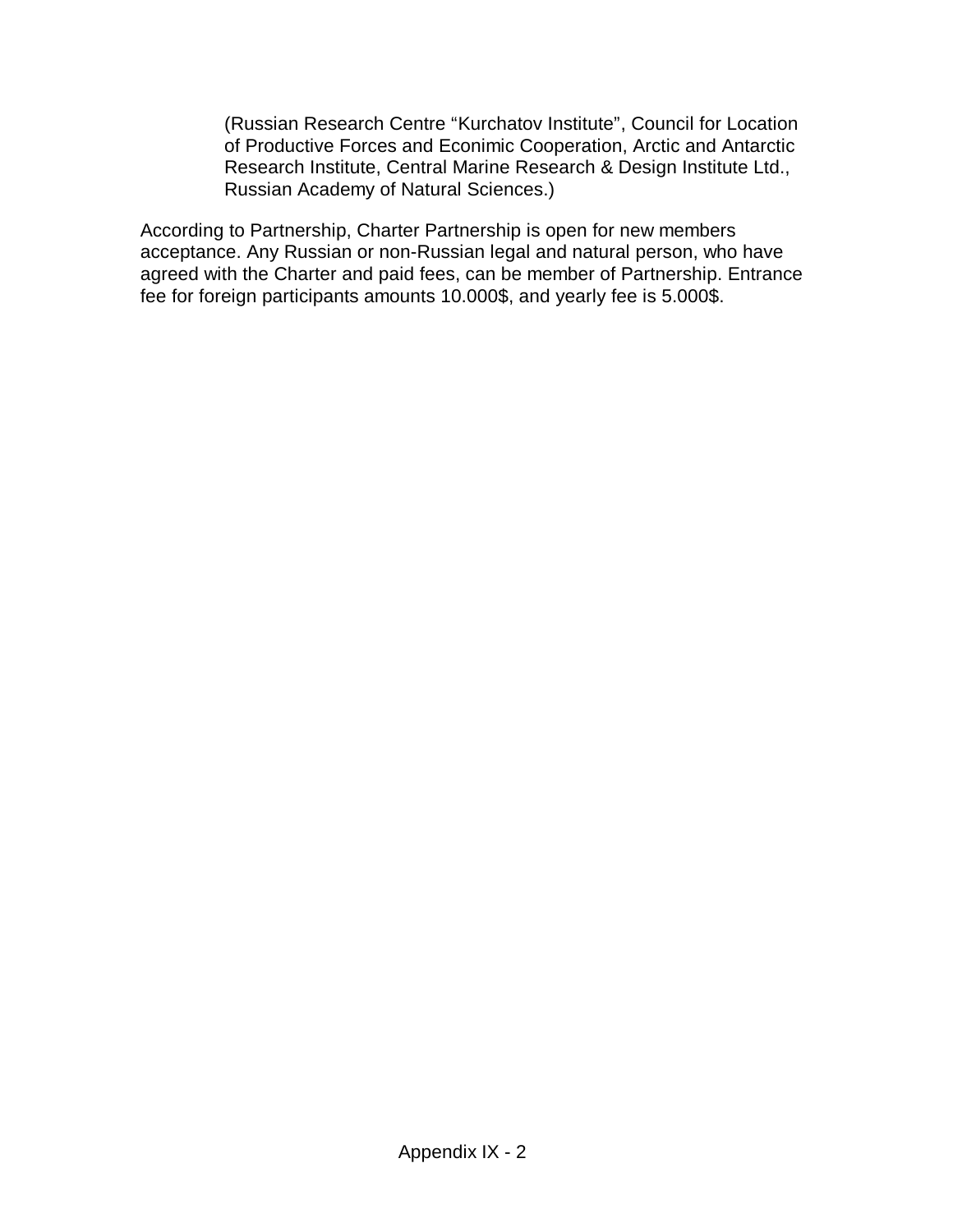(Russian Research Centre “Kurchatov Institute”, Council for Location of Productive Forces and Econimic Cooperation, Arctic and Antarctic Research Institute, Central Marine Research & Design Institute Ltd., Russian Academy of Natural Sciences.)

According to Partnership, Charter Partnership is open for new members acceptance. Any Russian or non-Russian legal and natural person, who have agreed with the Charter and paid fees, can be member of Partnership. Entrance fee for foreign participants amounts 10.000$, and yearly fee is 5.000$.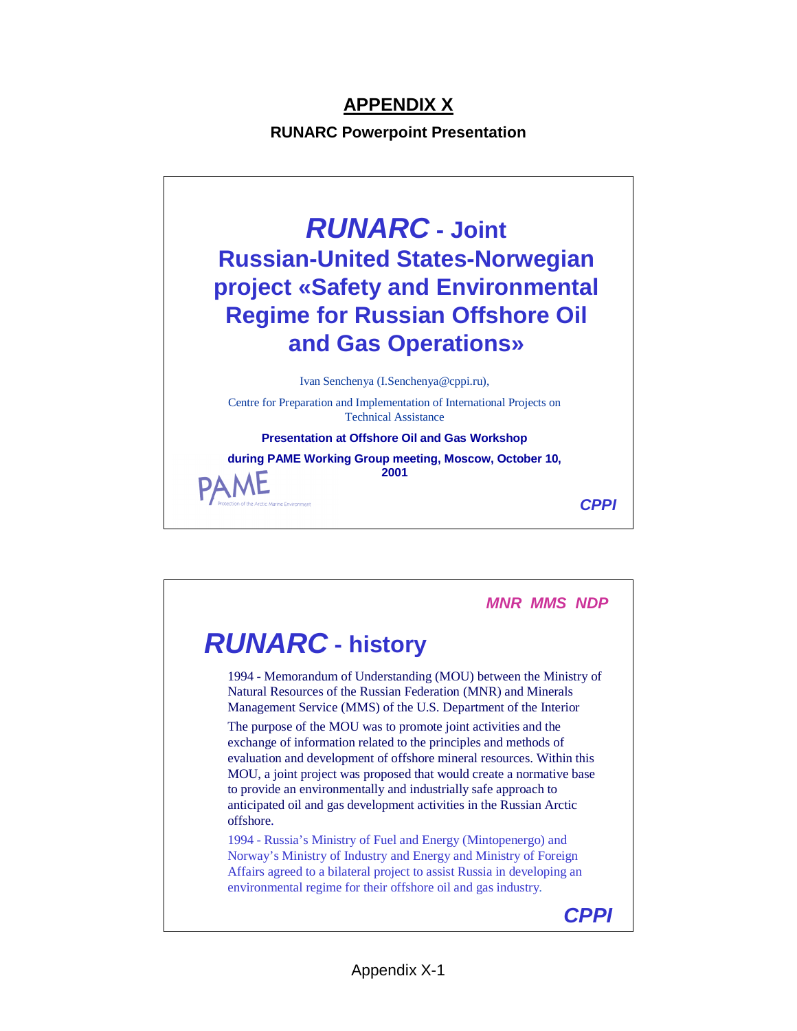## APPENDIX X

**RUNARC Powerpoint Presentation**

# *RUNARC* - Joint Russian-United States-Norwegian project «Safety and Environmental Regime for Russian Offshore Oil and Gas Operations»

Ivan Senchenya (I.Senchenya@cppi.ru),

Centre for Preparation and Implementation of International Projects on Technical Assistance

**Presentation at Offshore Oil and Gas Workshop**

**during PAME Working Group meeting, Moscow, October 10, 2001**

PAME
Protection of the Arctic Marine Environment

***CPPI***

---

***MNR MMS NDP***

# *RUNARC* - history

1994 - Memorandum of Understanding (MOU) between the Ministry of Natural Resources of the Russian Federation (MNR) and Minerals Management Service (MMS) of the U.S. Department of the Interior

The purpose of the MOU was to promote joint activities and the exchange of information related to the principles and methods of evaluation and development of offshore mineral resources. Within this MOU, a joint project was proposed that would create a normative base to provide an environmentally and industrially safe approach to anticipated oil and gas development activities in the Russian Arctic offshore.

1994 - Russia's Ministry of Fuel and Energy (Mintopenergo) and Norway's Ministry of Industry and Energy and Ministry of Foreign Affairs agreed to a bilateral project to assist Russia in developing an environmental regime for their offshore oil and gas industry.

***CPPI***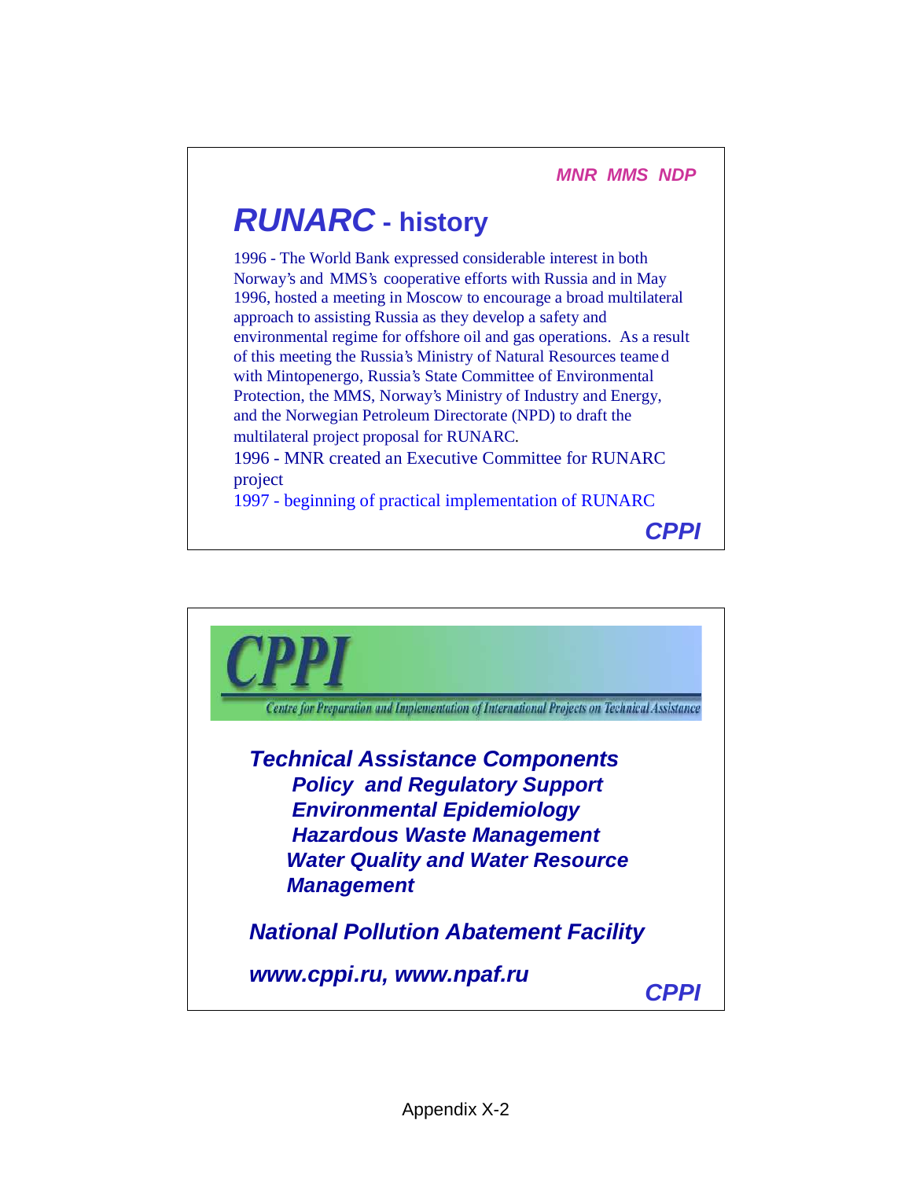*MNR MMS NDP*

# *RUNARC* - history

1996 - The World Bank expressed considerable interest in both Norway's and MMS's cooperative efforts with Russia and in May 1996, hosted a meeting in Moscow to encourage a broad multilateral approach to assisting Russia as they develop a safety and environmental regime for offshore oil and gas operations. As a result of this meeting the Russia's Ministry of Natural Resources teamed with Mintopenergo, Russia's State Committee of Environmental Protection, the MMS, Norway's Ministry of Industry and Energy, and the Norwegian Petroleum Directorate (NPD) to draft the multilateral project proposal for RUNARC.

1996 - MNR created an Executive Committee for RUNARC project

1997 - beginning of practical implementation of RUNARC

*CPPI*

---

# CPPI

Centre for Preparation and Implementation of International Projects on Technical Assistance

***Technical Assistance Components***

- ***Policy and Regulatory Support***
- ***Environmental Epidemiology***
- ***Hazardous Waste Management***
- ***Water Quality and Water Resource Management***

***National Pollution Abatement Facility***

***www.cppi.ru, www.npaf.ru***

*CPPI*

Appendix X-2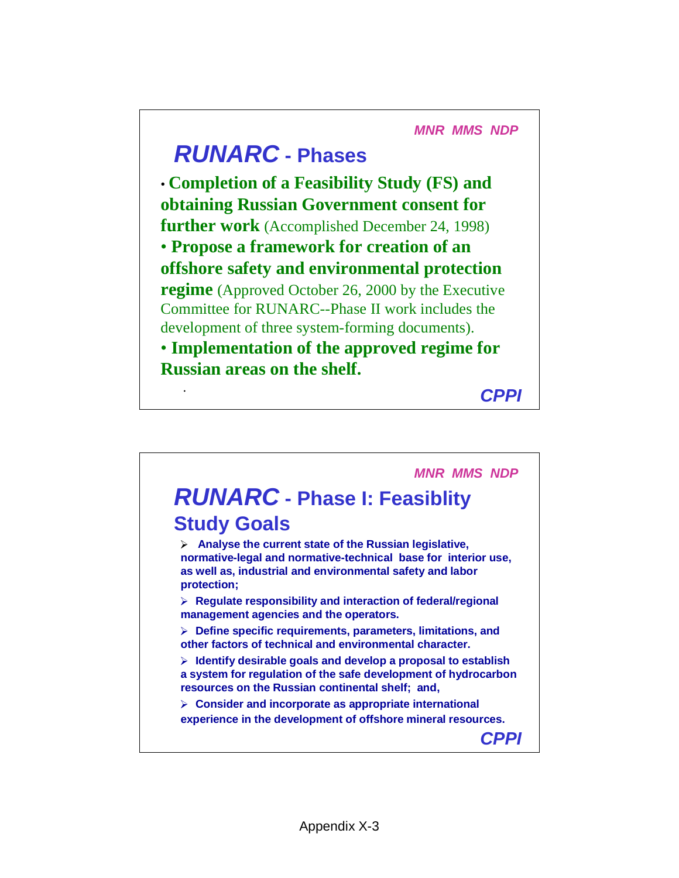MNR MMS NDP

## *RUNARC* - Phases

- **Completion of a Feasibility Study (FS) and obtaining Russian Government consent for further work** (Accomplished December 24, 1998)
- **Propose a framework for creation of an offshore safety and environmental protection regime** (Approved October 26, 2000 by the Executive Committee for RUNARC--Phase II work includes the development of three system-forming documents).
- **Implementation of the approved regime for Russian areas on the shelf.**

*CPPI*

MNR MMS NDP

## *RUNARC* - Phase I: Feasiblity Study Goals

- **Analyse the current state of the Russian legislative, normative-legal and normative-technical base for interior use, as well as, industrial and environmental safety and labor protection;**
- **Regulate responsibility and interaction of federal/regional management agencies and the operators.**
- **Define specific requirements, parameters, limitations, and other factors of technical and environmental character.**
- **Identify desirable goals and develop a proposal to establish a system for regulation of the safe development of hydrocarbon resources on the Russian continental shelf; and,**
- **Consider and incorporate as appropriate international experience in the development of offshore mineral resources.**

*CPPI*

Appendix X-3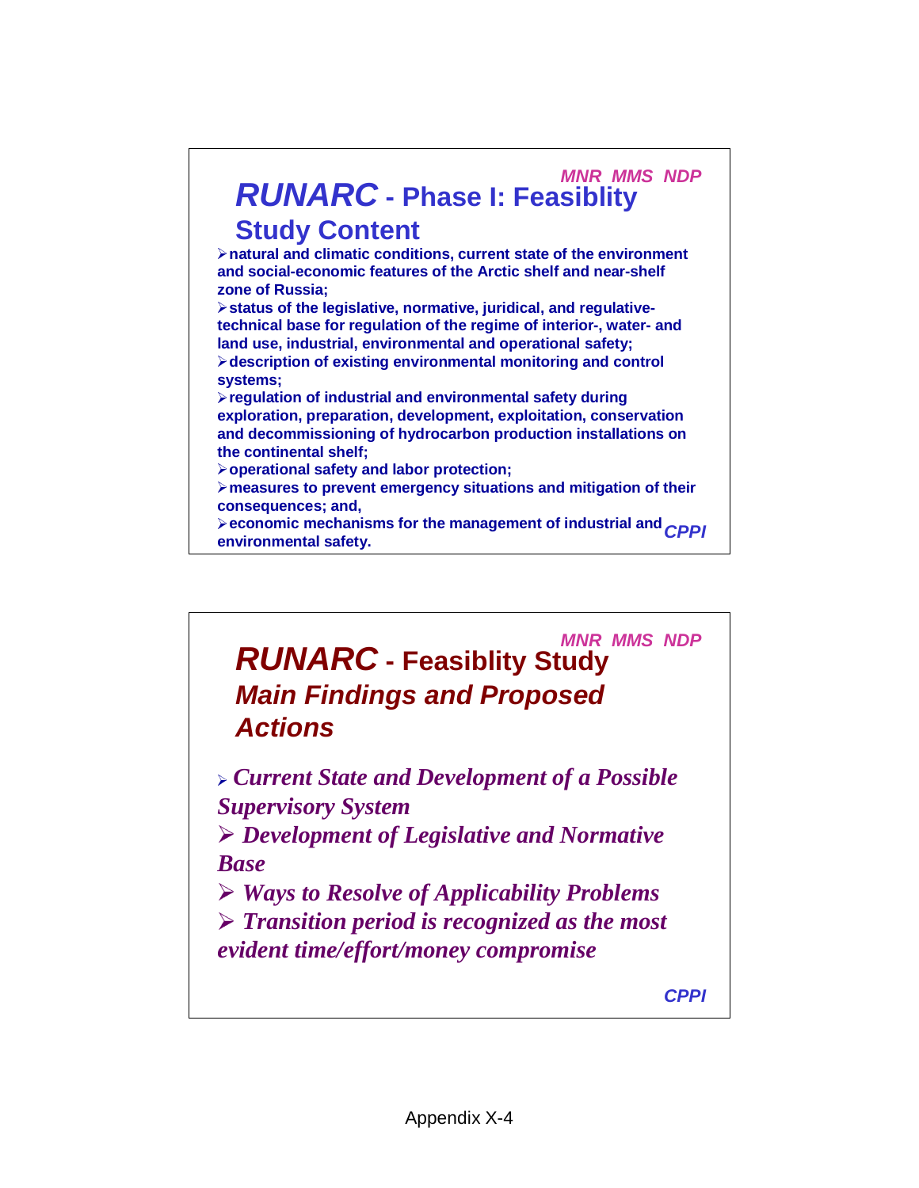MNR MMS NDP

## *RUNARC* - Phase I: Feasiblity Study Content

- natural and climatic conditions, current state of the environment and social-economic features of the Arctic shelf and near-shelf zone of Russia;
- status of the legislative, normative, juridical, and regulative-technical base for regulation of the regime of interior-, water- and land use, industrial, environmental and operational safety;
- description of existing environmental monitoring and control systems;
- regulation of industrial and environmental safety during exploration, preparation, development, exploitation, conservation and decommissioning of hydrocarbon production installations on the continental shelf;
- operational safety and labor protection;
- measures to prevent emergency situations and mitigation of their consequences; and,
- economic mechanisms for the management of industrial and environmental safety.

CPPI

MNR MMS NDP

## *RUNARC* - Feasiblity Study *Main Findings and Proposed Actions*

- *Current State and Development of a Possible Supervisory System*
- *Development of Legislative and Normative Base*
- *Ways to Resolve of Applicability Problems*
- *Transition period is recognized as the most evident time/effort/money compromise*

CPPI

Appendix X-4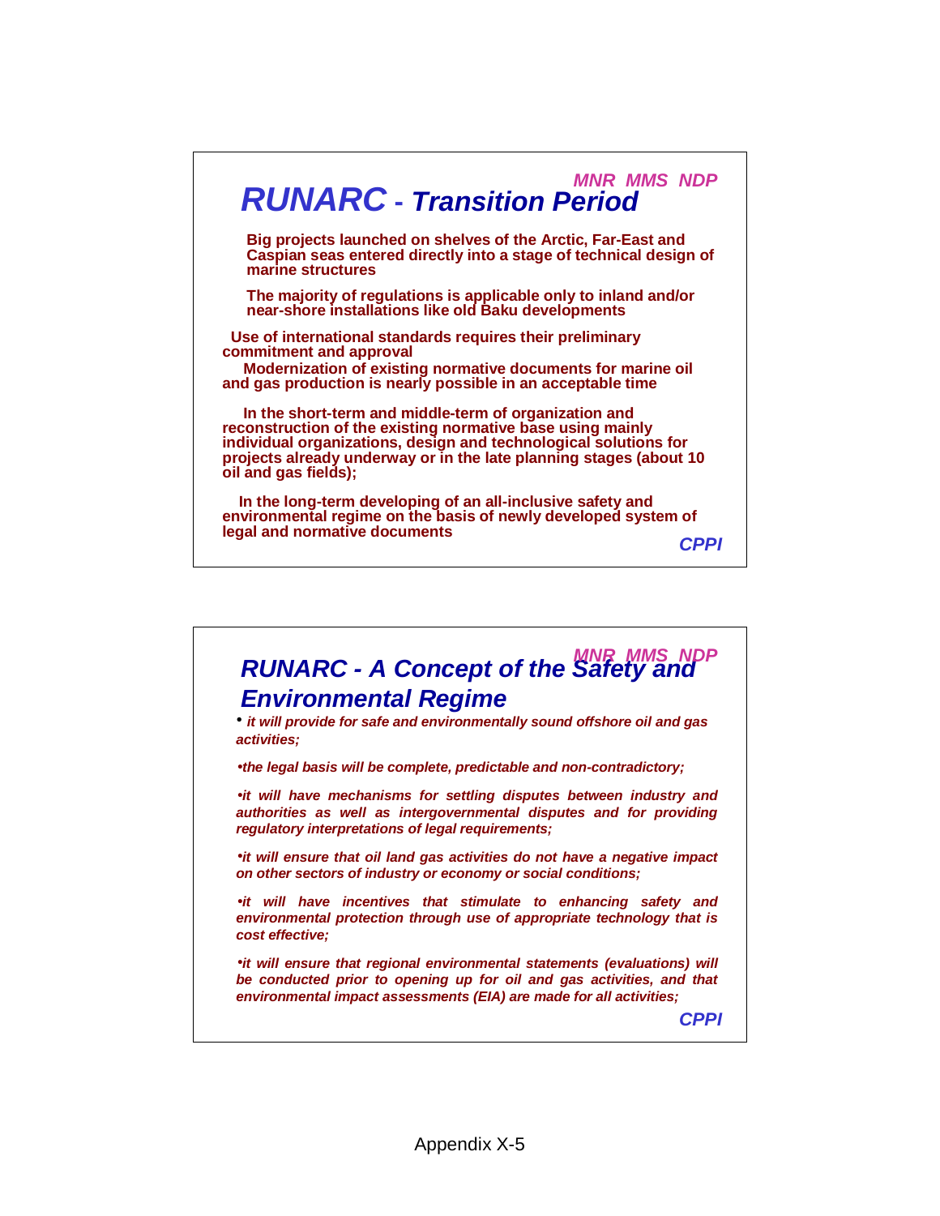MNR MMS NDP

## RUNARC - Transition Period

**Big projects launched on shelves of the Arctic, Far-East and Caspian seas entered directly into a stage of technical design of marine structures**

**The majority of regulations is applicable only to inland and/or near-shore installations like old Baku developments**

**Use of international standards requires their preliminary commitment and approval**

**Modernization of existing normative documents for marine oil and gas production is nearly possible in an acceptable time**

**In the short-term and middle-term of organization and reconstruction of the existing normative base using mainly individual organizations, design and technological solutions for projects already underway or in the late planning stages (about 10 oil and gas fields);**

**In the long-term developing of an all-inclusive safety and environmental regime on the basis of newly developed system of legal and normative documents**

CPPI

MNR MMS NDP

## RUNARC - A Concept of the Safety and Environmental Regime

- ***it will provide for safe and environmentally sound offshore oil and gas activities;***
- ***the legal basis will be complete, predictable and non-contradictory;***
- ***it will have mechanisms for settling disputes between industry and authorities as well as intergovernmental disputes and for providing regulatory interpretations of legal requirements;***
- ***it will ensure that oil land gas activities do not have a negative impact on other sectors of industry or economy or social conditions;***
- ***it will have incentives that stimulate to enhancing safety and environmental protection through use of appropriate technology that is cost effective;***
- ***it will ensure that regional environmental statements (evaluations) will be conducted prior to opening up for oil and gas activities, and that environmental impact assessments (EIA) are made for all activities;***

CPPI

Appendix X-5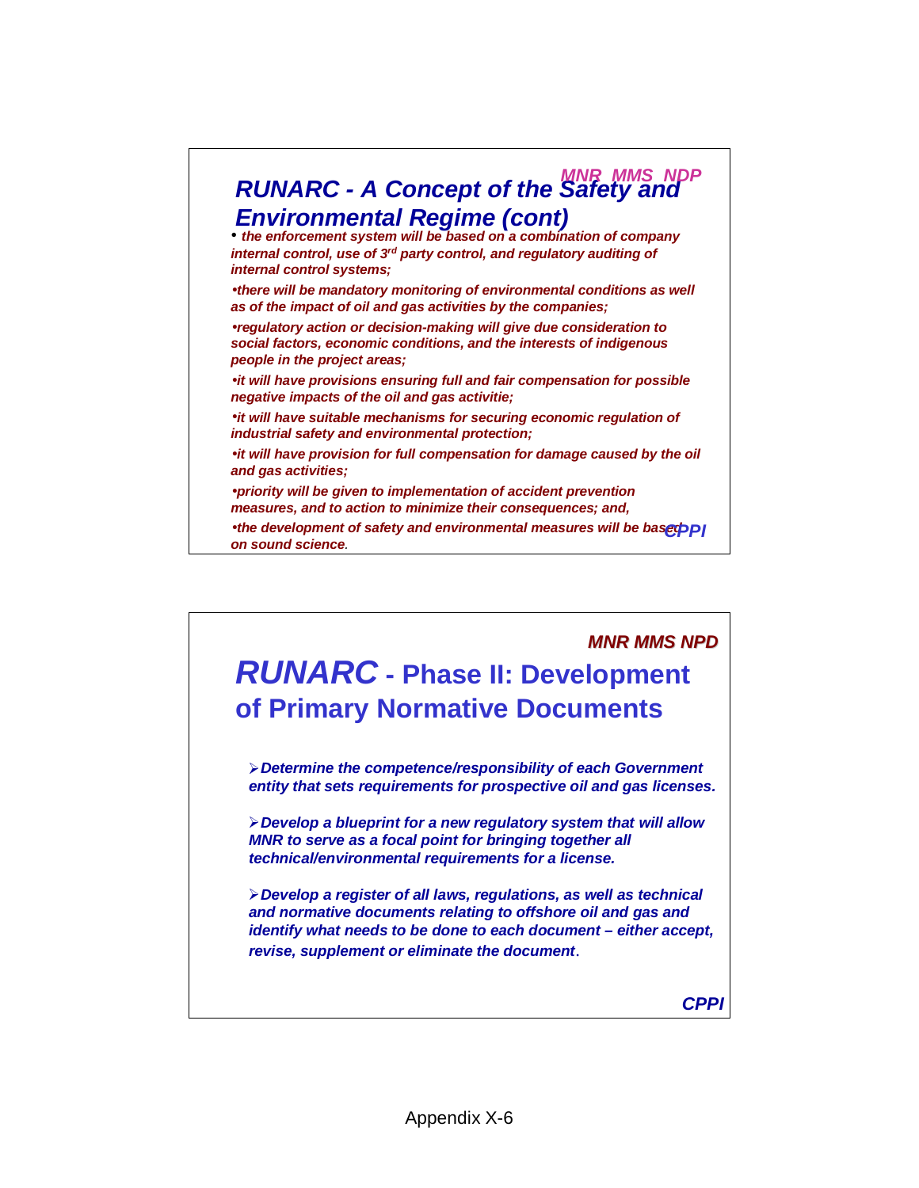MNR MMS NDP

## *RUNARC - A Concept of the Safety and Environmental Regime (cont)*

- ***the enforcement system will be based on a combination of company internal control, use of 3rd party control, and regulatory auditing of internal control systems;***
- ***there will be mandatory monitoring of environmental conditions as well as of the impact of oil and gas activities by the companies;***
- ***regulatory action or decision-making will give due consideration to social factors, economic conditions, and the interests of indigenous people in the project areas;***
- ***it will have provisions ensuring full and fair compensation for possible negative impacts of the oil and gas activitie;***
- ***it will have suitable mechanisms for securing economic regulation of industrial safety and environmental protection;***
- ***it will have provision for full compensation for damage caused by the oil and gas activities;***
- ***priority will be given to implementation of accident prevention measures, and to action to minimize their consequences; and,***
- ***the development of safety and environmental measures will be based on sound science.***

CPPI

---

MNR MMS NPD

## *RUNARC* - Phase II: Development of Primary Normative Documents

- ***Determine the competence/responsibility of each Government entity that sets requirements for prospective oil and gas licenses.***
- ***Develop a blueprint for a new regulatory system that will allow MNR to serve as a focal point for bringing together all technical/environmental requirements for a license.***
- ***Develop a register of all laws, regulations, as well as technical and normative documents relating to offshore oil and gas and identify what needs to be done to each document – either accept, revise, supplement or eliminate the document.***

CPPI

Appendix X-6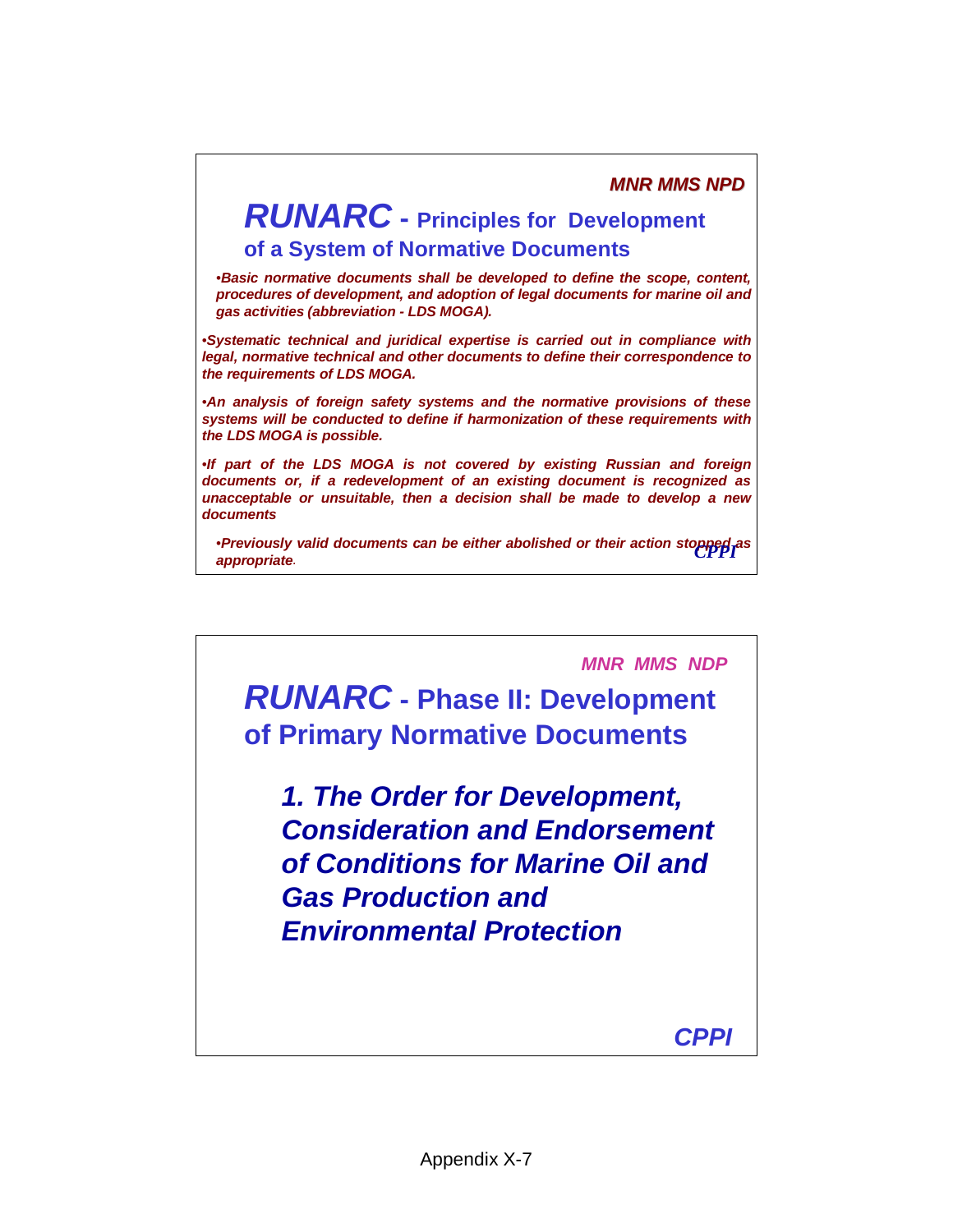*MNR MMS NPD*

## *RUNARC* - Principles for Development of a System of Normative Documents

- *Basic normative documents shall be developed to define the scope, content, procedures of development, and adoption of legal documents for marine oil and gas activities (abbreviation - LDS MOGA).*
- *Systematic technical and juridical expertise is carried out in compliance with legal, normative technical and other documents to define their correspondence to the requirements of LDS MOGA.*
- *An analysis of foreign safety systems and the normative provisions of these systems will be conducted to define if harmonization of these requirements with the LDS MOGA is possible.*
- *If part of the LDS MOGA is not covered by existing Russian and foreign documents or, if a redevelopment of an existing document is recognized as unacceptable or unsuitable, then a decision shall be made to develop a new documents*
- *Previously valid documents can be either abolished or their action stopped as appropriate.*

*CPPI*

*MNR MMS NDP*

## *RUNARC* - Phase II: Development of Primary Normative Documents

***1. The Order for Development, Consideration and Endorsement of Conditions for Marine Oil and Gas Production and Environmental Protection***

*CPPI*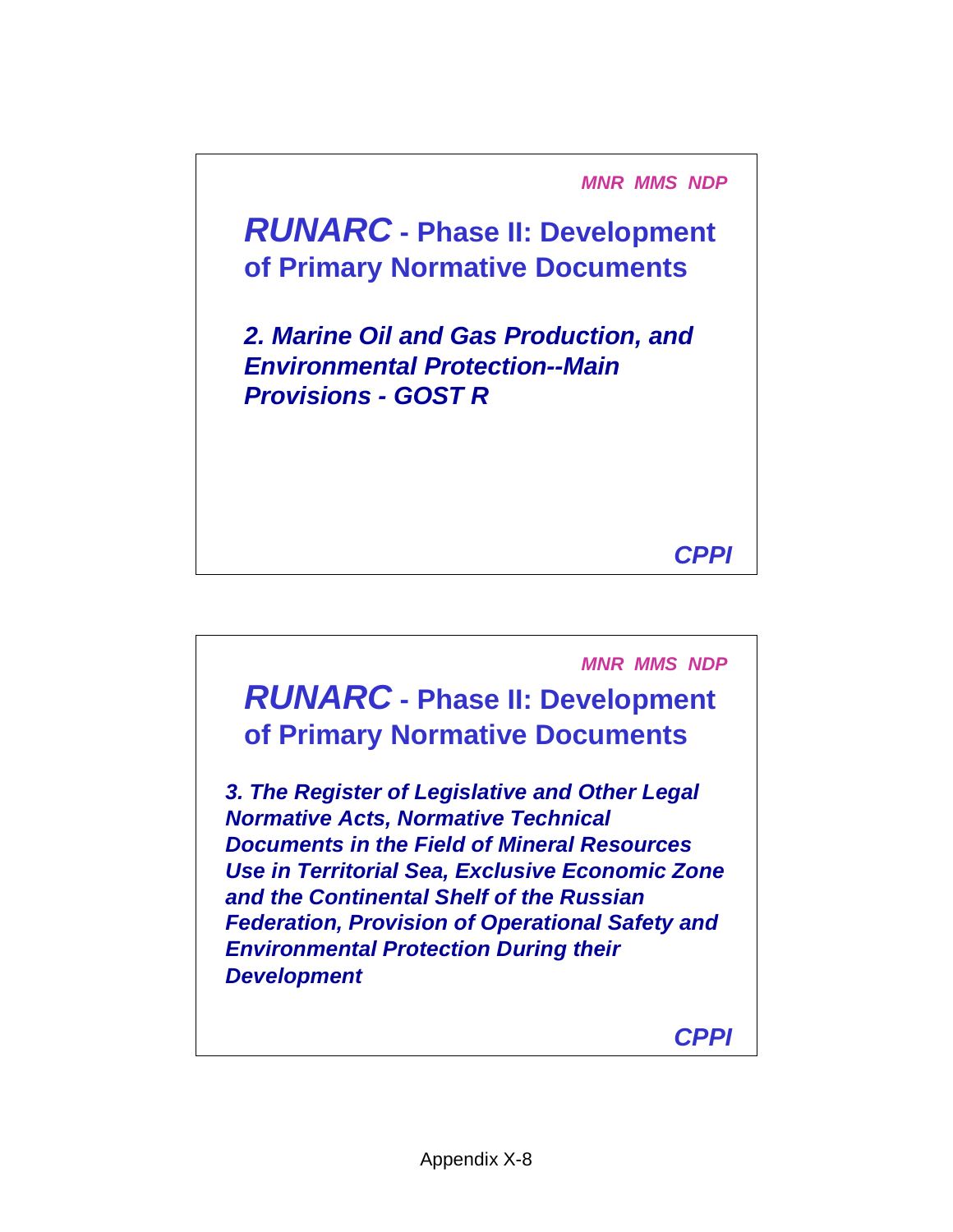MNR MMS NDP

## *RUNARC* - Phase II: Development of Primary Normative Documents

***2. Marine Oil and Gas Production, and Environmental Protection--Main Provisions - GOST R***

***CPPI***

---

MNR MMS NDP

## *RUNARC* - Phase II: Development of Primary Normative Documents

***3. The Register of Legislative and Other Legal Normative Acts, Normative Technical Documents in the Field of Mineral Resources Use in Territorial Sea, Exclusive Economic Zone and the Continental Shelf of the Russian Federation, Provision of Operational Safety and Environmental Protection During their Development***

***CPPI***

Appendix X-8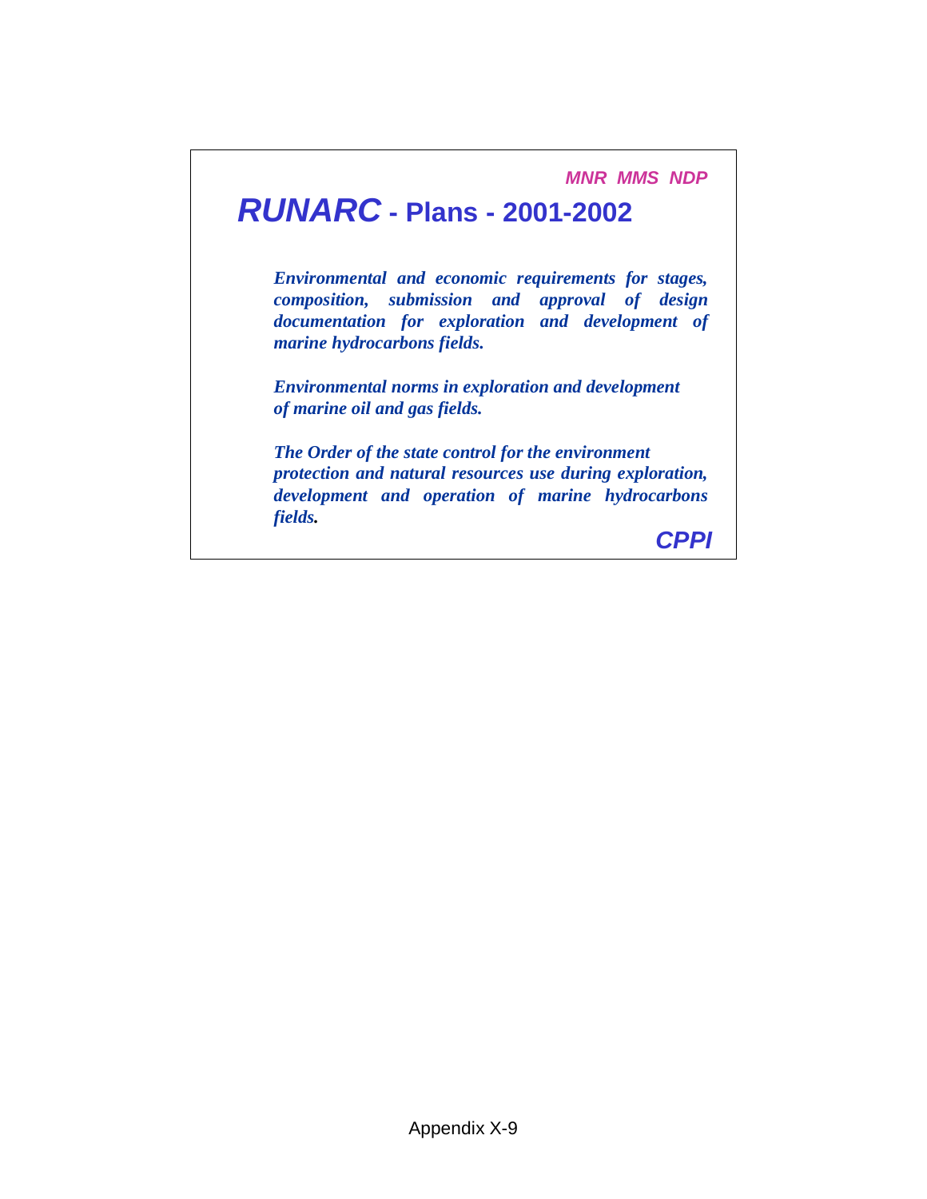MNR MMS NDP

# *RUNARC* - Plans - 2001-2002

***Environmental and economic requirements for stages, composition, submission and approval of design documentation for exploration and development of marine hydrocarbons fields.***

***Environmental norms in exploration and development of marine oil and gas fields.***

***The Order of the state control for the environment protection and natural resources use during exploration, development and operation of marine hydrocarbons fields.***

***CPPI***

Appendix X-9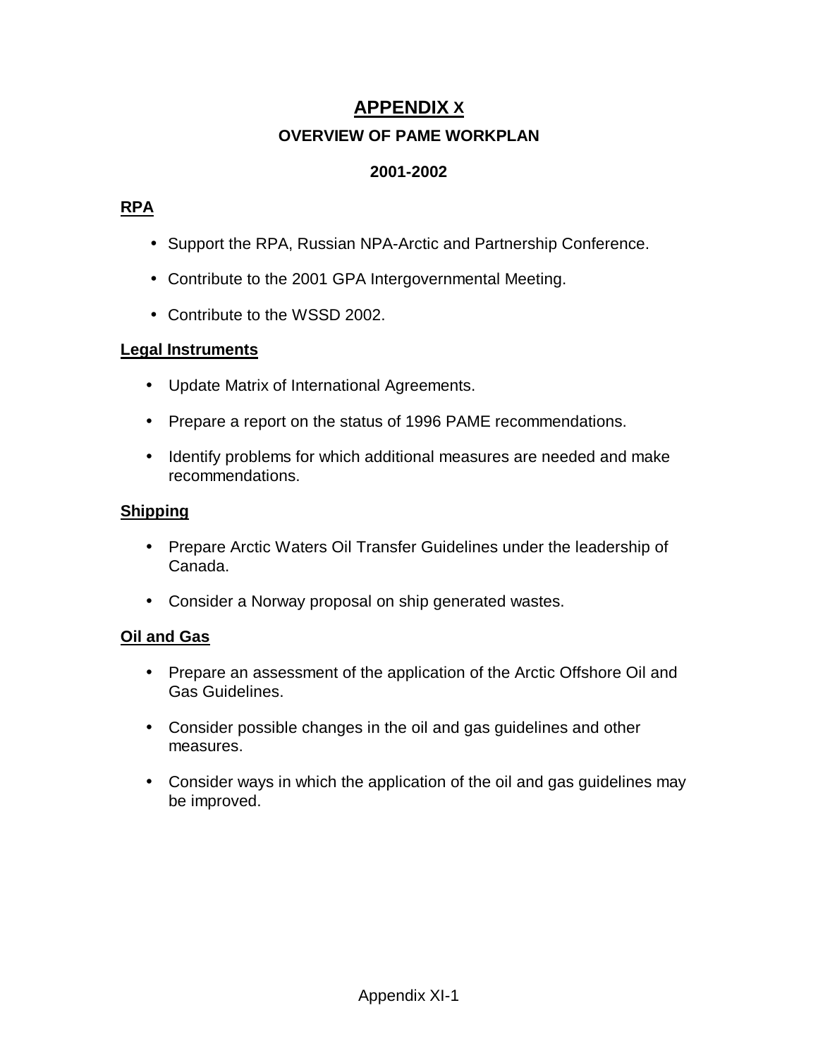# APPENDIX X

## OVERVIEW OF PAME WORKPLAN

## 2001-2002

### RPA

- Support the RPA, Russian NPA-Arctic and Partnership Conference.
- Contribute to the 2001 GPA Intergovernmental Meeting.
- Contribute to the WSSD 2002.

### Legal Instruments

- Update Matrix of International Agreements.
- Prepare a report on the status of 1996 PAME recommendations.
- Identify problems for which additional measures are needed and make recommendations.

### Shipping

- Prepare Arctic Waters Oil Transfer Guidelines under the leadership of Canada.
- Consider a Norway proposal on ship generated wastes.

### Oil and Gas

- Prepare an assessment of the application of the Arctic Offshore Oil and Gas Guidelines.
- Consider possible changes in the oil and gas guidelines and other measures.
- Consider ways in which the application of the oil and gas guidelines may be improved.